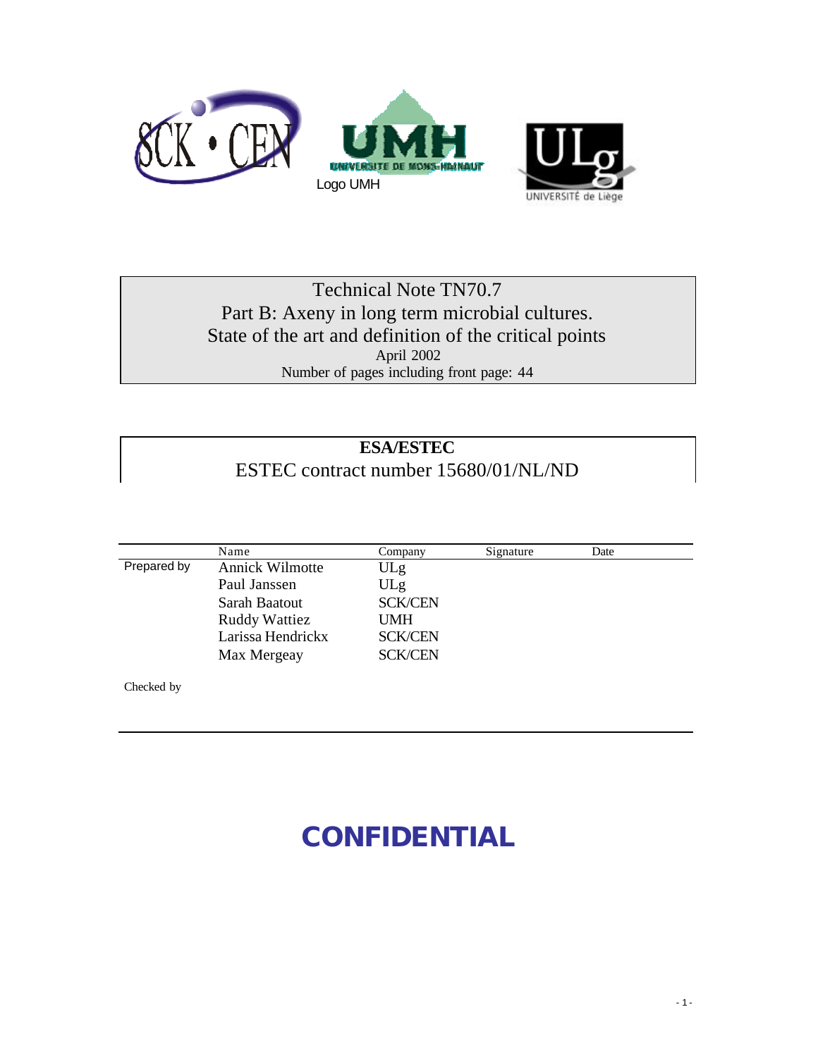Logo UMH

UNIVERSITÉ de Liège

# Technical Note TN70.7

## Part B: Axeny in long term microbial cultures. State of the art and definition of the critical points

April 2002

Number of pages including front page: 44

**ESA/ESTEC**

ESTEC contract number 15680/01/NL/ND

| | Name | Company | Signature | Date |
|---|---|---|---|---|
| Prepared by | Annick Wilmotte | ULg | | |
| | Paul Janssen | ULg | | |
| | Sarah Baatout | SCK/CEN | | |
| | Ruddy Wattiez | UMH | | |
| | Larissa Hendrickx | SCK/CEN | | |
| | Max Mergeay | SCK/CEN | | |
| Checked by | | | | |

**CONFIDENTIAL**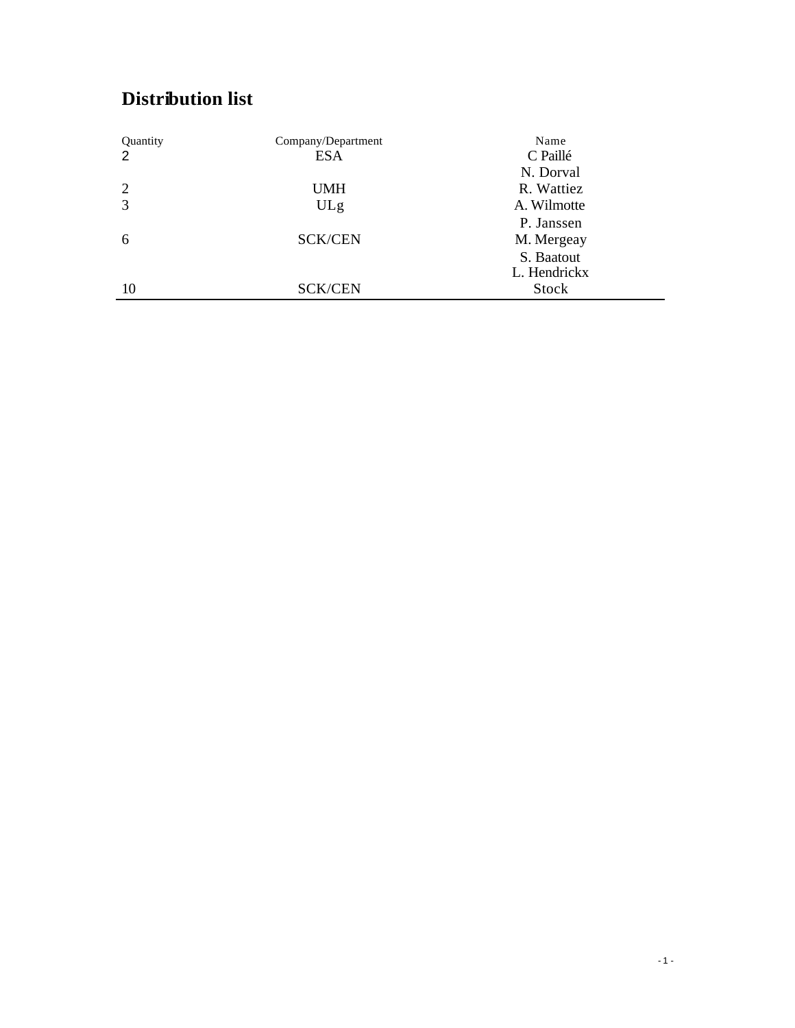# Distribution list

| Quantity | Company/Department | Name |
| --- | --- | --- |
| 2 | ESA | C Paillé |
| | | N. Dorval |
| 2 | UMH | R. Wattiez |
| 3 | ULg | A. Wilmotte |
| | | P. Janssen |
| 6 | SCK/CEN | M. Mergeay |
| | | S. Baatout |
| | | L. Hendrickx |
| 10 | SCK/CEN | Stock |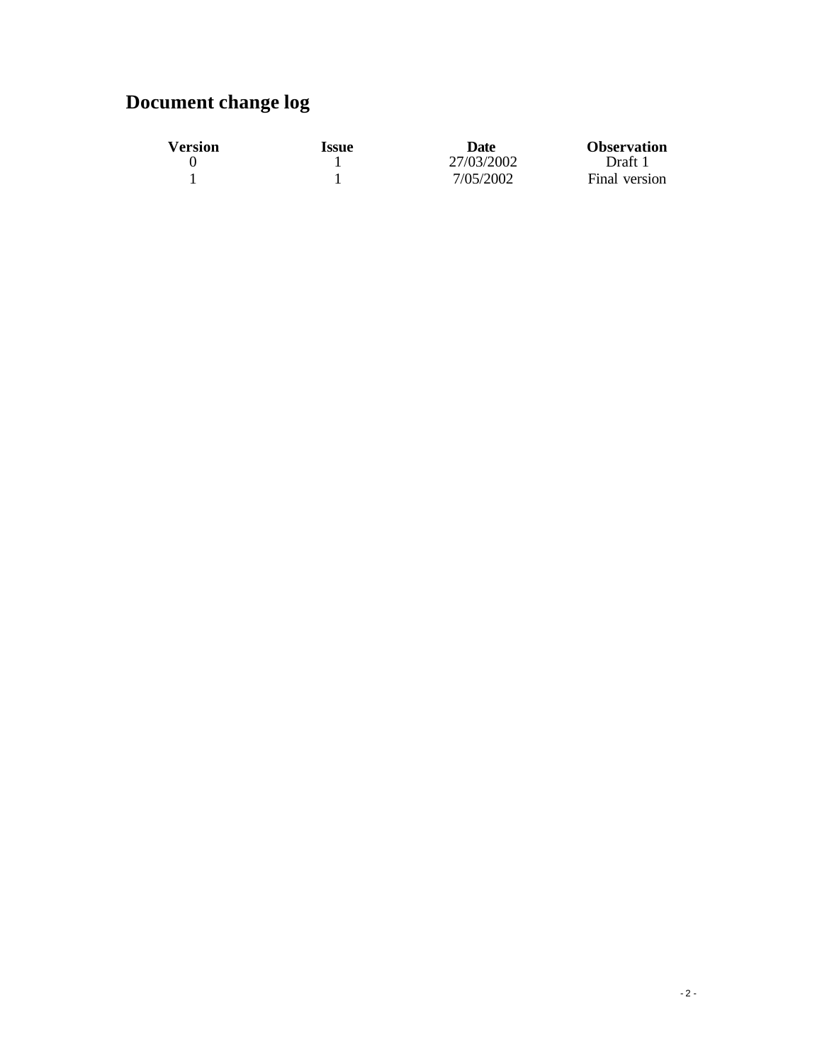# Document change log

| Version | Issue | Date | Observation |
| --- | --- | --- | --- |
| 0 | 1 | 27/03/2002 | Draft 1 |
| 1 | 1 | 7/05/2002 | Final version |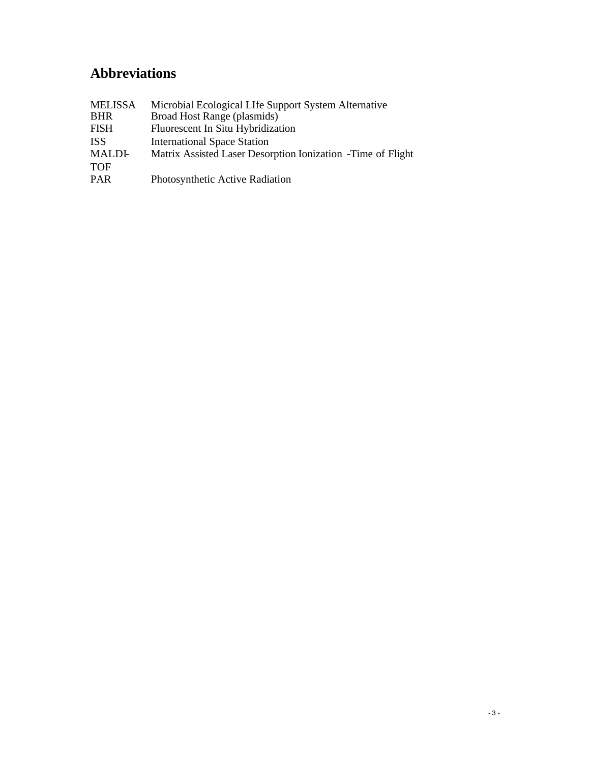## Abbreviations

| | |
|---|---|
| MELISSA | Microbial Ecological LIfe Support System Alternative |
| BHR | Broad Host Range (plasmids) |
| FISH | Fluorescent In Situ Hybridization |
| ISS | International Space Station |
| MALDI-TOF | Matrix Assisted Laser Desorption Ionization -Time of Flight |
| PAR | Photosynthetic Active Radiation |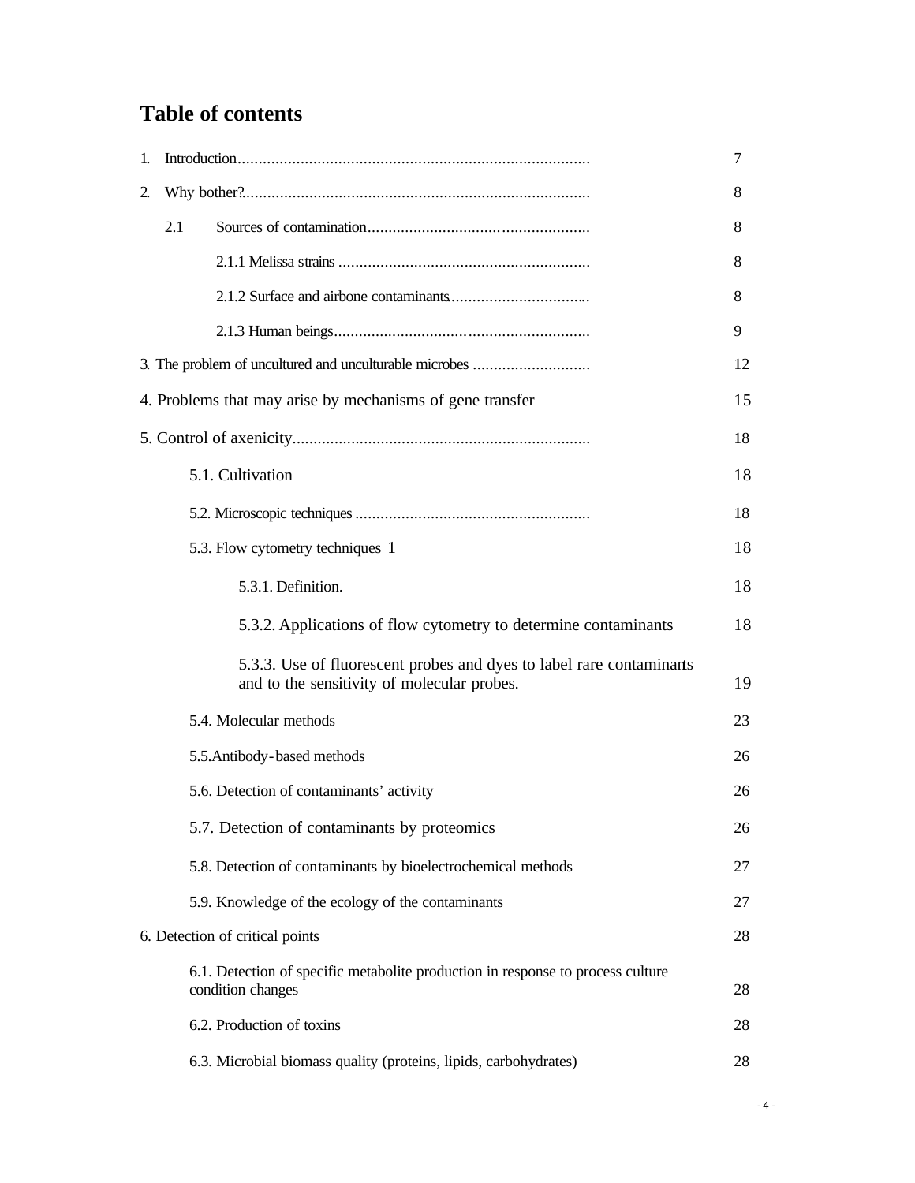# Table of contents

| | |
|---|---|
| 1. Introduction | 7 |
| 2. Why bother? | 8 |
| 2.1 Sources of contamination | 8 |
| 2.1.1 Melissa strains | 8 |
| 2.1.2 Surface and airbone contaminants | 8 |
| 2.1.3 Human beings | 9 |
| 3. The problem of uncultured and unculturable microbes | 12 |
| 4. Problems that may arise by mechanisms of gene transfer | 15 |
| 5. Control of axenicity | 18 |
| 5.1. Cultivation | 18 |
| 5.2. Microscopic techniques | 18 |
| 5.3. Flow cytometry techniques 1 | 18 |
| 5.3.1. Definition. | 18 |
| 5.3.2. Applications of flow cytometry to determine contaminants | 18 |
| 5.3.3. Use of fluorescent probes and dyes to label rare contaminants and to the sensitivity of molecular probes. | 19 |
| 5.4. Molecular methods | 23 |
| 5.5.Antibody-based methods | 26 |
| 5.6. Detection of contaminants' activity | 26 |
| 5.7. Detection of contaminants by proteomics | 26 |
| 5.8. Detection of contaminants by bioelectrochemical methods | 27 |
| 5.9. Knowledge of the ecology of the contaminants | 27 |
| 6. Detection of critical points | 28 |
| 6.1. Detection of specific metabolite production in response to process culture condition changes | 28 |
| 6.2. Production of toxins | 28 |
| 6.3. Microbial biomass quality (proteins, lipids, carbohydrates) | 28 |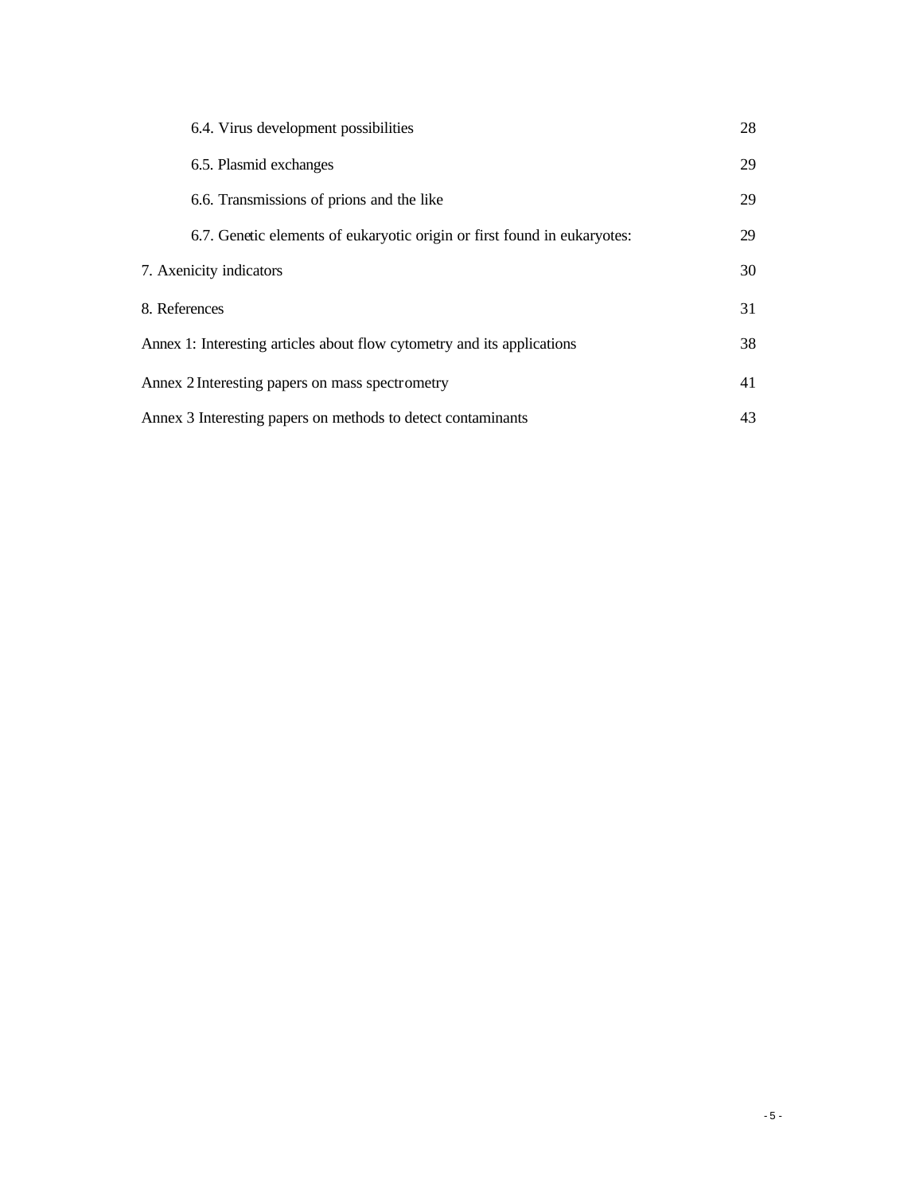6.4. Virus development possibilities 28

6.5. Plasmid exchanges 29

6.6. Transmissions of prions and the like 29

6.7. Genetic elements of eukaryotic origin or first found in eukaryotes: 29

7. Axenicity indicators 30

8. References 31

Annex 1: Interesting articles about flow cytometry and its applications 38

Annex 2 Interesting papers on mass spectrometry 41

Annex 3 Interesting papers on methods to detect contaminants 43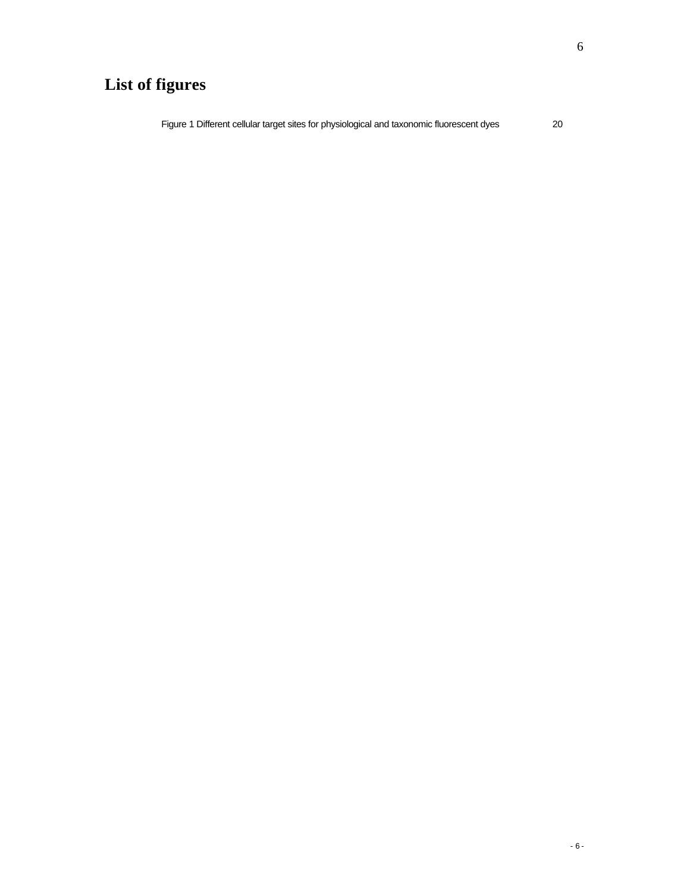# List of figures

Figure 1 Different cellular target sites for physiological and taxonomic fluorescent dyes 20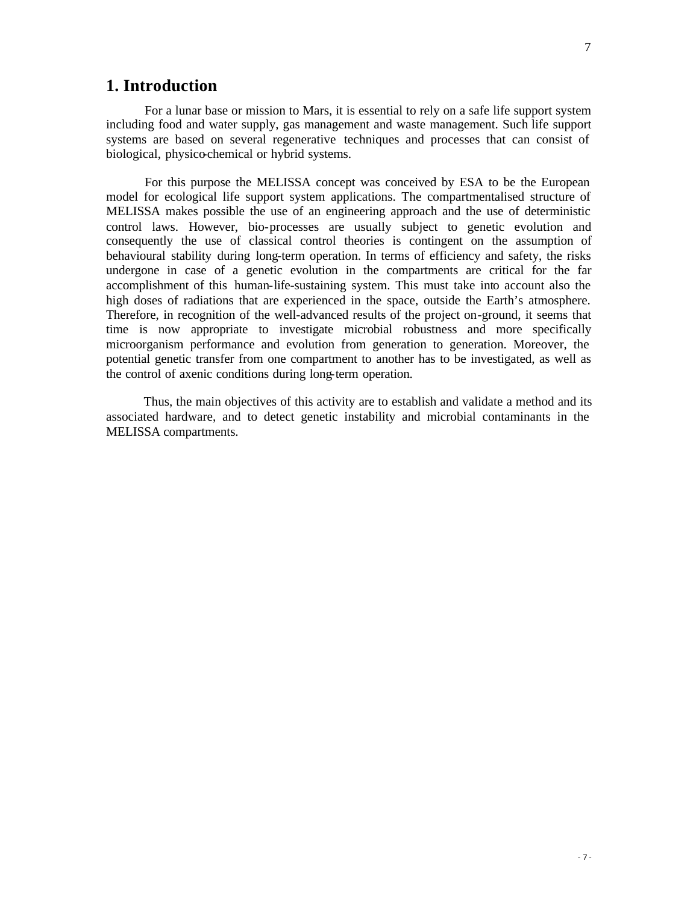# 1. Introduction

For a lunar base or mission to Mars, it is essential to rely on a safe life support system including food and water supply, gas management and waste management. Such life support systems are based on several regenerative techniques and processes that can consist of biological, physico-chemical or hybrid systems.

For this purpose the MELISSA concept was conceived by ESA to be the European model for ecological life support system applications. The compartmentalised structure of MELISSA makes possible the use of an engineering approach and the use of deterministic control laws. However, bio-processes are usually subject to genetic evolution and consequently the use of classical control theories is contingent on the assumption of behavioural stability during long-term operation. In terms of efficiency and safety, the risks undergone in case of a genetic evolution in the compartments are critical for the far accomplishment of this human-life-sustaining system. This must take into account also the high doses of radiations that are experienced in the space, outside the Earth's atmosphere. Therefore, in recognition of the well-advanced results of the project on-ground, it seems that time is now appropriate to investigate microbial robustness and more specifically microorganism performance and evolution from generation to generation. Moreover, the potential genetic transfer from one compartment to another has to be investigated, as well as the control of axenic conditions during long-term operation.

Thus, the main objectives of this activity are to establish and validate a method and its associated hardware, and to detect genetic instability and microbial contaminants in the MELISSA compartments.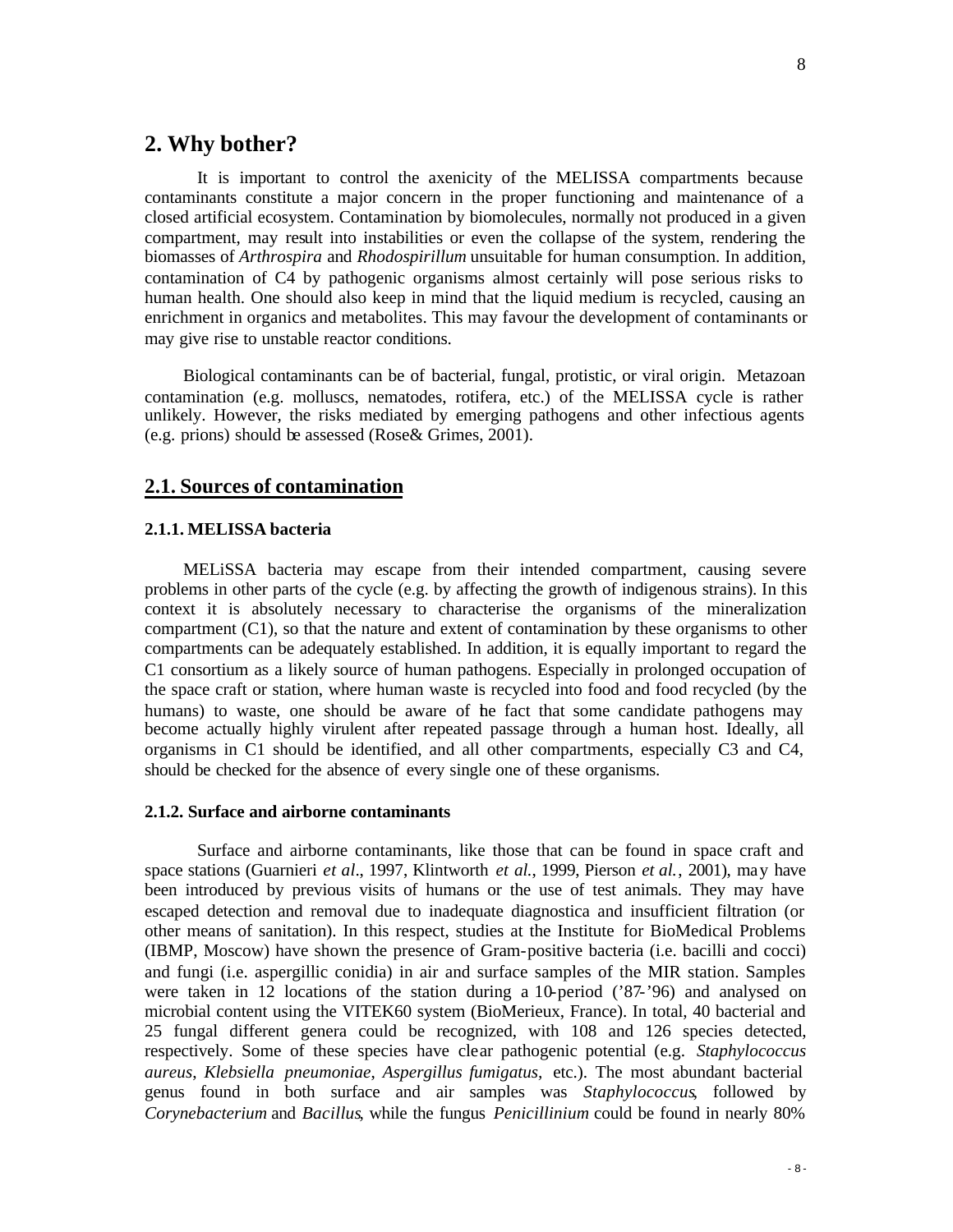## 2. Why bother?

It is important to control the axenicity of the MELISSA compartments because contaminants constitute a major concern in the proper functioning and maintenance of a closed artificial ecosystem. Contamination by biomolecules, normally not produced in a given compartment, may result into instabilities or even the collapse of the system, rendering the biomasses of *Arthrospira* and *Rhodospirillum* unsuitable for human consumption. In addition, contamination of C4 by pathogenic organisms almost certainly will pose serious risks to human health. One should also keep in mind that the liquid medium is recycled, causing an enrichment in organics and metabolites. This may favour the development of contaminants or may give rise to unstable reactor conditions.

Biological contaminants can be of bacterial, fungal, protistic, or viral origin. Metazoan contamination (e.g. molluscs, nematodes, rotifera, etc.) of the MELISSA cycle is rather unlikely. However, the risks mediated by emerging pathogens and other infectious agents (e.g. prions) should be assessed (Rose& Grimes, 2001).

## 2.1. Sources of contamination

### 2.1.1. MELISSA bacteria

MELiSSA bacteria may escape from their intended compartment, causing severe problems in other parts of the cycle (e.g. by affecting the growth of indigenous strains). In this context it is absolutely necessary to characterise the organisms of the mineralization compartment (C1), so that the nature and extent of contamination by these organisms to other compartments can be adequately established. In addition, it is equally important to regard the C1 consortium as a likely source of human pathogens. Especially in prolonged occupation of the space craft or station, where human waste is recycled into food and food recycled (by the humans) to waste, one should be aware of the fact that some candidate pathogens may become actually highly virulent after repeated passage through a human host. Ideally, all organisms in C1 should be identified, and all other compartments, especially C3 and C4, should be checked for the absence of every single one of these organisms.

### 2.1.2. Surface and airborne contaminants

Surface and airborne contaminants, like those that can be found in space craft and space stations (Guarnieri *et al*., 1997, Klintworth *et al.*, 1999, Pierson *et al.*, 2001), may have been introduced by previous visits of humans or the use of test animals. They may have escaped detection and removal due to inadequate diagnostica and insufficient filtration (or other means of sanitation). In this respect, studies at the Institute for BioMedical Problems (IBMP, Moscow) have shown the presence of Gram-positive bacteria (i.e. bacilli and cocci) and fungi (i.e. aspergillic conidia) in air and surface samples of the MIR station. Samples were taken in 12 locations of the station during a 10-period ('87-'96) and analysed on microbial content using the VITEK60 system (BioMerieux, France). In total, 40 bacterial and 25 fungal different genera could be recognized, with 108 and 126 species detected, respectively. Some of these species have clear pathogenic potential (e.g. *Staphylococcus aureus*, *Klebsiella pneumoniae*, *Aspergillus fumigatus*, etc.). The most abundant bacterial genus found in both surface and air samples was *Staphylococcus*, followed by *Corynebacterium* and *Bacillus*, while the fungus *Penicillinium* could be found in nearly 80%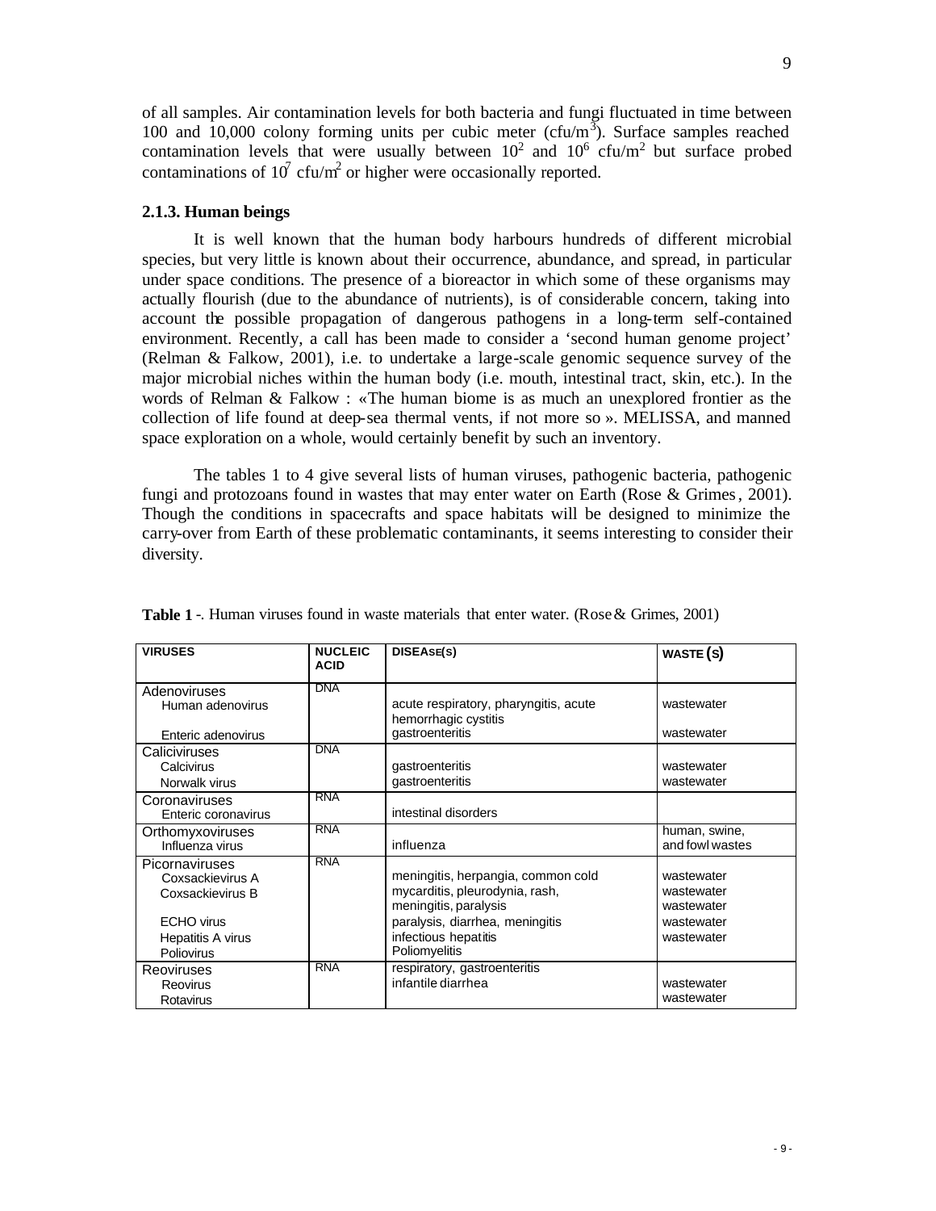of all samples. Air contamination levels for both bacteria and fungi fluctuated in time between 100 and 10,000 colony forming units per cubic meter (cfu/$m^3$). Surface samples reached contamination levels that were usually between $10^2$ and $10^6$ cfu/$m^2$ but surface probed contaminations of $10^7$ cfu/$m^2$ or higher were occasionally reported.

### 2.1.3. Human beings

It is well known that the human body harbours hundreds of different microbial species, but very little is known about their occurrence, abundance, and spread, in particular under space conditions. The presence of a bioreactor in which some of these organisms may actually flourish (due to the abundance of nutrients), is of considerable concern, taking into account the possible propagation of dangerous pathogens in a long-term self-contained environment. Recently, a call has been made to consider a 'second human genome project' (Relman & Falkow, 2001), i.e. to undertake a large-scale genomic sequence survey of the major microbial niches within the human body (i.e. mouth, intestinal tract, skin, etc.). In the words of Relman & Falkow : «The human biome is as much an unexplored frontier as the collection of life found at deep-sea thermal vents, if not more so ». MELISSA, and manned space exploration on a whole, would certainly benefit by such an inventory.

The tables 1 to 4 give several lists of human viruses, pathogenic bacteria, pathogenic fungi and protozoans found in wastes that may enter water on Earth (Rose & Grimes, 2001). Though the conditions in spacecrafts and space habitats will be designed to minimize the carry-over from Earth of these problematic contaminants, it seems interesting to consider their diversity.

**Table 1** -. Human viruses found in waste materials that enter water. (Rose & Grimes, 2001)

| VIRUSES | NUCLEIC ACID | DISEASE(S) | WASTE (S) |
|---|---|---|---|
| Adenoviruses | DNA | | |
| Human adenovirus | | acute respiratory, pharyngitis, acute hemorrhagic cystitis | wastewater |
| Enteric adenovirus | | gastroenteritis | wastewater |
| Caliciviruses | DNA | | |
| Calcivirus | | gastroenteritis | wastewater |
| Norwalk virus | | gastroenteritis | wastewater |
| Coronaviruses | RNA | | |
| Enteric coronavirus | | intestinal disorders | |
| Orthomyxoviruses | RNA | | human, swine, and fowl wastes |
| Influenza virus | | influenza | |
| Picornaviruses | RNA | | |
| Coxsackievirus A | | meningitis, herpangia, common cold | wastewater |
| Coxsackievirus B | | mycarditis, pleurodynia, rash, meningitis, paralysis | wastewater |
| ECHO virus | | paralysis, diarrhea, meningitis | wastewater |
| Hepatitis A virus | | infectious hepatitis | wastewater |
| Poliovirus | | Poliomyelitis | wastewater |
| Reoviruses | RNA | respiratory, gastroenteritis | |
| Reovirus | | infantile diarrhea | wastewater |
| Rotavirus | | | wastewater |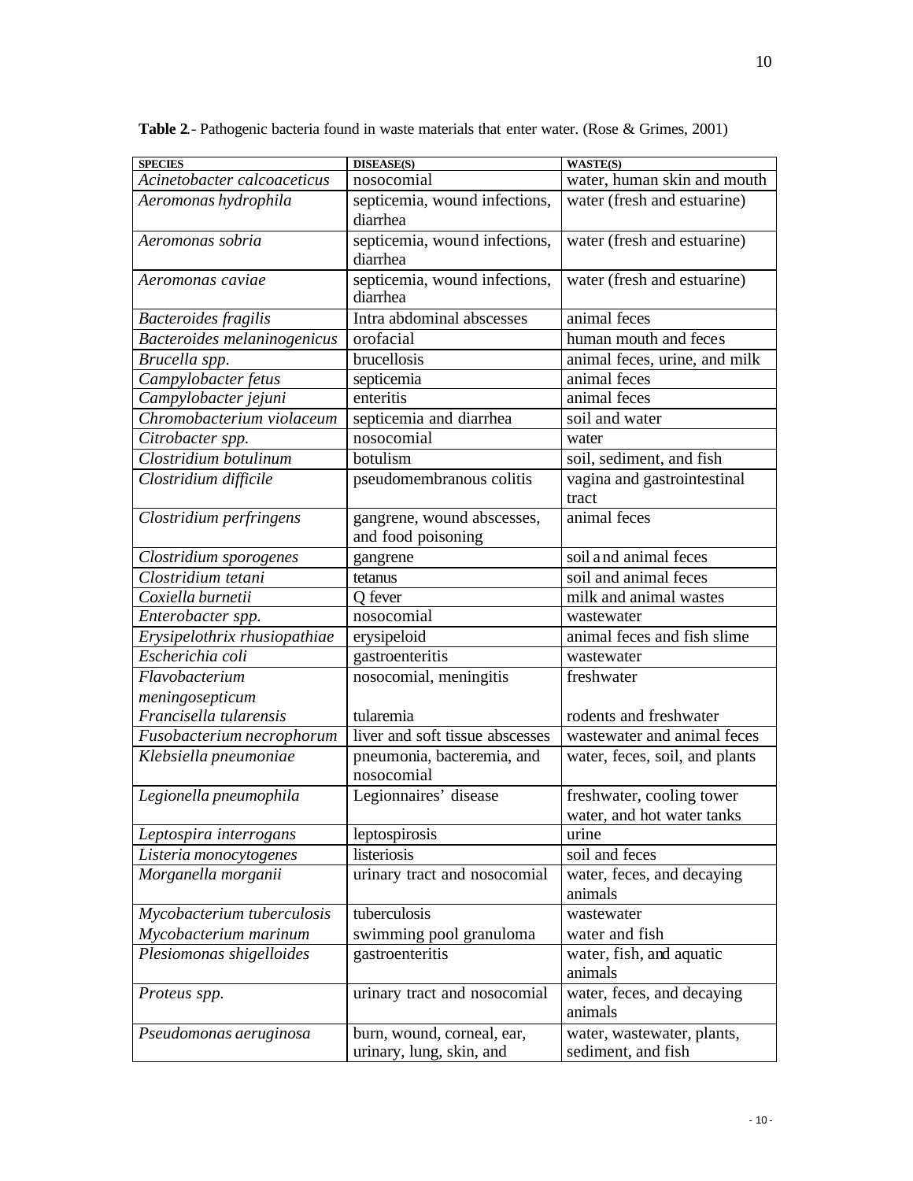**Table 2**.- Pathogenic bacteria found in waste materials that enter water. (Rose & Grimes, 2001)

| SPECIES | DISEASE(S) | WASTE(S) |
|---|---|---|
| *Acinetobacter calcoaceticus* | nosocomial | water, human skin and mouth |
| *Aeromonas hydrophila* | septicemia, wound infections, diarrhea | water (fresh and estuarine) |
| *Aeromonas sobria* | septicemia, wound infections, diarrhea | water (fresh and estuarine) |
| *Aeromonas caviae* | septicemia, wound infections, diarrhea | water (fresh and estuarine) |
| *Bacteroides fragilis* | Intra abdominal abscesses | animal feces |
| *Bacteroides melaninogenicus* | orofacial | human mouth and feces |
| *Brucella spp.* | brucellosis | animal feces, urine, and milk |
| *Campylobacter fetus* | septicemia | animal feces |
| *Campylobacter jejuni* | enteritis | animal feces |
| *Chromobacterium violaceum* | septicemia and diarrhea | soil and water |
| *Citrobacter spp.* | nosocomial | water |
| *Clostridium botulinum* | botulism | soil, sediment, and fish |
| *Clostridium difficile* | pseudomembranous colitis | vagina and gastrointestinal tract |
| *Clostridium perfringens* | gangrene, wound abscesses, and food poisoning | animal feces |
| *Clostridium sporogenes* | gangrene | soil and animal feces |
| *Clostridium tetani* | tetanus | soil and animal feces |
| *Coxiella burnetii* | Q fever | milk and animal wastes |
| *Enterobacter spp.* | nosocomial | wastewater |
| *Erysipelothrix rhusiopathiae* | erysipeloid | animal feces and fish slime |
| *Escherichia coli* | gastroenteritis | wastewater |
| *Flavobacterium meningosepticum* | nosocomial, meningitis | freshwater |
| *Francisella tularensis* | tularemia | rodents and freshwater |
| *Fusobacterium necrophorum* | liver and soft tissue abscesses | wastewater and animal feces |
| *Klebsiella pneumoniae* | pneumonia, bacteremia, and nosocomial | water, feces, soil, and plants |
| *Legionella pneumophila* | Legionnaires' disease | freshwater, cooling tower water, and hot water tanks |
| *Leptospira interrogans* | leptospirosis | urine |
| *Listeria monocytogenes* | listeriosis | soil and feces |
| *Morganella morganii* | urinary tract and nosocomial | water, feces, and decaying animals |
| *Mycobacterium tuberculosis* | tuberculosis | wastewater |
| *Mycobacterium marinum* | swimming pool granuloma | water and fish |
| *Plesiomonas shigelloides* | gastroenteritis | water, fish, and aquatic animals |
| *Proteus spp.* | urinary tract and nosocomial | water, feces, and decaying animals |
| *Pseudomonas aeruginosa* | burn, wound, corneal, ear, urinary, lung, skin, and | water, wastewater, plants, sediment, and fish |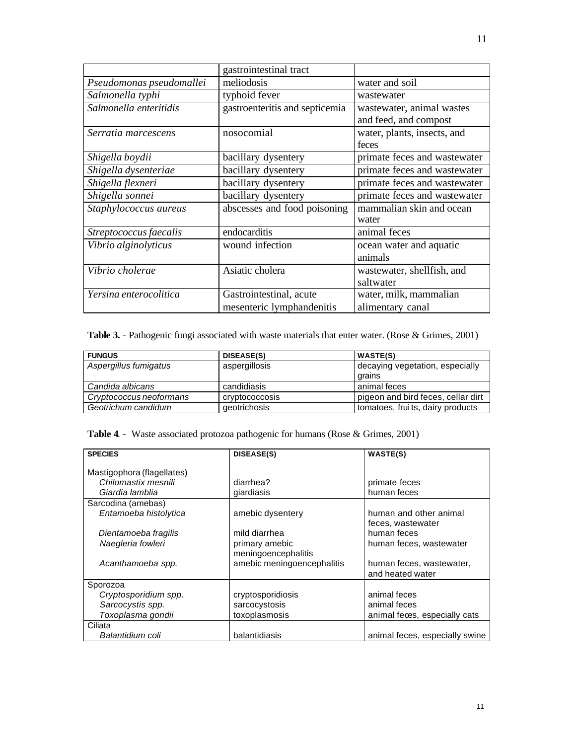| | gastrointestinal tract | |
|---|---|---|
| *Pseudomonas pseudomallei* | meliodosis | water and soil |
| *Salmonella typhi* | typhoid fever | wastewater |
| *Salmonella enteritidis* | gastroenteritis and septicemia | wastewater, animal wastes and feed, and compost |
| *Serratia marcescens* | nosocomial | water, plants, insects, and feces |
| *Shigella boydii* | bacillary dysentery | primate feces and wastewater |
| *Shigella dysenteriae* | bacillary dysentery | primate feces and wastewater |
| *Shigella flexneri* | bacillary dysentery | primate feces and wastewater |
| *Shigella sonnei* | bacillary dysentery | primate feces and wastewater |
| *Staphylococcus aureus* | abscesses and food poisoning | mammalian skin and ocean water |
| *Streptococcus faecalis* | endocarditis | animal feces |
| *Vibrio alginolyticus* | wound infection | ocean water and aquatic animals |
| *Vibrio cholerae* | Asiatic cholera | wastewater, shellfish, and saltwater |
| *Yersina enterocolitica* | Gastrointestinal, acute mesenteric lymphandenitis | water, milk, mammalian alimentary canal |

**Table 3.** - Pathogenic fungi associated with waste materials that enter water. (Rose & Grimes, 2001)

| FUNGUS | DISEASE(S) | WASTE(S) |
|---|---|---|
| *Aspergillus fumigatus* | aspergillosis | decaying vegetation, especially grains |
| *Candida albicans* | candidiasis | animal feces |
| *Cryptococcus neoformans* | cryptococcosis | pigeon and bird feces, cellar dirt |
| *Geotrichum candidum* | geotrichosis | tomatoes, fruits, dairy products |

**Table 4**. - Waste associated protozoa pathogenic for humans (Rose & Grimes, 2001)

| SPECIES | DISEASE(S) | WASTE(S) |
|---|---|---|
| Mastigophora (flagellates) | | |
| *Chilomastix mesnili* | diarrhea? | primate feces |
| *Giardia lamblia* | giardiasis | human feces |
| Sarcodina (amebas) | | |
| *Entamoeba histolytica* | amebic dysentery | human and other animal feces, wastewater |
| *Dientamoeba fragilis* | mild diarrhea | human feces |
| *Naegleria fowleri* | primary amebic meningoencephalitis | human feces, wastewater |
| *Acanthamoeba spp.* | amebic meningoencephalitis | human feces, wastewater, and heated water |
| Sporozoa | | |
| *Cryptosporidium spp.* | cryptosporidiosis | animal feces |
| *Sarcocystis spp.* | sarcocystosis | animal feces |
| *Toxoplasma gondii* | toxoplasmosis | animal feces, especially cats |
| Ciliata | | |
| *Balantidium coli* | balantidiasis | animal feces, especially swine |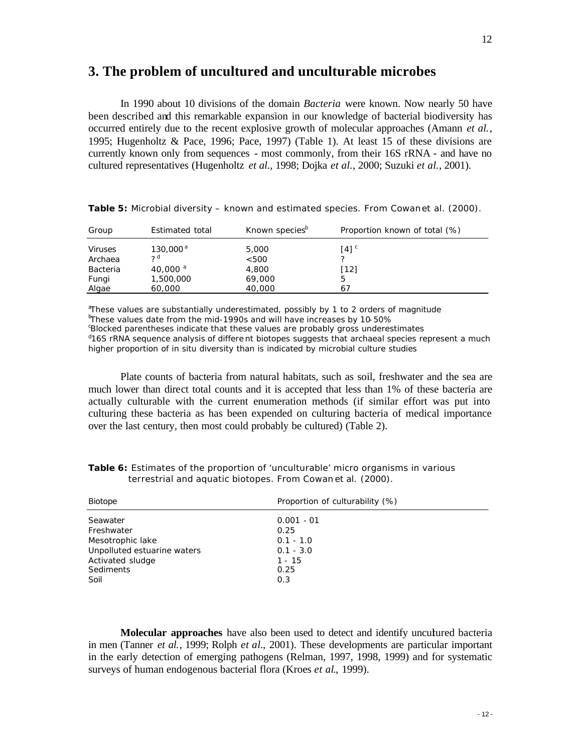## 3. The problem of uncultured and unculturable microbes

In 1990 about 10 divisions of the domain *Bacteria* were known. Now nearly 50 have been described and this remarkable expansion in our knowledge of bacterial biodiversity has occurred entirely due to the recent explosive growth of molecular approaches (Amann *et al.*, 1995; Hugenholtz & Pace, 1996; Pace, 1997) (Table 1). At least 15 of these divisions are currently known only from sequences - most commonly, from their 16S rRNA - and have no cultured representatives (Hugenholtz *et al.*, 1998; Dojka *et al.*, 2000; Suzuki *et al.*, 2001).

**Table 5:** Microbial diversity – known and estimated species. From Cowan et al. (2000).

| Group | Estimated total | Known species[b] | Proportion known of total (%) |
|---|---|---|---|
| Viruses | 130,000[a] | 5,000 | [4][c] |
| Archaea | ?[d] | <500 | ? |
| Bacteria | 40,000[a] | 4,800 | [12] |
| Fungi | 1,500,000 | 69,000 | 5 |
| Algae | 60,000 | 40,000 | 67 |

[a]These values are substantially underestimated, possibly by 1 to 2 orders of magnitude
[b]These values date from the mid-1990s and will have increases by 10-50%
[c]Blocked parentheses indicate that these values are probably gross underestimates
[d]16S rRNA sequence analysis of different biotopes suggests that archaeal species represent a much higher proportion of in situ diversity than is indicated by microbial culture studies

Plate counts of bacteria from natural habitats, such as soil, freshwater and the sea are much lower than direct total counts and it is accepted that less than 1% of these bacteria are actually culturable with the current enumeration methods (if similar effort was put into culturing these bacteria as has been expended on culturing bacteria of medical importance over the last century, then most could probably be cultured) (Table 2).

**Table 6:** Estimates of the proportion of 'unculturable' micro organisms in various terrestrial and aquatic biotopes. From Cowan et al. (2000).

| Biotope | Proportion of culturability (%) |
|---|---|
| Seawater | 0.001 - 01 |
| Freshwater | 0.25 |
| Mesotrophic lake | 0.1 - 1.0 |
| Unpolluted estuarine waters | 0.1 - 3.0 |
| Activated sludge | 1 - 15 |
| Sediments | 0.25 |
| Soil | 0.3 |

**Molecular approaches** have also been used to detect and identify uncultured bacteria in men (Tanner *et al.*, 1999; Rolph *et al.*, 2001). These developments are particular important in the early detection of emerging pathogens (Relman, 1997, 1998, 1999) and for systematic surveys of human endogenous bacterial flora (Kroes *et al.*, 1999).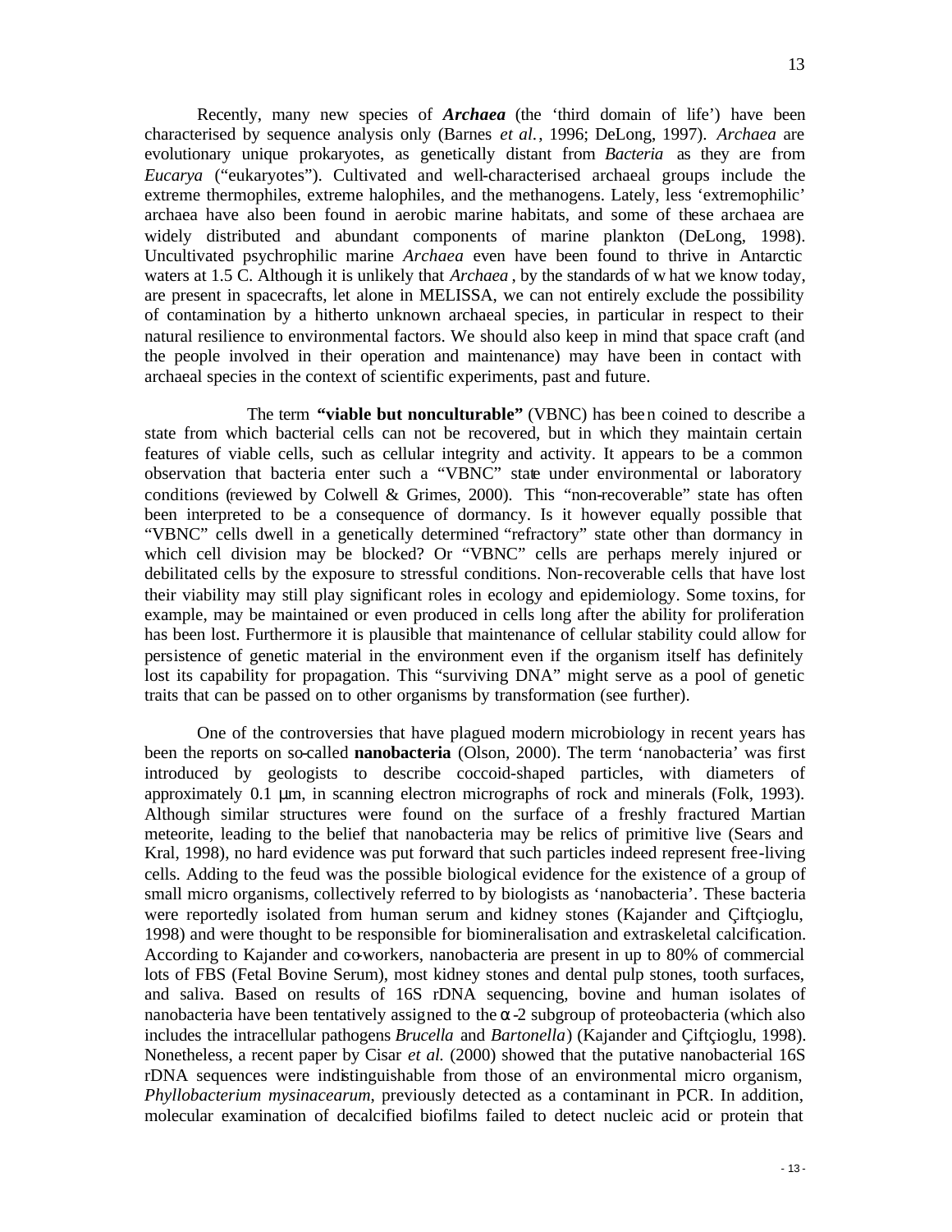Recently, many new species of ***Archaea*** (the 'third domain of life') have been characterised by sequence analysis only (Barnes *et al.*, 1996; DeLong, 1997). *Archaea* are evolutionary unique prokaryotes, as genetically distant from *Bacteria* as they are from *Eucarya* ("eukaryotes"). Cultivated and well-characterised archaeal groups include the extreme thermophiles, extreme halophiles, and the methanogens. Lately, less 'extremophilic' archaea have also been found in aerobic marine habitats, and some of these archaea are widely distributed and abundant components of marine plankton (DeLong, 1998). Uncultivated psychrophilic marine *Archaea* even have been found to thrive in Antarctic waters at 1.5 C. Although it is unlikely that *Archaea*, by the standards of what we know today, are present in spacecrafts, let alone in MELISSA, we can not entirely exclude the possibility of contamination by a hitherto unknown archaeal species, in particular in respect to their natural resilience to environmental factors. We should also keep in mind that space craft (and the people involved in their operation and maintenance) may have been in contact with archaeal species in the context of scientific experiments, past and future.

The term **"viable but nonculturable"** (VBNC) has been coined to describe a state from which bacterial cells can not be recovered, but in which they maintain certain features of viable cells, such as cellular integrity and activity. It appears to be a common observation that bacteria enter such a "VBNC" state under environmental or laboratory conditions (reviewed by Colwell & Grimes, 2000). This "non-recoverable" state has often been interpreted to be a consequence of dormancy. Is it however equally possible that "VBNC" cells dwell in a genetically determined "refractory" state other than dormancy in which cell division may be blocked? Or "VBNC" cells are perhaps merely injured or debilitated cells by the exposure to stressful conditions. Non-recoverable cells that have lost their viability may still play significant roles in ecology and epidemiology. Some toxins, for example, may be maintained or even produced in cells long after the ability for proliferation has been lost. Furthermore it is plausible that maintenance of cellular stability could allow for persistence of genetic material in the environment even if the organism itself has definitely lost its capability for propagation. This "surviving DNA" might serve as a pool of genetic traits that can be passed on to other organisms by transformation (see further).

One of the controversies that have plagued modern microbiology in recent years has been the reports on so-called **nanobacteria** (Olson, 2000). The term 'nanobacteria' was first introduced by geologists to describe coccoid-shaped particles, with diameters of approximately 0.1 µm, in scanning electron micrographs of rock and minerals (Folk, 1993). Although similar structures were found on the surface of a freshly fractured Martian meteorite, leading to the belief that nanobacteria may be relics of primitive live (Sears and Kral, 1998), no hard evidence was put forward that such particles indeed represent free-living cells. Adding to the feud was the possible biological evidence for the existence of a group of small micro organisms, collectively referred to by biologists as 'nanobacteria'. These bacteria were reportedly isolated from human serum and kidney stones (Kajander and Çiftçioglu, 1998) and were thought to be responsible for biomineralisation and extraskeletal calcification. According to Kajander and co-workers, nanobacteria are present in up to 80% of commercial lots of FBS (Fetal Bovine Serum), most kidney stones and dental pulp stones, tooth surfaces, and saliva. Based on results of 16S rDNA sequencing, bovine and human isolates of nanobacteria have been tentatively assigned to the $\alpha$-2 subgroup of proteobacteria (which also includes the intracellular pathogens *Brucella* and *Bartonella*) (Kajander and Çiftçioglu, 1998). Nonetheless, a recent paper by Cisar *et al.* (2000) showed that the putative nanobacterial 16S rDNA sequences were indistinguishable from those of an environmental micro organism, *Phyllobacterium mysinacearum*, previously detected as a contaminant in PCR. In addition, molecular examination of decalcified biofilms failed to detect nucleic acid or protein that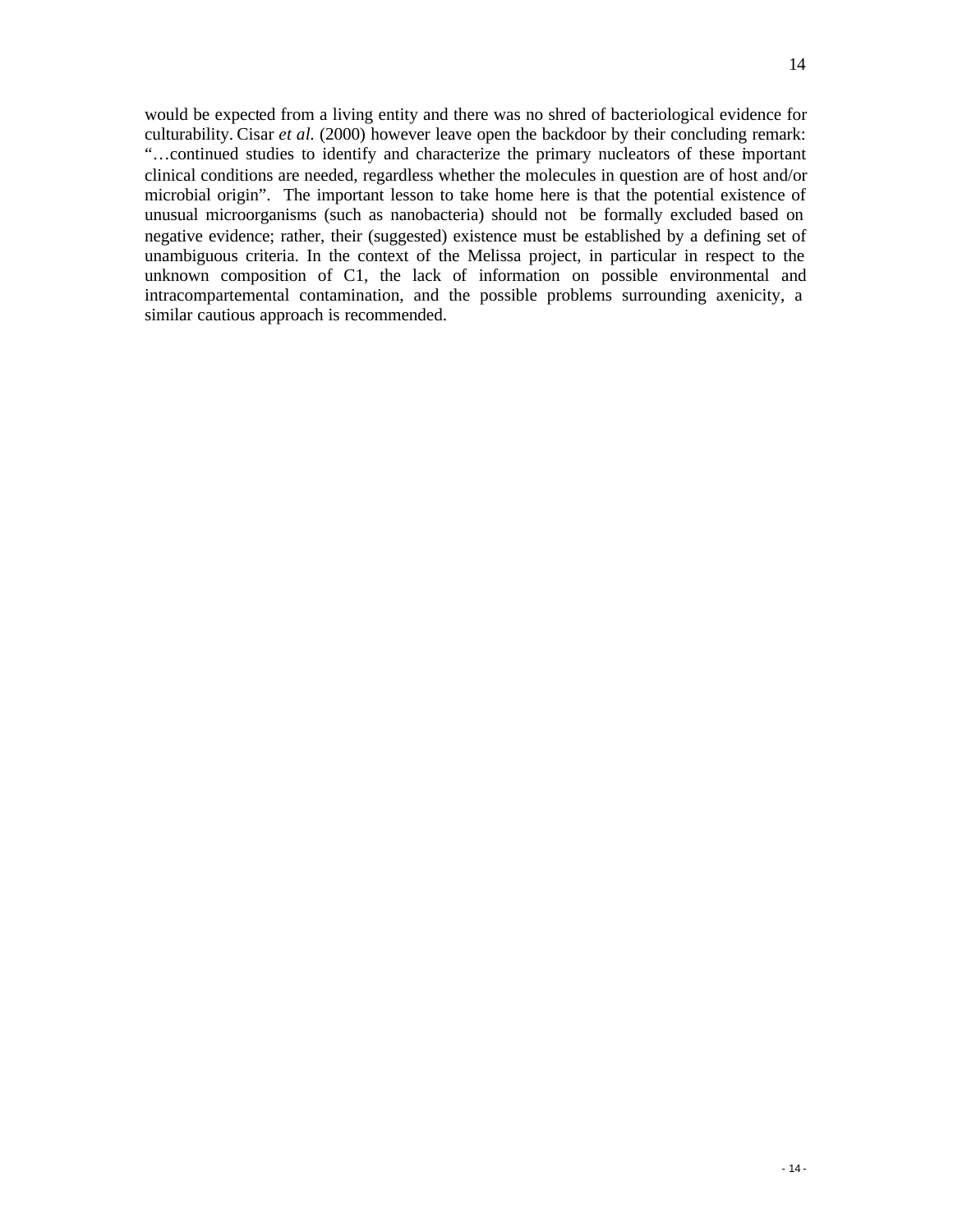would be expected from a living entity and there was no shred of bacteriological evidence for culturability. Cisar *et al.* (2000) however leave open the backdoor by their concluding remark: "…continued studies to identify and characterize the primary nucleators of these important clinical conditions are needed, regardless whether the molecules in question are of host and/or microbial origin". The important lesson to take home here is that the potential existence of unusual microorganisms (such as nanobacteria) should not be formally excluded based on negative evidence; rather, their (suggested) existence must be established by a defining set of unambiguous criteria. In the context of the Melissa project, in particular in respect to the unknown composition of C1, the lack of information on possible environmental and intracompartemental contamination, and the possible problems surrounding axenicity, a similar cautious approach is recommended.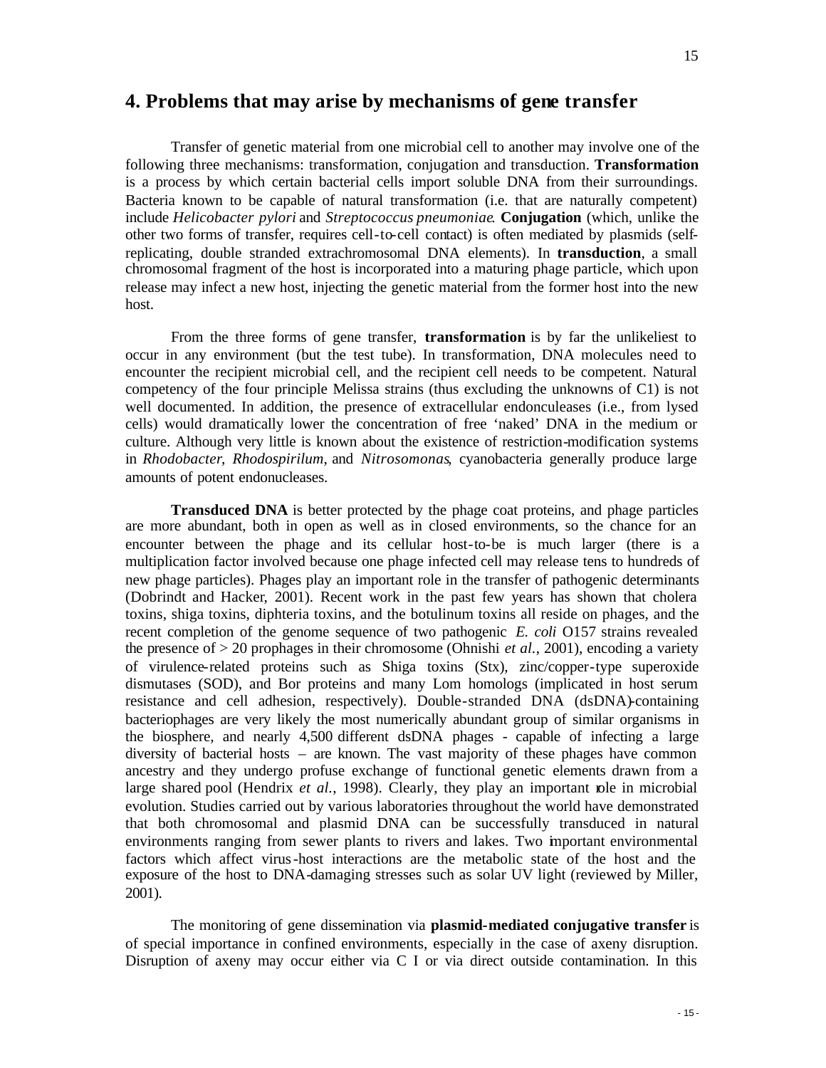## 4. Problems that may arise by mechanisms of gene transfer

Transfer of genetic material from one microbial cell to another may involve one of the following three mechanisms: transformation, conjugation and transduction. **Transformation** is a process by which certain bacterial cells import soluble DNA from their surroundings. Bacteria known to be capable of natural transformation (i.e. that are naturally competent) include *Helicobacter pylori* and *Streptococcus pneumoniae*. **Conjugation** (which, unlike the other two forms of transfer, requires cell-to-cell contact) is often mediated by plasmids (self-replicating, double stranded extrachromosomal DNA elements). In **transduction**, a small chromosomal fragment of the host is incorporated into a maturing phage particle, which upon release may infect a new host, injecting the genetic material from the former host into the new host.

From the three forms of gene transfer, **transformation** is by far the unlikeliest to occur in any environment (but the test tube). In transformation, DNA molecules need to encounter the recipient microbial cell, and the recipient cell needs to be competent. Natural competency of the four principle Melissa strains (thus excluding the unknowns of C1) is not well documented. In addition, the presence of extracellular endonculeases (i.e., from lysed cells) would dramatically lower the concentration of free 'naked' DNA in the medium or culture. Although very little is known about the existence of restriction-modification systems in *Rhodobacter*, *Rhodospirilum*, and *Nitrosomonas*, cyanobacteria generally produce large amounts of potent endonucleases.

**Transduced DNA** is better protected by the phage coat proteins, and phage particles are more abundant, both in open as well as in closed environments, so the chance for an encounter between the phage and its cellular host-to-be is much larger (there is a multiplication factor involved because one phage infected cell may release tens to hundreds of new phage particles). Phages play an important role in the transfer of pathogenic determinants (Dobrindt and Hacker, 2001). Recent work in the past few years has shown that cholera toxins, shiga toxins, diphteria toxins, and the botulinum toxins all reside on phages, and the recent completion of the genome sequence of two pathogenic *E. coli* O157 strains revealed the presence of > 20 prophages in their chromosome (Ohnishi *et al.*, 2001), encoding a variety of virulence-related proteins such as Shiga toxins (Stx), zinc/copper-type superoxide dismutases (SOD), and Bor proteins and many Lom homologs (implicated in host serum resistance and cell adhesion, respectively). Double-stranded DNA (dsDNA)-containing bacteriophages are very likely the most numerically abundant group of similar organisms in the biosphere, and nearly 4,500 different dsDNA phages - capable of infecting a large diversity of bacterial hosts – are known. The vast majority of these phages have common ancestry and they undergo profuse exchange of functional genetic elements drawn from a large shared pool (Hendrix *et al.*, 1998). Clearly, they play an important role in microbial evolution. Studies carried out by various laboratories throughout the world have demonstrated that both chromosomal and plasmid DNA can be successfully transduced in natural environments ranging from sewer plants to rivers and lakes. Two important environmental factors which affect virus-host interactions are the metabolic state of the host and the exposure of the host to DNA-damaging stresses such as solar UV light (reviewed by Miller, 2001).

The monitoring of gene dissemination via **plasmid-mediated conjugative transfer** is of special importance in confined environments, especially in the case of axeny disruption. Disruption of axeny may occur either via C I or via direct outside contamination. In this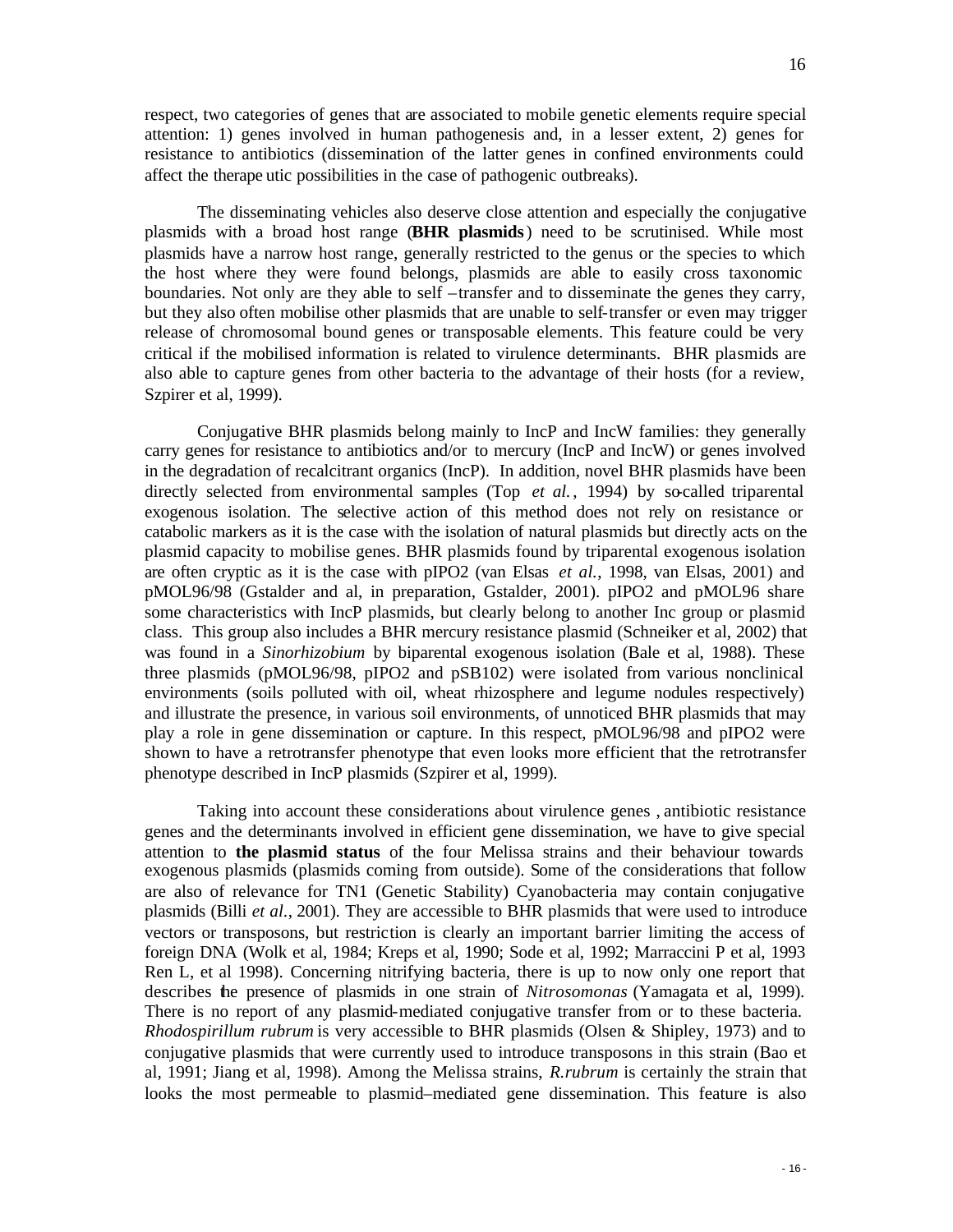respect, two categories of genes that are associated to mobile genetic elements require special attention: 1) genes involved in human pathogenesis and, in a lesser extent, 2) genes for resistance to antibiotics (dissemination of the latter genes in confined environments could affect the therapeutic possibilities in the case of pathogenic outbreaks).

The disseminating vehicles also deserve close attention and especially the conjugative plasmids with a broad host range (**BHR plasmids**) need to be scrutinised. While most plasmids have a narrow host range, generally restricted to the genus or the species to which the host where they were found belongs, plasmids are able to easily cross taxonomic boundaries. Not only are they able to self –transfer and to disseminate the genes they carry, but they also often mobilise other plasmids that are unable to self-transfer or even may trigger release of chromosomal bound genes or transposable elements. This feature could be very critical if the mobilised information is related to virulence determinants. BHR plasmids are also able to capture genes from other bacteria to the advantage of their hosts (for a review, Szpirer et al, 1999).

Conjugative BHR plasmids belong mainly to IncP and IncW families: they generally carry genes for resistance to antibiotics and/or to mercury (IncP and IncW) or genes involved in the degradation of recalcitrant organics (IncP). In addition, novel BHR plasmids have been directly selected from environmental samples (Top *et al.*, 1994) by so-called triparental exogenous isolation. The selective action of this method does not rely on resistance or catabolic markers as it is the case with the isolation of natural plasmids but directly acts on the plasmid capacity to mobilise genes. BHR plasmids found by triparental exogenous isolation are often cryptic as it is the case with pIPO2 (van Elsas *et al.*, 1998, van Elsas, 2001) and pMOL96/98 (Gstalder and al, in preparation, Gstalder, 2001). pIPO2 and pMOL96 share some characteristics with IncP plasmids, but clearly belong to another Inc group or plasmid class. This group also includes a BHR mercury resistance plasmid (Schneiker et al, 2002) that was found in a *Sinorhizobium* by biparental exogenous isolation (Bale et al, 1988). These three plasmids (pMOL96/98, pIPO2 and pSB102) were isolated from various nonclinical environments (soils polluted with oil, wheat rhizosphere and legume nodules respectively) and illustrate the presence, in various soil environments, of unnoticed BHR plasmids that may play a role in gene dissemination or capture. In this respect, pMOL96/98 and pIPO2 were shown to have a retrotransfer phenotype that even looks more efficient that the retrotransfer phenotype described in IncP plasmids (Szpirer et al, 1999).

Taking into account these considerations about virulence genes , antibiotic resistance genes and the determinants involved in efficient gene dissemination, we have to give special attention to **the plasmid status** of the four Melissa strains and their behaviour towards exogenous plasmids (plasmids coming from outside). Some of the considerations that follow are also of relevance for TN1 (Genetic Stability) Cyanobacteria may contain conjugative plasmids (Billi *et al.*, 2001). They are accessible to BHR plasmids that were used to introduce vectors or transposons, but restriction is clearly an important barrier limiting the access of foreign DNA (Wolk et al, 1984; Kreps et al, 1990; Sode et al, 1992; Marraccini P et al, 1993 Ren L, et al 1998). Concerning nitrifying bacteria, there is up to now only one report that describes the presence of plasmids in one strain of *Nitrosomonas* (Yamagata et al, 1999). There is no report of any plasmid-mediated conjugative transfer from or to these bacteria. *Rhodospirillum rubrum* is very accessible to BHR plasmids (Olsen & Shipley, 1973) and to conjugative plasmids that were currently used to introduce transposons in this strain (Bao et al, 1991; Jiang et al, 1998). Among the Melissa strains, *R.rubrum* is certainly the strain that looks the most permeable to plasmid–mediated gene dissemination. This feature is also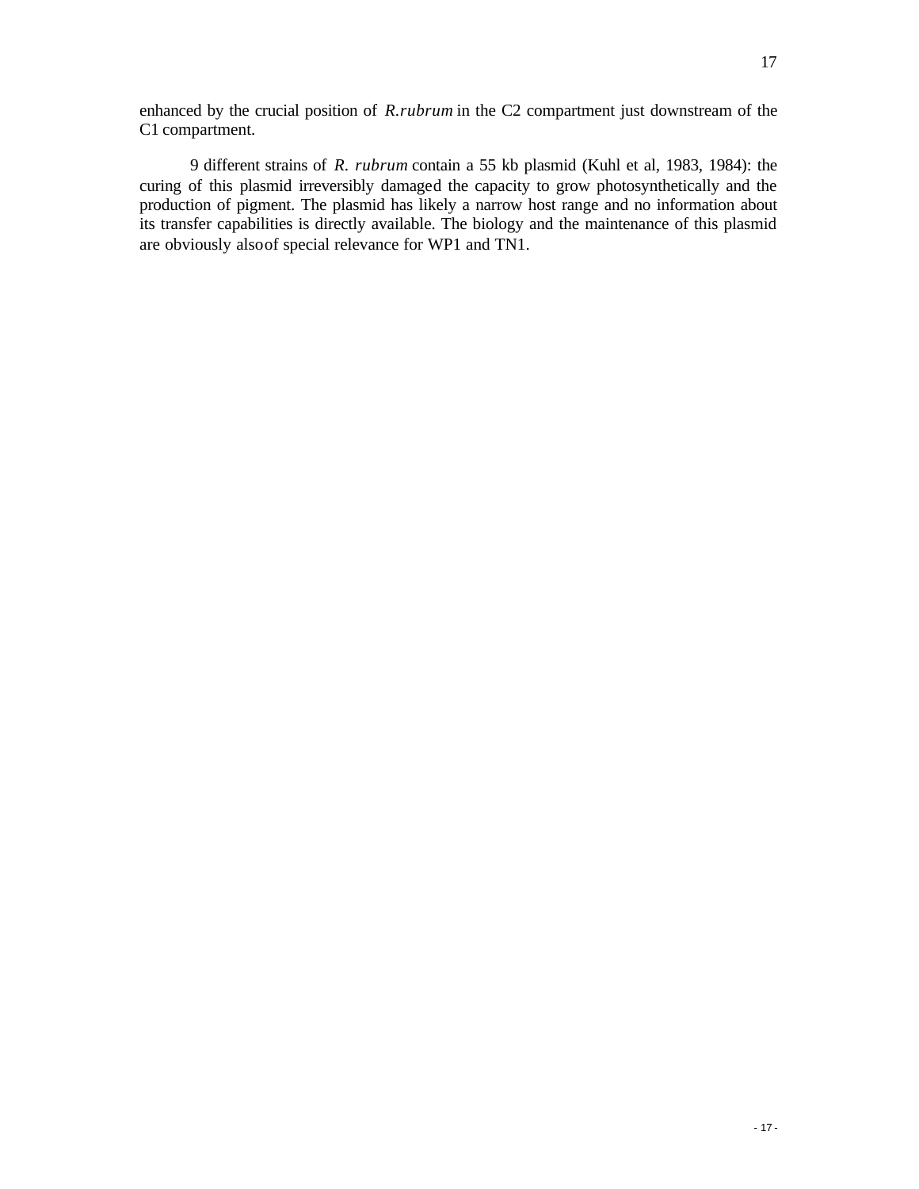enhanced by the crucial position of *R.rubrum* in the C2 compartment just downstream of the C1 compartment.

9 different strains of *R. rubrum* contain a 55 kb plasmid (Kuhl et al, 1983, 1984): the curing of this plasmid irreversibly damaged the capacity to grow photosynthetically and the production of pigment. The plasmid has likely a narrow host range and no information about its transfer capabilities is directly available. The biology and the maintenance of this plasmid are obviously also of special relevance for WP1 and TN1.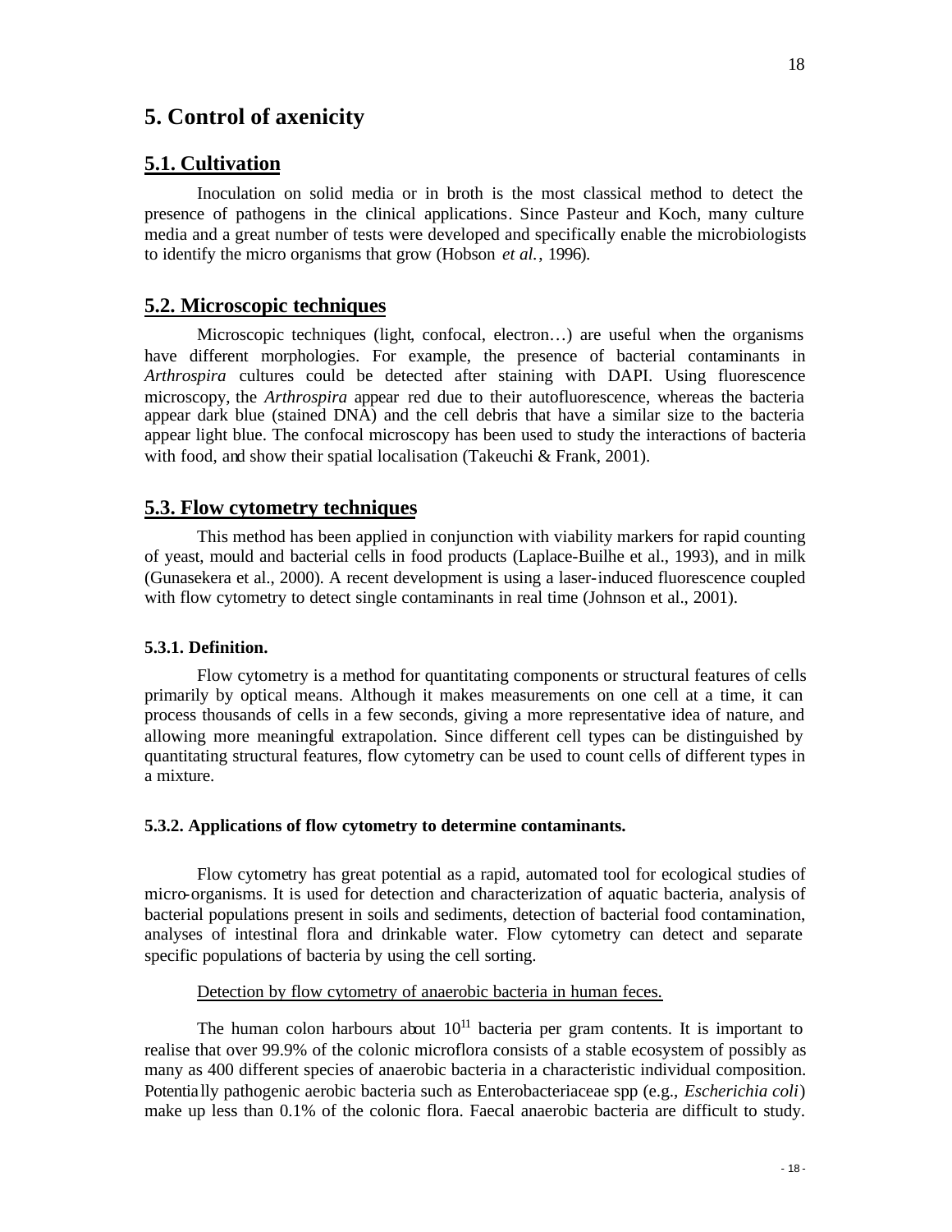# 5. Control of axenicity

## 5.1. Cultivation

Inoculation on solid media or in broth is the most classical method to detect the presence of pathogens in the clinical applications. Since Pasteur and Koch, many culture media and a great number of tests were developed and specifically enable the microbiologists to identify the micro organisms that grow (Hobson *et al.*, 1996).

## 5.2. Microscopic techniques

Microscopic techniques (light, confocal, electron…) are useful when the organisms have different morphologies. For example, the presence of bacterial contaminants in *Arthrospira* cultures could be detected after staining with DAPI. Using fluorescence microscopy, the *Arthrospira* appear red due to their autofluorescence, whereas the bacteria appear dark blue (stained DNA) and the cell debris that have a similar size to the bacteria appear light blue. The confocal microscopy has been used to study the interactions of bacteria with food, and show their spatial localisation (Takeuchi & Frank, 2001).

## 5.3. Flow cytometry techniques

This method has been applied in conjunction with viability markers for rapid counting of yeast, mould and bacterial cells in food products (Laplace-Builhe et al., 1993), and in milk (Gunasekera et al., 2000). A recent development is using a laser-induced fluorescence coupled with flow cytometry to detect single contaminants in real time (Johnson et al., 2001).

### 5.3.1. Definition.

Flow cytometry is a method for quantitating components or structural features of cells primarily by optical means. Although it makes measurements on one cell at a time, it can process thousands of cells in a few seconds, giving a more representative idea of nature, and allowing more meaningful extrapolation. Since different cell types can be distinguished by quantitating structural features, flow cytometry can be used to count cells of different types in a mixture.

### 5.3.2. Applications of flow cytometry to determine contaminants.

Flow cytometry has great potential as a rapid, automated tool for ecological studies of micro-organisms. It is used for detection and characterization of aquatic bacteria, analysis of bacterial populations present in soils and sediments, detection of bacterial food contamination, analyses of intestinal flora and drinkable water. Flow cytometry can detect and separate specific populations of bacteria by using the cell sorting.

Detection by flow cytometry of anaerobic bacteria in human feces.

The human colon harbours about $10^{11}$ bacteria per gram contents. It is important to realise that over 99.9% of the colonic microflora consists of a stable ecosystem of possibly as many as 400 different species of anaerobic bacteria in a characteristic individual composition. Potentially pathogenic aerobic bacteria such as Enterobacteriaceae spp (e.g., *Escherichia coli*) make up less than 0.1% of the colonic flora. Faecal anaerobic bacteria are difficult to study.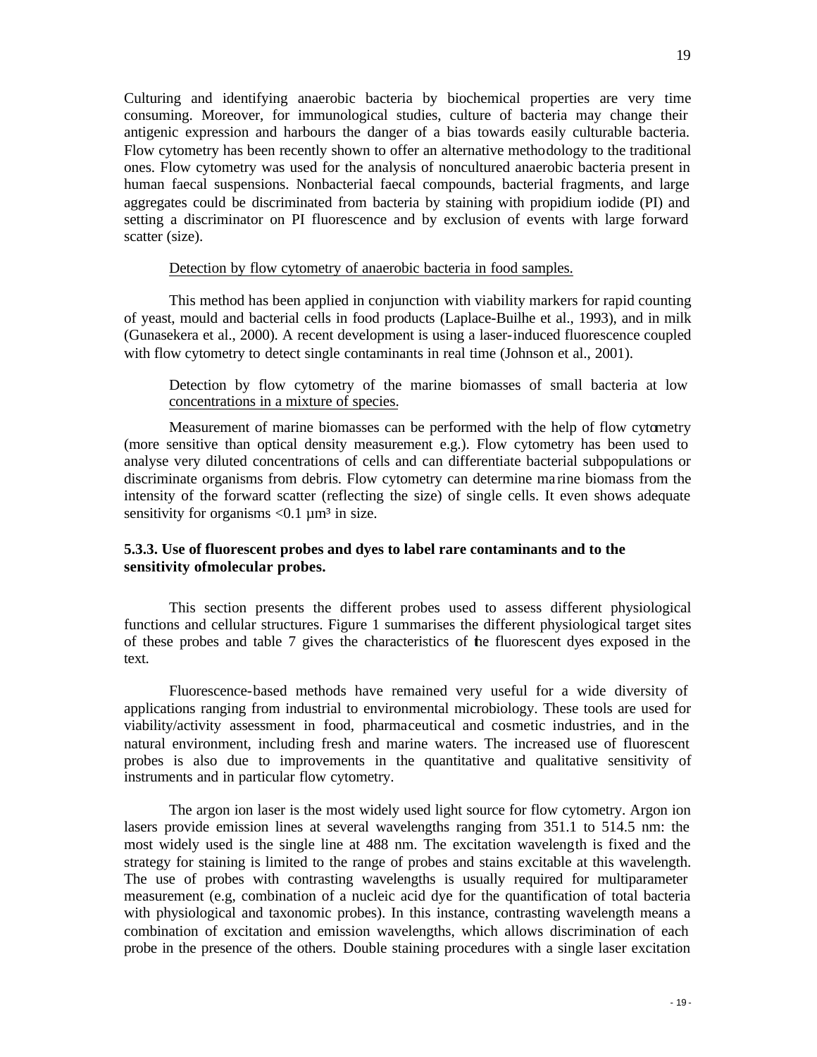Culturing and identifying anaerobic bacteria by biochemical properties are very time consuming. Moreover, for immunological studies, culture of bacteria may change their antigenic expression and harbours the danger of a bias towards easily culturable bacteria. Flow cytometry has been recently shown to offer an alternative methodology to the traditional ones. Flow cytometry was used for the analysis of noncultured anaerobic bacteria present in human faecal suspensions. Nonbacterial faecal compounds, bacterial fragments, and large aggregates could be discriminated from bacteria by staining with propidium iodide (PI) and setting a discriminator on PI fluorescence and by exclusion of events with large forward scatter (size).

Detection by flow cytometry of anaerobic bacteria in food samples.

This method has been applied in conjunction with viability markers for rapid counting of yeast, mould and bacterial cells in food products (Laplace-Builhe et al., 1993), and in milk (Gunasekera et al., 2000). A recent development is using a laser-induced fluorescence coupled with flow cytometry to detect single contaminants in real time (Johnson et al., 2001).

Detection by flow cytometry of the marine biomasses of small bacteria at low concentrations in a mixture of species.

Measurement of marine biomasses can be performed with the help of flow cytometry (more sensitive than optical density measurement e.g.). Flow cytometry has been used to analyse very diluted concentrations of cells and can differentiate bacterial subpopulations or discriminate organisms from debris. Flow cytometry can determine marine biomass from the intensity of the forward scatter (reflecting the size) of single cells. It even shows adequate sensitivity for organisms $<0.1$ µm³ in size.

### 5.3.3. Use of fluorescent probes and dyes to label rare contaminants and to the sensitivity ofmolecular probes.

This section presents the different probes used to assess different physiological functions and cellular structures. Figure 1 summarises the different physiological target sites of these probes and table 7 gives the characteristics of the fluorescent dyes exposed in the text.

Fluorescence-based methods have remained very useful for a wide diversity of applications ranging from industrial to environmental microbiology. These tools are used for viability/activity assessment in food, pharmaceutical and cosmetic industries, and in the natural environment, including fresh and marine waters. The increased use of fluorescent probes is also due to improvements in the quantitative and qualitative sensitivity of instruments and in particular flow cytometry.

The argon ion laser is the most widely used light source for flow cytometry. Argon ion lasers provide emission lines at several wavelengths ranging from 351.1 to 514.5 nm: the most widely used is the single line at 488 nm. The excitation wavelength is fixed and the strategy for staining is limited to the range of probes and stains excitable at this wavelength. The use of probes with contrasting wavelengths is usually required for multiparameter measurement (e.g, combination of a nucleic acid dye for the quantification of total bacteria with physiological and taxonomic probes). In this instance, contrasting wavelength means a combination of excitation and emission wavelengths, which allows discrimination of each probe in the presence of the others. Double staining procedures with a single laser excitation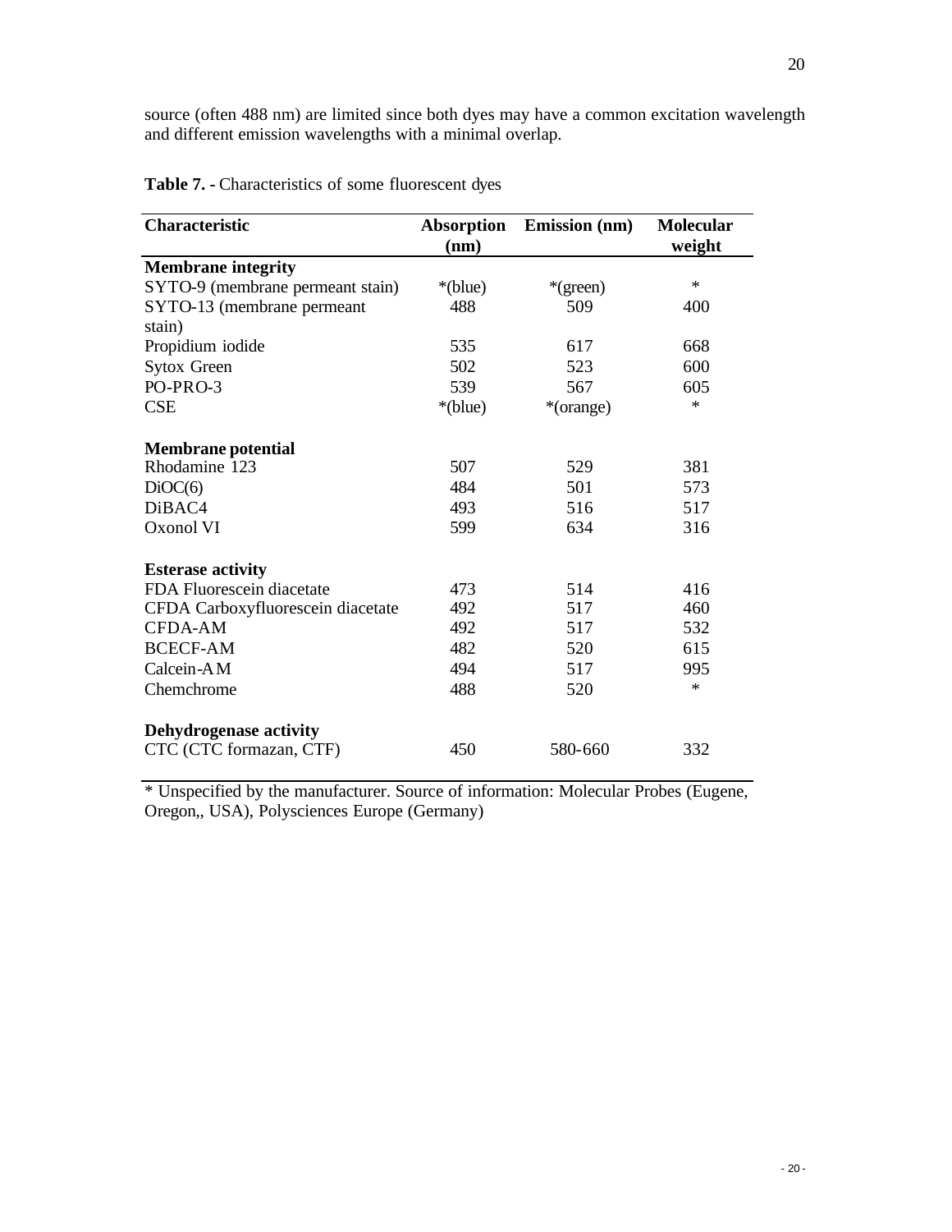source (often 488 nm) are limited since both dyes may have a common excitation wavelength and different emission wavelengths with a minimal overlap.

**Table 7. -** Characteristics of some fluorescent dyes

| Characteristic | Absorption (nm) | Emission (nm) | Molecular weight |
|---|---|---|---|
| **Membrane integrity** | | | |
| SYTO-9 (membrane permeant stain) | *(blue) | *(green) | * |
| SYTO-13 (membrane permeant stain) | 488 | 509 | 400 |
| Propidium iodide | 535 | 617 | 668 |
| Sytox Green | 502 | 523 | 600 |
| PO-PRO-3 | 539 | 567 | 605 |
| CSE | *(blue) | *(orange) | * |
| **Membrane potential** | | | |
| Rhodamine 123 | 507 | 529 | 381 |
| DiOC(6) | 484 | 501 | 573 |
| DiBAC4 | 493 | 516 | 517 |
| Oxonol VI | 599 | 634 | 316 |
| **Esterase activity** | | | |
| FDA Fluorescein diacetate | 473 | 514 | 416 |
| CFDA Carboxyfluorescein diacetate | 492 | 517 | 460 |
| CFDA-AM | 492 | 517 | 532 |
| BCECF-AM | 482 | 520 | 615 |
| Calcein-AM | 494 | 517 | 995 |
| Chemchrome | 488 | 520 | * |
| **Dehydrogenase activity** | | | |
| CTC (CTC formazan, CTF) | 450 | 580-660 | 332 |

* Unspecified by the manufacturer. Source of information: Molecular Probes (Eugene, Oregon,, USA), Polysciences Europe (Germany)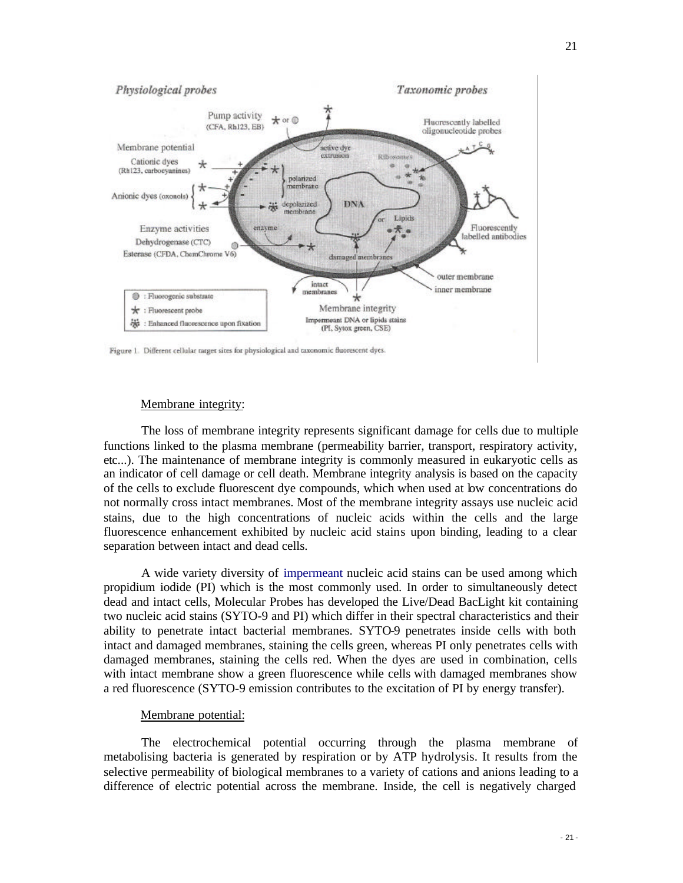Figure 1. Different cellular target sites for physiological and taxonomic fluorescent dyes.

Membrane integrity:

The loss of membrane integrity represents significant damage for cells due to multiple functions linked to the plasma membrane (permeability barrier, transport, respiratory activity, etc...). The maintenance of membrane integrity is commonly measured in eukaryotic cells as an indicator of cell damage or cell death. Membrane integrity analysis is based on the capacity of the cells to exclude fluorescent dye compounds, which when used at low concentrations do not normally cross intact membranes. Most of the membrane integrity assays use nucleic acid stains, due to the high concentrations of nucleic acids within the cells and the large fluorescence enhancement exhibited by nucleic acid stains upon binding, leading to a clear separation between intact and dead cells.

A wide variety diversity of impermeant nucleic acid stains can be used among which propidium iodide (PI) which is the most commonly used. In order to simultaneously detect dead and intact cells, Molecular Probes has developed the Live/Dead BacLight kit containing two nucleic acid stains (SYTO-9 and PI) which differ in their spectral characteristics and their ability to penetrate intact bacterial membranes. SYTO-9 penetrates inside cells with both intact and damaged membranes, staining the cells green, whereas PI only penetrates cells with damaged membranes, staining the cells red. When the dyes are used in combination, cells with intact membrane show a green fluorescence while cells with damaged membranes show a red fluorescence (SYTO-9 emission contributes to the excitation of PI by energy transfer).

Membrane potential:

The electrochemical potential occurring through the plasma membrane of metabolising bacteria is generated by respiration or by ATP hydrolysis. It results from the selective permeability of biological membranes to a variety of cations and anions leading to a difference of electric potential across the membrane. Inside, the cell is negatively charged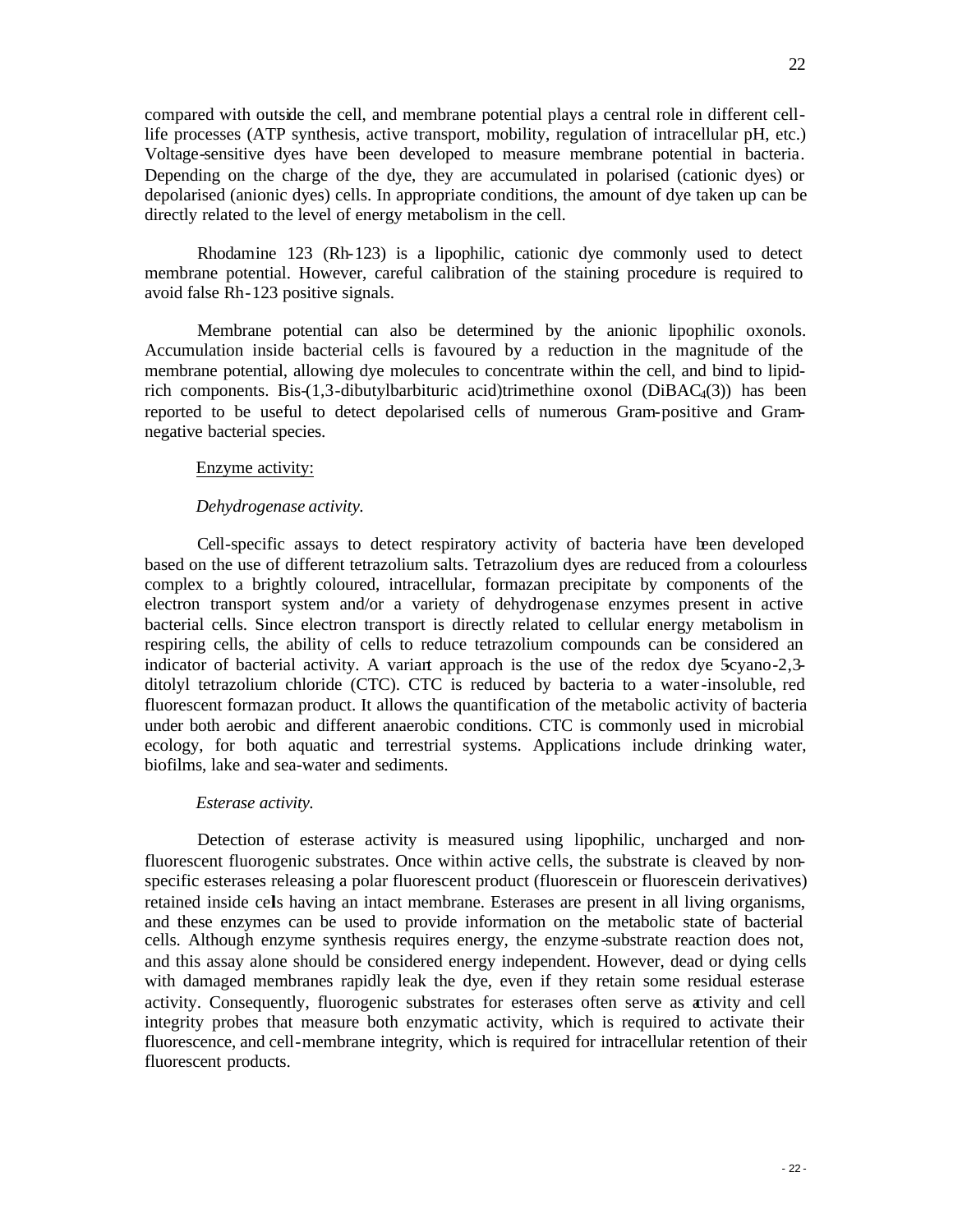compared with outside the cell, and membrane potential plays a central role in different cell-life processes (ATP synthesis, active transport, mobility, regulation of intracellular pH, etc.) Voltage-sensitive dyes have been developed to measure membrane potential in bacteria. Depending on the charge of the dye, they are accumulated in polarised (cationic dyes) or depolarised (anionic dyes) cells. In appropriate conditions, the amount of dye taken up can be directly related to the level of energy metabolism in the cell.

Rhodamine 123 (Rh-123) is a lipophilic, cationic dye commonly used to detect membrane potential. However, careful calibration of the staining procedure is required to avoid false Rh-123 positive signals.

Membrane potential can also be determined by the anionic lipophilic oxonols. Accumulation inside bacterial cells is favoured by a reduction in the magnitude of the membrane potential, allowing dye molecules to concentrate within the cell, and bind to lipid-rich components. Bis-(1,3-dibutylbarbituric acid)trimethine oxonol ($DiBAC_4(3)$) has been reported to be useful to detect depolarised cells of numerous Gram-positive and Gram-negative bacterial species.

<u>Enzyme activity:</u>

*Dehydrogenase activity.*

Cell-specific assays to detect respiratory activity of bacteria have been developed based on the use of different tetrazolium salts. Tetrazolium dyes are reduced from a colourless complex to a brightly coloured, intracellular, formazan precipitate by components of the electron transport system and/or a variety of dehydrogenase enzymes present in active bacterial cells. Since electron transport is directly related to cellular energy metabolism in respiring cells, the ability of cells to reduce tetrazolium compounds can be considered an indicator of bacterial activity. A variant approach is the use of the redox dye 5-cyano-2,3-ditolyl tetrazolium chloride (CTC). CTC is reduced by bacteria to a water-insoluble, red fluorescent formazan product. It allows the quantification of the metabolic activity of bacteria under both aerobic and different anaerobic conditions. CTC is commonly used in microbial ecology, for both aquatic and terrestrial systems. Applications include drinking water, biofilms, lake and sea-water and sediments.

*Esterase activity.*

Detection of esterase activity is measured using lipophilic, uncharged and non-fluorescent fluorogenic substrates. Once within active cells, the substrate is cleaved by non-specific esterases releasing a polar fluorescent product (fluorescein or fluorescein derivatives) retained inside cells having an intact membrane. Esterases are present in all living organisms, and these enzymes can be used to provide information on the metabolic state of bacterial cells. Although enzyme synthesis requires energy, the enzyme-substrate reaction does not, and this assay alone should be considered energy independent. However, dead or dying cells with damaged membranes rapidly leak the dye, even if they retain some residual esterase activity. Consequently, fluorogenic substrates for esterases often serve as activity and cell integrity probes that measure both enzymatic activity, which is required to activate their fluorescence, and cell-membrane integrity, which is required for intracellular retention of their fluorescent products.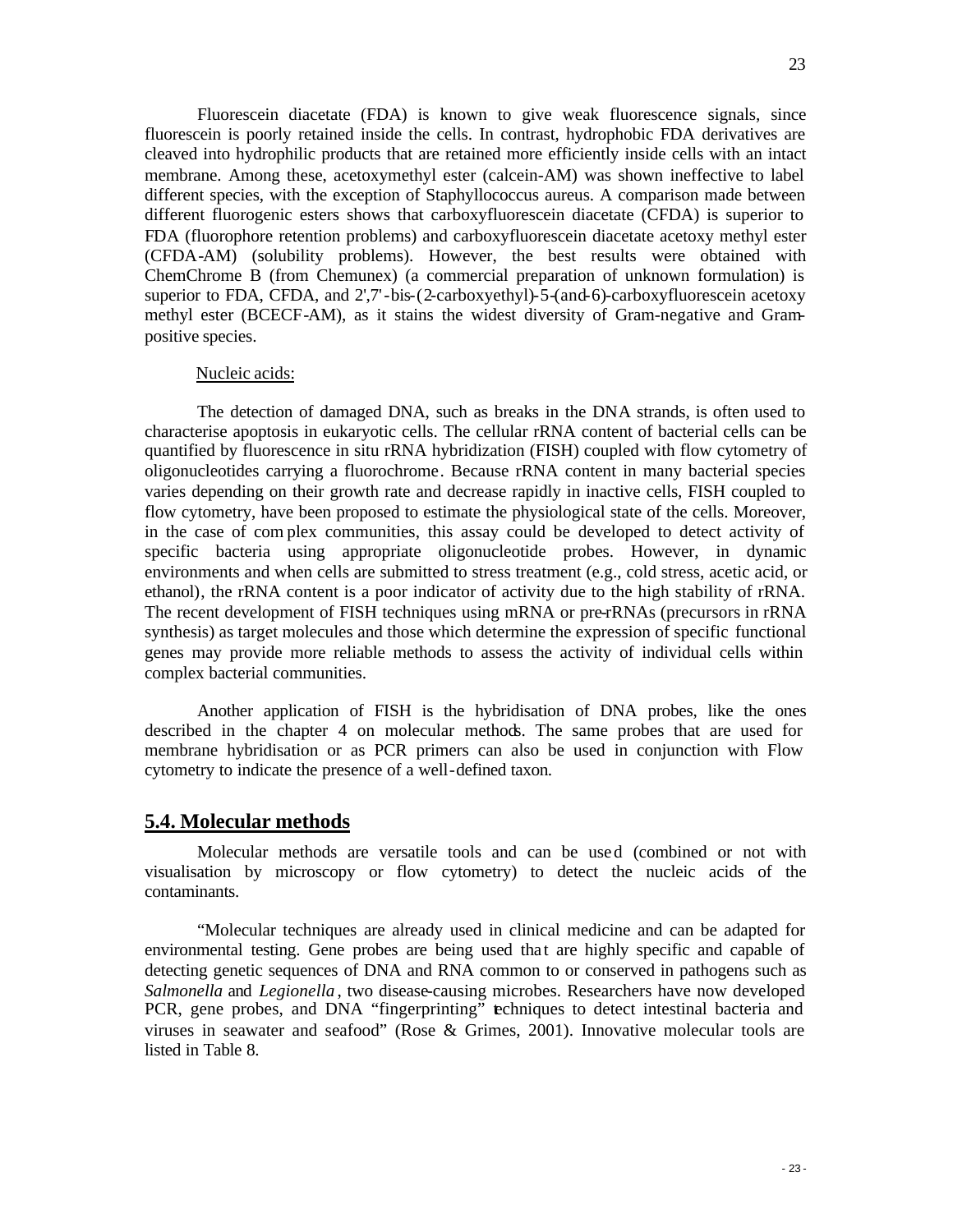Fluorescein diacetate (FDA) is known to give weak fluorescence signals, since fluorescein is poorly retained inside the cells. In contrast, hydrophobic FDA derivatives are cleaved into hydrophilic products that are retained more efficiently inside cells with an intact membrane. Among these, acetoxymethyl ester (calcein-AM) was shown ineffective to label different species, with the exception of Staphyllococcus aureus. A comparison made between different fluorogenic esters shows that carboxyfluorescein diacetate (CFDA) is superior to FDA (fluorophore retention problems) and carboxyfluorescein diacetate acetoxy methyl ester (CFDA-AM) (solubility problems). However, the best results were obtained with ChemChrome B (from Chemunex) (a commercial preparation of unknown formulation) is superior to FDA, CFDA, and 2',7'-bis-(2-carboxyethyl)-5-(and-6)-carboxyfluorescein acetoxy methyl ester (BCECF-AM), as it stains the widest diversity of Gram-negative and Gram-positive species.

Nucleic acids:

The detection of damaged DNA, such as breaks in the DNA strands, is often used to characterise apoptosis in eukaryotic cells. The cellular rRNA content of bacterial cells can be quantified by fluorescence in situ rRNA hybridization (FISH) coupled with flow cytometry of oligonucleotides carrying a fluorochrome. Because rRNA content in many bacterial species varies depending on their growth rate and decrease rapidly in inactive cells, FISH coupled to flow cytometry, have been proposed to estimate the physiological state of the cells. Moreover, in the case of complex communities, this assay could be developed to detect activity of specific bacteria using appropriate oligonucleotide probes. However, in dynamic environments and when cells are submitted to stress treatment (e.g., cold stress, acetic acid, or ethanol), the rRNA content is a poor indicator of activity due to the high stability of rRNA. The recent development of FISH techniques using mRNA or pre-rRNAs (precursors in rRNA synthesis) as target molecules and those which determine the expression of specific functional genes may provide more reliable methods to assess the activity of individual cells within complex bacterial communities.

Another application of FISH is the hybridisation of DNA probes, like the ones described in the chapter 4 on molecular methods. The same probes that are used for membrane hybridisation or as PCR primers can also be used in conjunction with Flow cytometry to indicate the presence of a well-defined taxon.

## 5.4. Molecular methods

Molecular methods are versatile tools and can be used (combined or not with visualisation by microscopy or flow cytometry) to detect the nucleic acids of the contaminants.

"Molecular techniques are already used in clinical medicine and can be adapted for environmental testing. Gene probes are being used that are highly specific and capable of detecting genetic sequences of DNA and RNA common to or conserved in pathogens such as *Salmonella* and *Legionella*, two disease-causing microbes. Researchers have now developed PCR, gene probes, and DNA "fingerprinting" techniques to detect intestinal bacteria and viruses in seawater and seafood" (Rose & Grimes, 2001). Innovative molecular tools are listed in Table 8.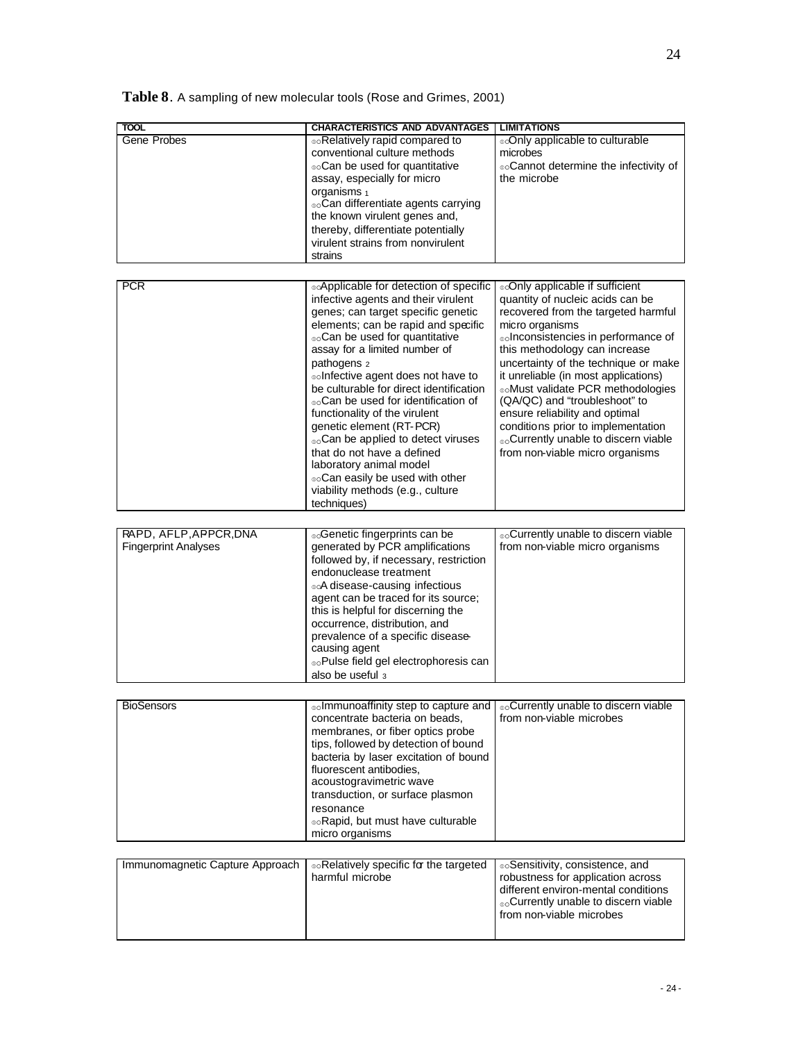**Table 8**. A sampling of new molecular tools (Rose and Grimes, 2001)

| TOOL | CHARACTERISTICS AND ADVANTAGES | LIMITATIONS |
|---|---|---|
| Gene Probes | • Relatively rapid compared to conventional culture methods<br>• Can be used for quantitative assay, especially for micro organisms [1]<br>• Can differentiate agents carrying the known virulent genes and, thereby, differentiate potentially virulent strains from nonvirulent strains | • Only applicable to culturable microbes<br>• Cannot determine the infectivity of the microbe |
| PCR | • Applicable for detection of specific infective agents and their virulent genes; can target specific genetic elements; can be rapid and specific<br>• Can be used for quantitative assay for a limited number of pathogens [2]<br>• Infective agent does not have to be culturable for direct identification<br>• Can be used for identification of functionality of the virulent genetic element (RT-PCR)<br>• Can be applied to detect viruses that do not have a defined laboratory animal model<br>• Can easily be used with other viability methods (e.g., culture techniques) | • Only applicable if sufficient quantity of nucleic acids can be recovered from the targeted harmful micro organisms<br>• Inconsistencies in performance of this methodology can increase uncertainty of the technique or make it unreliable (in most applications)<br>• Must validate PCR methodologies (QA/QC) and "troubleshoot" to ensure reliability and optimal conditions prior to implementation<br>• Currently unable to discern viable from non-viable micro organisms |
| RAPD, AFLP, APPCR, DNA Fingerprint Analyses | • Genetic fingerprints can be generated by PCR amplifications followed by, if necessary, restriction endonuclease treatment<br>• A disease-causing infectious agent can be traced for its source; this is helpful for discerning the occurrence, distribution, and prevalence of a specific disease-causing agent<br>• Pulse field gel electrophoresis can also be useful [3] | • Currently unable to discern viable from non-viable micro organisms |
| BioSensors | • Immunoaffinity step to capture and concentrate bacteria on beads, membranes, or fiber optics probe tips, followed by detection of bound bacteria by laser excitation of bound fluorescent antibodies, acoustogravimetric wave transduction, or surface plasmon resonance<br>• Rapid, but must have culturable micro organisms | • Currently unable to discern viable from non-viable microbes |
| Immunomagnetic Capture Approach | • Relatively specific for the targeted harmful microbe | • Sensitivity, consistence, and robustness for application across different environ-mental conditions<br>• Currently unable to discern viable from non-viable microbes |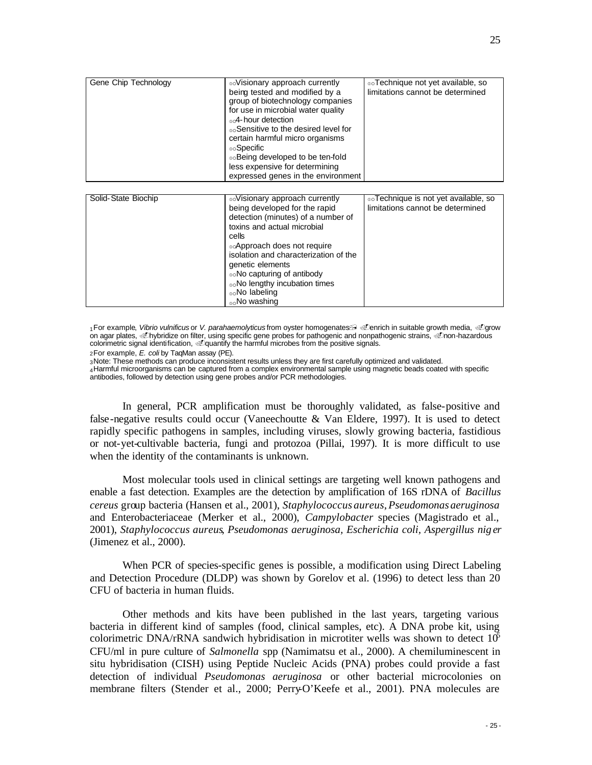| | | |
|---|---|---|
| Gene Chip Technology | • Visionary approach currently being tested and modified by a group of biotechnology companies for use in microbial water quality<br>• 4-hour detection<br>• Sensitive to the desired level for certain harmful micro organisms<br>• Specific<br>• Being developed to be ten-fold less expensive for determining expressed genes in the environment | • Technique not yet available, so limitations cannot be determined |
| Solid-State Biochip | • Visionary approach currently being developed for the rapid detection (minutes) of a number of toxins and actual microbial cells<br>• Approach does not require isolation and characterization of the genetic elements<br>• No capturing of antibody<br>• No lengthy incubation times<br>• No labeling<br>• No washing | • Technique is not yet available, so limitations cannot be determined |

[1] For example, *Vibrio vulnificus* or *V. parahaemolyticus* from oyster homogenates → enrich in suitable growth media, → grow on agar plates, → hybridize on filter, using specific gene probes for pathogenic and nonpathogenic strains, → non-hazardous colorimetric signal identification, → quantify the harmful microbes from the positive signals.

[2] For example, *E. coli* by TaqMan assay (PE).

[3] Note: These methods can produce inconsistent results unless they are first carefully optimized and validated.

[4] Harmful microorganisms can be captured from a complex environmental sample using magnetic beads coated with specific antibodies, followed by detection using gene probes and/or PCR methodologies.

In general, PCR amplification must be thoroughly validated, as false-positive and false-negative results could occur (Vaneechoutte & Van Eldere, 1997). It is used to detect rapidly specific pathogens in samples, including viruses, slowly growing bacteria, fastidious or not-yet-cultivable bacteria, fungi and protozoa (Pillai, 1997). It is more difficult to use when the identity of the contaminants is unknown.

Most molecular tools used in clinical settings are targeting well known pathogens and enable a fast detection. Examples are the detection by amplification of 16S rDNA of *Bacillus cereus* group bacteria (Hansen et al., 2001), *Staphylococcus aureus*, *Pseudomonas aeruginosa* and Enterobacteriaceae (Merker et al., 2000), *Campylobacter* species (Magistrado et al., 2001), *Staphylococcus aureus*, *Pseudomonas aeruginosa*, *Escherichia coli*, *Aspergillus niger* (Jimenez et al., 2000).

When PCR of species-specific genes is possible, a modification using Direct Labeling and Detection Procedure (DLDP) was shown by Gorelov et al. (1996) to detect less than 20 CFU of bacteria in human fluids.

Other methods and kits have been published in the last years, targeting various bacteria in different kind of samples (food, clinical samples, etc). A DNA probe kit, using colorimetric DNA/rRNA sandwich hybridisation in microtiter wells was shown to detect $10^5$ CFU/ml in pure culture of *Salmonella* spp (Namimatsu et al., 2000). A chemiluminescent in situ hybridisation (CISH) using Peptide Nucleic Acids (PNA) probes could provide a fast detection of individual *Pseudomonas aeruginosa* or other bacterial microcolonies on membrane filters (Stender et al., 2000; Perry-O'Keefe et al., 2001). PNA molecules are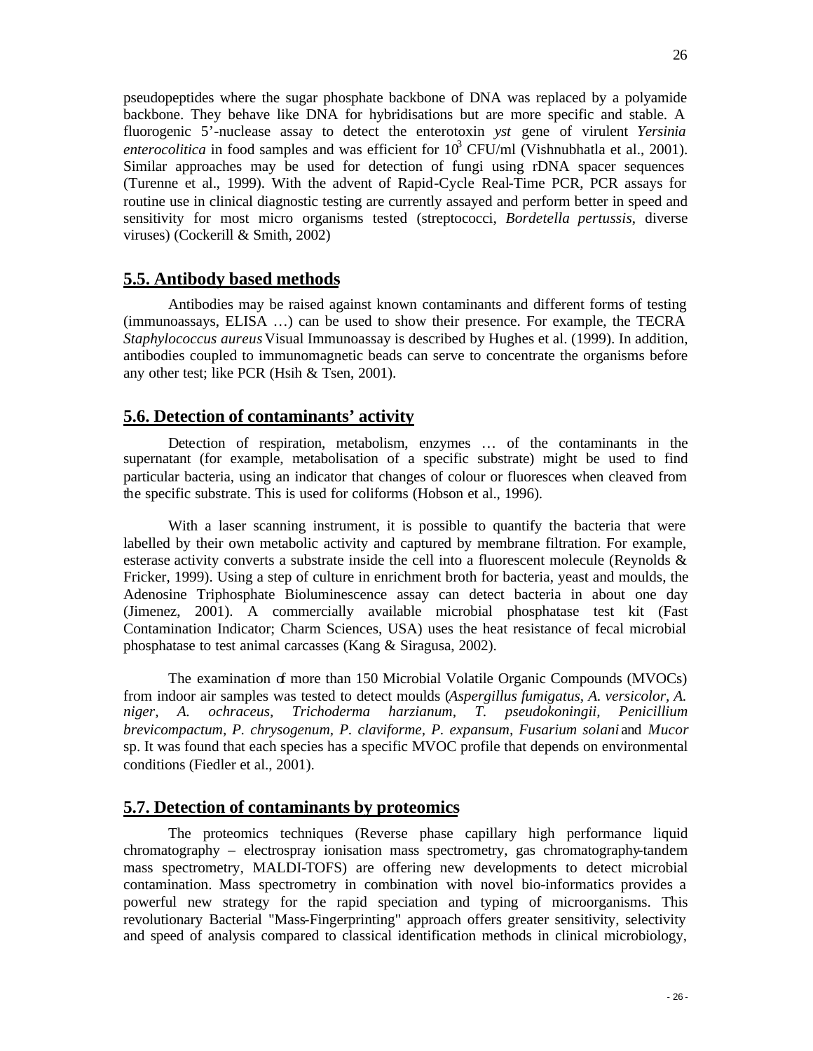pseudopeptides where the sugar phosphate backbone of DNA was replaced by a polyamide backbone. They behave like DNA for hybridisations but are more specific and stable. A fluorogenic 5'-nuclease assay to detect the enterotoxin *yst* gene of virulent *Yersinia enterocolitica* in food samples and was efficient for $10^3$ CFU/ml (Vishnubhatla et al., 2001). Similar approaches may be used for detection of fungi using rDNA spacer sequences (Turenne et al., 1999). With the advent of Rapid-Cycle Real-Time PCR, PCR assays for routine use in clinical diagnostic testing are currently assayed and perform better in speed and sensitivity for most micro organisms tested (streptococci, *Bordetella pertussis*, diverse viruses) (Cockerill & Smith, 2002)

## 5.5. Antibody based methods

Antibodies may be raised against known contaminants and different forms of testing (immunoassays, ELISA …) can be used to show their presence. For example, the TECRA *Staphylococcus aureus* Visual Immunoassay is described by Hughes et al. (1999). In addition, antibodies coupled to immunomagnetic beads can serve to concentrate the organisms before any other test; like PCR (Hsih & Tsen, 2001).

## 5.6. Detection of contaminants' activity

Detection of respiration, metabolism, enzymes … of the contaminants in the supernatant (for example, metabolisation of a specific substrate) might be used to find particular bacteria, using an indicator that changes of colour or fluoresces when cleaved from the specific substrate. This is used for coliforms (Hobson et al., 1996).

With a laser scanning instrument, it is possible to quantify the bacteria that were labelled by their own metabolic activity and captured by membrane filtration. For example, esterase activity converts a substrate inside the cell into a fluorescent molecule (Reynolds & Fricker, 1999). Using a step of culture in enrichment broth for bacteria, yeast and moulds, the Adenosine Triphosphate Bioluminescence assay can detect bacteria in about one day (Jimenez, 2001). A commercially available microbial phosphatase test kit (Fast Contamination Indicator; Charm Sciences, USA) uses the heat resistance of fecal microbial phosphatase to test animal carcasses (Kang & Siragusa, 2002).

The examination of more than 150 Microbial Volatile Organic Compounds (MVOCs) from indoor air samples was tested to detect moulds (*Aspergillus fumigatus, A. versicolor, A. niger, A. ochraceus, Trichoderma harzianum, T. pseudokoningii, Penicillium brevicompactum, P. chrysogenum, P. claviforme, P. expansum, Fusarium solani* and *Mucor* sp. It was found that each species has a specific MVOC profile that depends on environmental conditions (Fiedler et al., 2001).

## 5.7. Detection of contaminants by proteomics

The proteomics techniques (Reverse phase capillary high performance liquid chromatography – electrospray ionisation mass spectrometry, gas chromatography-tandem mass spectrometry, MALDI-TOFS) are offering new developments to detect microbial contamination. Mass spectrometry in combination with novel bio-informatics provides a powerful new strategy for the rapid speciation and typing of microorganisms. This revolutionary Bacterial "Mass-Fingerprinting" approach offers greater sensitivity, selectivity and speed of analysis compared to classical identification methods in clinical microbiology,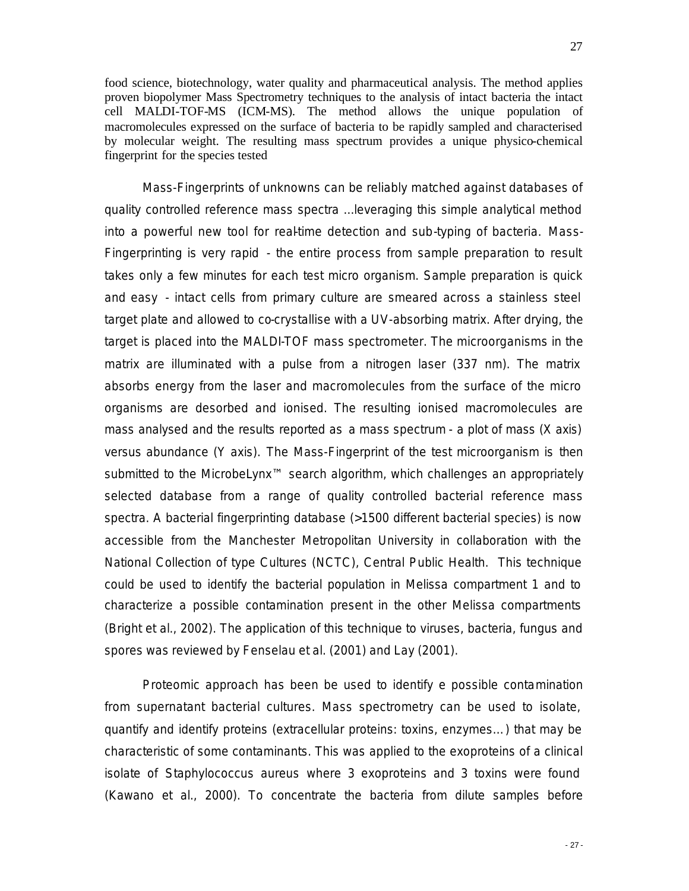food science, biotechnology, water quality and pharmaceutical analysis. The method applies proven biopolymer Mass Spectrometry techniques to the analysis of intact bacteria the intact cell MALDI-TOF-MS (ICM-MS). The method allows the unique population of macromolecules expressed on the surface of bacteria to be rapidly sampled and characterised by molecular weight. The resulting mass spectrum provides a unique physico-chemical fingerprint for the species tested

Mass-Fingerprints of unknowns can be reliably matched against databases of quality controlled reference mass spectra ...leveraging this simple analytical method into a powerful new tool for real-time detection and sub-typing of bacteria. Mass-Fingerprinting is very rapid - the entire process from sample preparation to result takes only a few minutes for each test micro organism. Sample preparation is quick and easy - intact cells from primary culture are smeared across a stainless steel target plate and allowed to co-crystallise with a UV-absorbing matrix. After drying, the target is placed into the MALDI-TOF mass spectrometer. The microorganisms in the matrix are illuminated with a pulse from a nitrogen laser (337 nm). The matrix absorbs energy from the laser and macromolecules from the surface of the micro organisms are desorbed and ionised. The resulting ionised macromolecules are mass analysed and the results reported as a mass spectrum - a plot of mass (X axis) versus abundance (Y axis). The Mass-Fingerprint of the test microorganism is then submitted to the MicrobeLynx™ search algorithm, which challenges an appropriately selected database from a range of quality controlled bacterial reference mass spectra. A bacterial fingerprinting database (>1500 different bacterial species) is now accessible from the Manchester Metropolitan University in collaboration with the National Collection of type Cultures (NCTC), Central Public Health. This technique could be used to identify the bacterial population in Melissa compartment 1 and to characterize a possible contamination present in the other Melissa compartments (Bright et al., 2002). The application of this technique to viruses, bacteria, fungus and spores was reviewed by Fenselau et al. (2001) and Lay (2001).

Proteomic approach has been be used to identify e possible contamination from supernatant bacterial cultures. Mass spectrometry can be used to isolate, quantify and identify proteins (extracellular proteins: toxins, enzymes…) that may be characteristic of some contaminants. This was applied to the exoproteins of a clinical isolate of Staphylococcus aureus where 3 exoproteins and 3 toxins were found (Kawano et al., 2000). To concentrate the bacteria from dilute samples before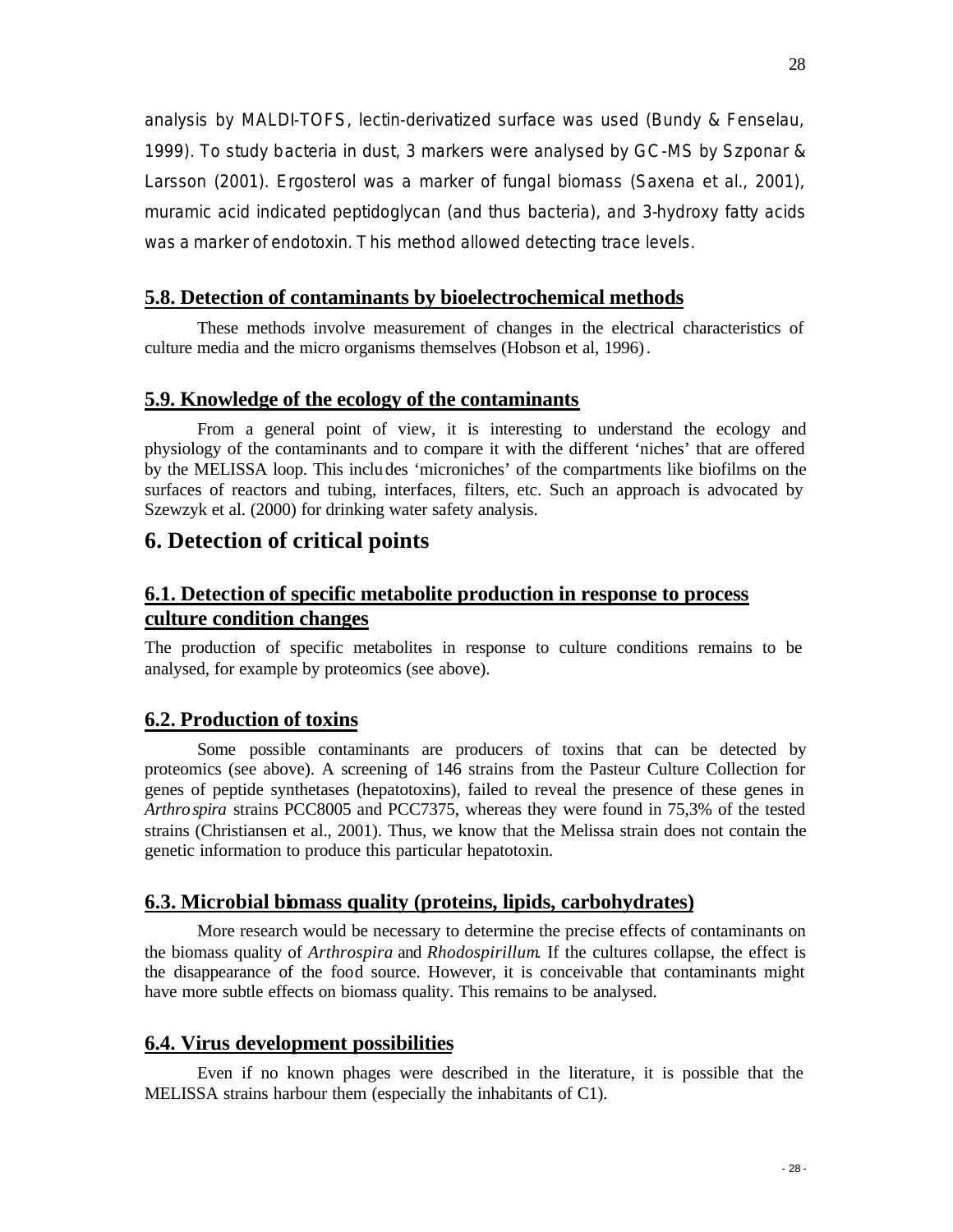analysis by MALDI-TOFS, lectin-derivatized surface was used (Bundy & Fenselau, 1999). To study bacteria in dust, 3 markers were analysed by GC-MS by Szponar & Larsson (2001). Ergosterol was a marker of fungal biomass (Saxena et al., 2001), muramic acid indicated peptidoglycan (and thus bacteria), and 3-hydroxy fatty acids was a marker of endotoxin. This method allowed detecting trace levels.

## 5.8. Detection of contaminants by bioelectrochemical methods

These methods involve measurement of changes in the electrical characteristics of culture media and the micro organisms themselves (Hobson et al, 1996).

## 5.9. Knowledge of the ecology of the contaminants

From a general point of view, it is interesting to understand the ecology and physiology of the contaminants and to compare it with the different 'niches' that are offered by the MELISSA loop. This includes 'microniches' of the compartments like biofilms on the surfaces of reactors and tubing, interfaces, filters, etc. Such an approach is advocated by Szewzyk et al. (2000) for drinking water safety analysis.

# 6. Detection of critical points

## 6.1. Detection of specific metabolite production in response to process culture condition changes

The production of specific metabolites in response to culture conditions remains to be analysed, for example by proteomics (see above).

## 6.2. Production of toxins

Some possible contaminants are producers of toxins that can be detected by proteomics (see above). A screening of 146 strains from the Pasteur Culture Collection for genes of peptide synthetases (hepatotoxins), failed to reveal the presence of these genes in *Arthrospira* strains PCC8005 and PCC7375, whereas they were found in 75,3% of the tested strains (Christiansen et al., 2001). Thus, we know that the Melissa strain does not contain the genetic information to produce this particular hepatotoxin.

## 6.3. Microbial biomass quality (proteins, lipids, carbohydrates)

More research would be necessary to determine the precise effects of contaminants on the biomass quality of *Arthrospira* and *Rhodospirillum*. If the cultures collapse, the effect is the disappearance of the food source. However, it is conceivable that contaminants might have more subtle effects on biomass quality. This remains to be analysed.

## 6.4. Virus development possibilities

Even if no known phages were described in the literature, it is possible that the MELISSA strains harbour them (especially the inhabitants of C1).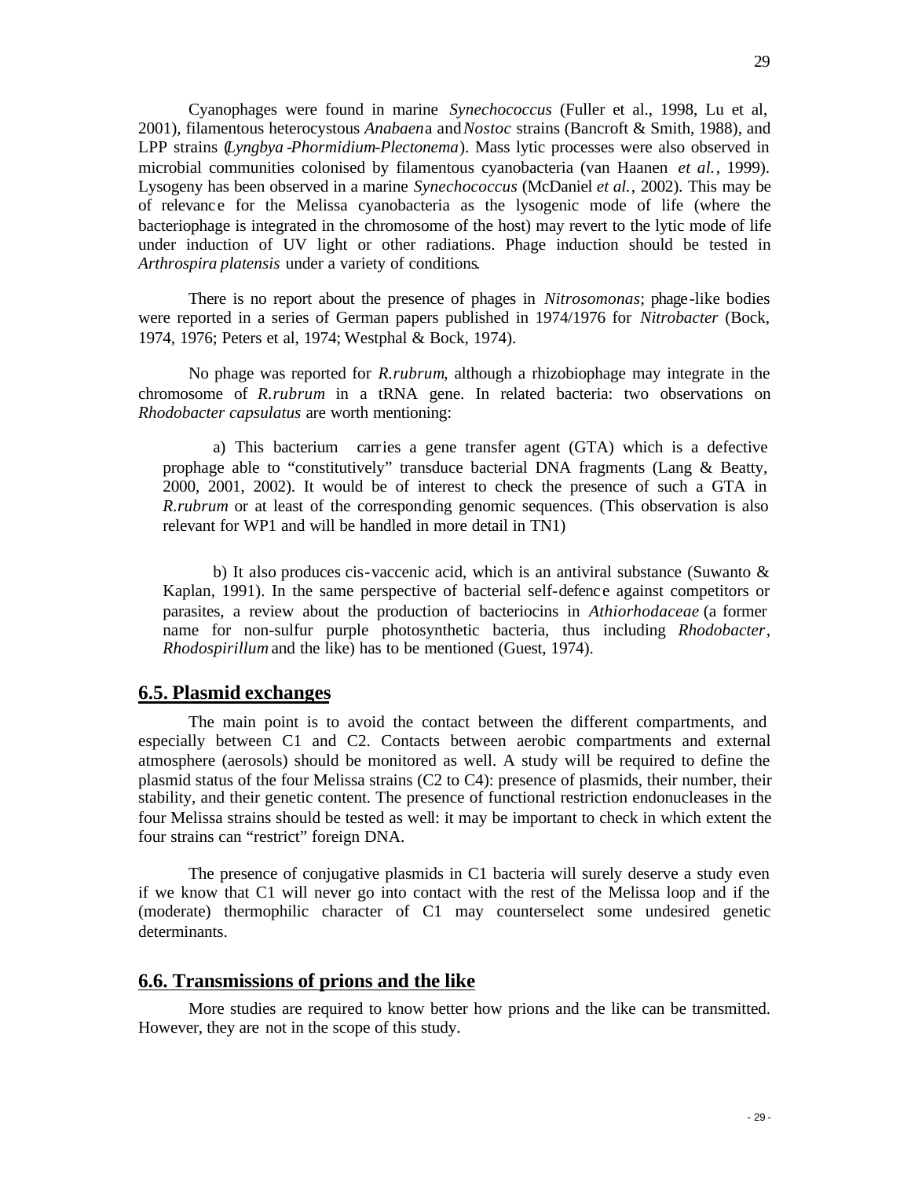Cyanophages were found in marine *Synechococcus* (Fuller et al., 1998, Lu et al, 2001), filamentous heterocystous *Anabaena* and *Nostoc* strains (Bancroft & Smith, 1988), and LPP strains (*Lyngbya-Phormidium-Plectonema*). Mass lytic processes were also observed in microbial communities colonised by filamentous cyanobacteria (van Haanen *et al.*, 1999). Lysogeny has been observed in a marine *Synechococcus* (McDaniel *et al.*, 2002). This may be of relevance for the Melissa cyanobacteria as the lysogenic mode of life (where the bacteriophage is integrated in the chromosome of the host) may revert to the lytic mode of life under induction of UV light or other radiations. Phage induction should be tested in *Arthrospira platensis* under a variety of conditions.

There is no report about the presence of phages in *Nitrosomonas*; phage-like bodies were reported in a series of German papers published in 1974/1976 for *Nitrobacter* (Bock, 1974, 1976; Peters et al, 1974; Westphal & Bock, 1974).

No phage was reported for *R.rubrum*, although a rhizobiophage may integrate in the chromosome of *R.rubrum* in a tRNA gene. In related bacteria: two observations on *Rhodobacter capsulatus* are worth mentioning:

a) This bacterium carries a gene transfer agent (GTA) which is a defective prophage able to "constitutively" transduce bacterial DNA fragments (Lang & Beatty, 2000, 2001, 2002). It would be of interest to check the presence of such a GTA in *R.rubrum* or at least of the corresponding genomic sequences. (This observation is also relevant for WP1 and will be handled in more detail in TN1)

b) It also produces cis-vaccenic acid, which is an antiviral substance (Suwanto & Kaplan, 1991). In the same perspective of bacterial self-defence against competitors or parasites, a review about the production of bacteriocins in *Athiorhodaceae* (a former name for non-sulfur purple photosynthetic bacteria, thus including *Rhodobacter*, *Rhodospirillum* and the like) has to be mentioned (Guest, 1974).

## 6.5. Plasmid exchanges

The main point is to avoid the contact between the different compartments, and especially between C1 and C2. Contacts between aerobic compartments and external atmosphere (aerosols) should be monitored as well. A study will be required to define the plasmid status of the four Melissa strains (C2 to C4): presence of plasmids, their number, their stability, and their genetic content. The presence of functional restriction endonucleases in the four Melissa strains should be tested as well: it may be important to check in which extent the four strains can "restrict" foreign DNA.

The presence of conjugative plasmids in C1 bacteria will surely deserve a study even if we know that C1 will never go into contact with the rest of the Melissa loop and if the (moderate) thermophilic character of C1 may counterselect some undesired genetic determinants.

## 6.6. Transmissions of prions and the like

More studies are required to know better how prions and the like can be transmitted. However, they are not in the scope of this study.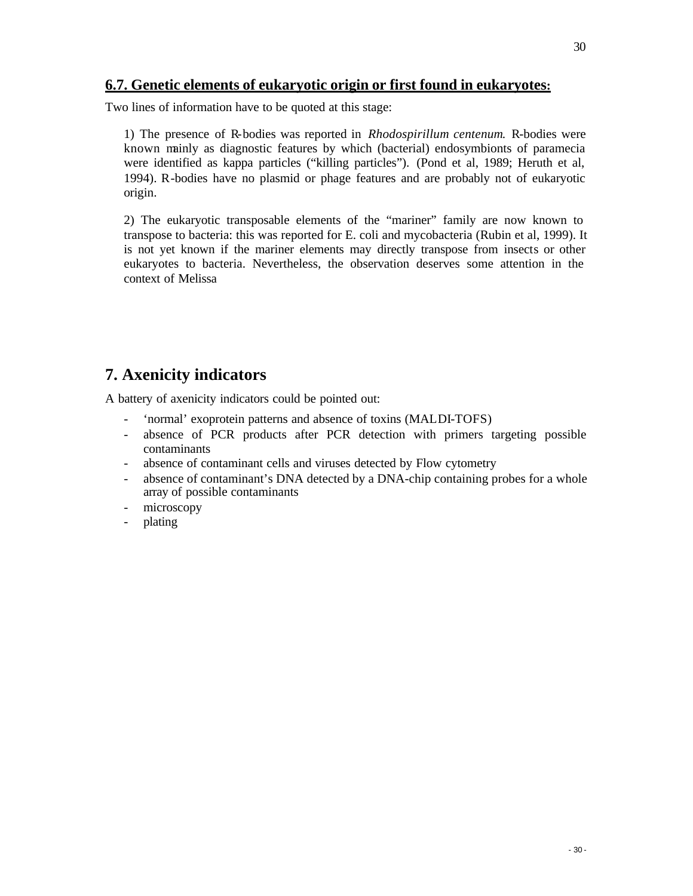## 6.7. Genetic elements of eukaryotic origin or first found in eukaryotes:

Two lines of information have to be quoted at this stage:

1) The presence of R-bodies was reported in *Rhodospirillum centenum*. R-bodies were known mainly as diagnostic features by which (bacterial) endosymbionts of paramecia were identified as kappa particles ("killing particles"). (Pond et al, 1989; Heruth et al, 1994). R-bodies have no plasmid or phage features and are probably not of eukaryotic origin.

2) The eukaryotic transposable elements of the "mariner" family are now known to transpose to bacteria: this was reported for E. coli and mycobacteria (Rubin et al, 1999). It is not yet known if the mariner elements may directly transpose from insects or other eukaryotes to bacteria. Nevertheless, the observation deserves some attention in the context of Melissa

# 7. Axenicity indicators

A battery of axenicity indicators could be pointed out:

- 'normal' exoprotein patterns and absence of toxins (MALDI-TOFS)
- absence of PCR products after PCR detection with primers targeting possible contaminants
- absence of contaminant cells and viruses detected by Flow cytometry
- absence of contaminant's DNA detected by a DNA-chip containing probes for a whole array of possible contaminants
- microscopy
- plating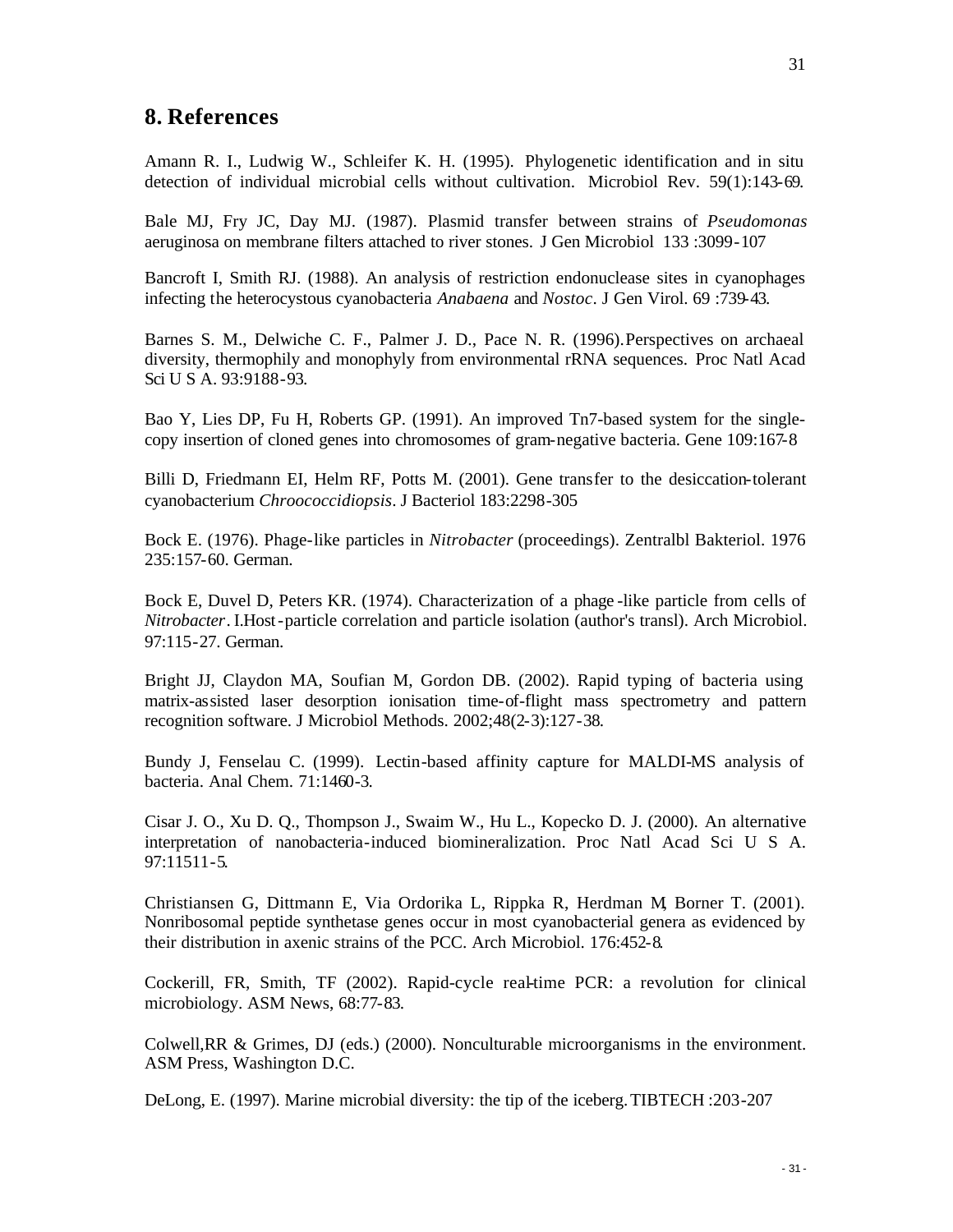## 8. References

Amann R. I., Ludwig W., Schleifer K. H. (1995). Phylogenetic identification and in situ detection of individual microbial cells without cultivation. Microbiol Rev. 59(1):143-69.

Bale MJ, Fry JC, Day MJ. (1987). Plasmid transfer between strains of *Pseudomonas* aeruginosa on membrane filters attached to river stones. J Gen Microbiol 133 :3099-107

Bancroft I, Smith RJ. (1988). An analysis of restriction endonuclease sites in cyanophages infecting the heterocystous cyanobacteria *Anabaena* and *Nostoc*. J Gen Virol. 69 :739-43.

Barnes S. M., Delwiche C. F., Palmer J. D., Pace N. R. (1996).Perspectives on archaeal diversity, thermophily and monophyly from environmental rRNA sequences. Proc Natl Acad Sci U S A. 93:9188-93.

Bao Y, Lies DP, Fu H, Roberts GP. (1991). An improved Tn7-based system for the single-copy insertion of cloned genes into chromosomes of gram-negative bacteria. Gene 109:167-8

Billi D, Friedmann EI, Helm RF, Potts M. (2001). Gene transfer to the desiccation-tolerant cyanobacterium *Chroococcidiopsis*. J Bacteriol 183:2298-305

Bock E. (1976). Phage-like particles in *Nitrobacter* (proceedings). Zentralbl Bakteriol. 1976 235:157-60. German.

Bock E, Duvel D, Peters KR. (1974). Characterization of a phage-like particle from cells of *Nitrobacter*. I.Host-particle correlation and particle isolation (author's transl). Arch Microbiol. 97:115-27. German.

Bright JJ, Claydon MA, Soufian M, Gordon DB. (2002). Rapid typing of bacteria using matrix-assisted laser desorption ionisation time-of-flight mass spectrometry and pattern recognition software. J Microbiol Methods. 2002;48(2-3):127-38.

Bundy J, Fenselau C. (1999). Lectin-based affinity capture for MALDI-MS analysis of bacteria. Anal Chem. 71:1460-3.

Cisar J. O., Xu D. Q., Thompson J., Swaim W., Hu L., Kopecko D. J. (2000). An alternative interpretation of nanobacteria-induced biomineralization. Proc Natl Acad Sci U S A. 97:11511-5.

Christiansen G, Dittmann E, Via Ordorika L, Rippka R, Herdman M, Borner T. (2001). Nonribosomal peptide synthetase genes occur in most cyanobacterial genera as evidenced by their distribution in axenic strains of the PCC. Arch Microbiol. 176:452-8.

Cockerill, FR, Smith, TF (2002). Rapid-cycle real-time PCR: a revolution for clinical microbiology. ASM News, 68:77-83.

Colwell,RR & Grimes, DJ (eds.) (2000). Nonculturable microorganisms in the environment. ASM Press, Washington D.C.

DeLong, E. (1997). Marine microbial diversity: the tip of the iceberg. TIBTECH :203-207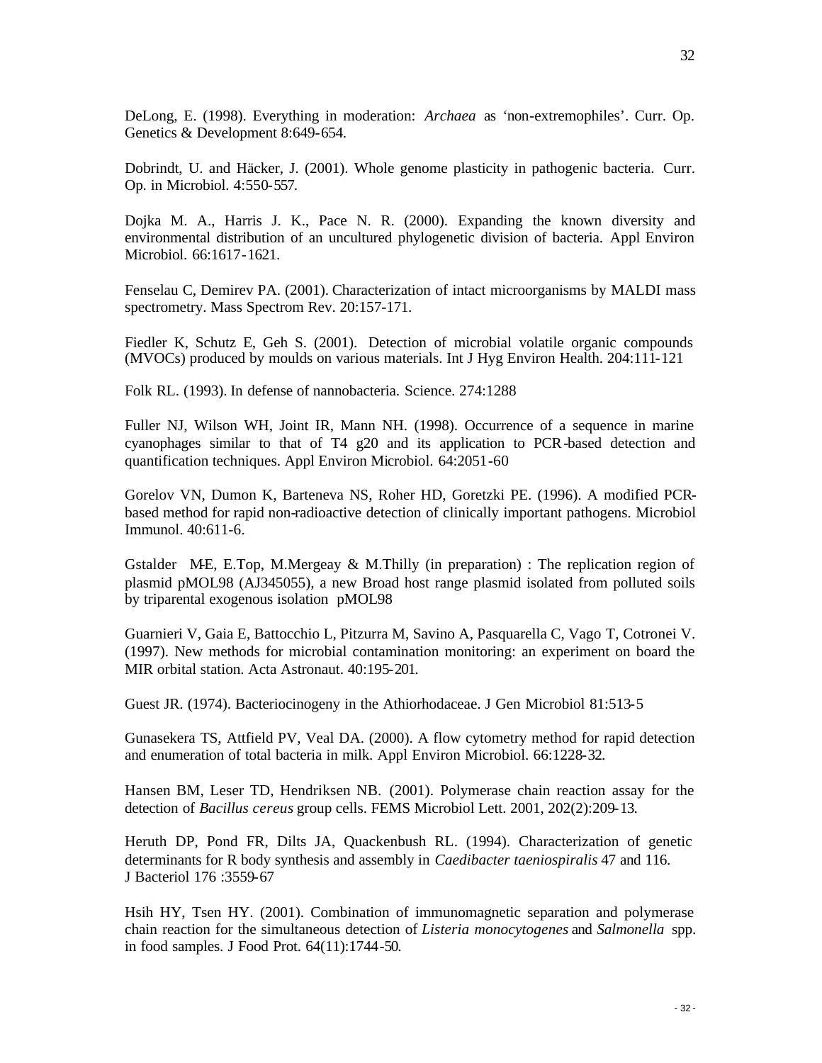DeLong, E. (1998). Everything in moderation: *Archaea* as 'non-extremophiles'. Curr. Op. Genetics & Development 8:649-654.

Dobrindt, U. and Häcker, J. (2001). Whole genome plasticity in pathogenic bacteria. Curr. Op. in Microbiol. 4:550-557.

Dojka M. A., Harris J. K., Pace N. R. (2000). Expanding the known diversity and environmental distribution of an uncultured phylogenetic division of bacteria. Appl Environ Microbiol. 66:1617-1621.

Fenselau C, Demirev PA. (2001). Characterization of intact microorganisms by MALDI mass spectrometry. Mass Spectrom Rev. 20:157-171.

Fiedler K, Schutz E, Geh S. (2001). Detection of microbial volatile organic compounds (MVOCs) produced by moulds on various materials. Int J Hyg Environ Health. 204:111-121

Folk RL. (1993). In defense of nannobacteria. Science. 274:1288

Fuller NJ, Wilson WH, Joint IR, Mann NH. (1998). Occurrence of a sequence in marine cyanophages similar to that of T4 g20 and its application to PCR-based detection and quantification techniques. Appl Environ Microbiol. 64:2051-60

Gorelov VN, Dumon K, Barteneva NS, Roher HD, Goretzki PE. (1996). A modified PCR-based method for rapid non-radioactive detection of clinically important pathogens. Microbiol Immunol. 40:611-6.

Gstalder M-E, E.Top, M.Mergeay & M.Thilly (in preparation) : The replication region of plasmid pMOL98 (AJ345055), a new Broad host range plasmid isolated from polluted soils by triparental exogenous isolation pMOL98

Guarnieri V, Gaia E, Battocchio L, Pitzurra M, Savino A, Pasquarella C, Vago T, Cotronei V. (1997). New methods for microbial contamination monitoring: an experiment on board the MIR orbital station. Acta Astronaut. 40:195-201.

Guest JR. (1974). Bacteriocinogeny in the Athiorhodaceae. J Gen Microbiol 81:513-5

Gunasekera TS, Attfield PV, Veal DA. (2000). A flow cytometry method for rapid detection and enumeration of total bacteria in milk. Appl Environ Microbiol. 66:1228-32.

Hansen BM, Leser TD, Hendriksen NB. (2001). Polymerase chain reaction assay for the detection of *Bacillus cereus* group cells. FEMS Microbiol Lett. 2001, 202(2):209-13.

Heruth DP, Pond FR, Dilts JA, Quackenbush RL. (1994). Characterization of genetic determinants for R body synthesis and assembly in *Caedibacter taeniospiralis* 47 and 116. J Bacteriol 176 :3559-67

Hsih HY, Tsen HY. (2001). Combination of immunomagnetic separation and polymerase chain reaction for the simultaneous detection of *Listeria monocytogenes* and *Salmonella* spp. in food samples. J Food Prot. 64(11):1744-50.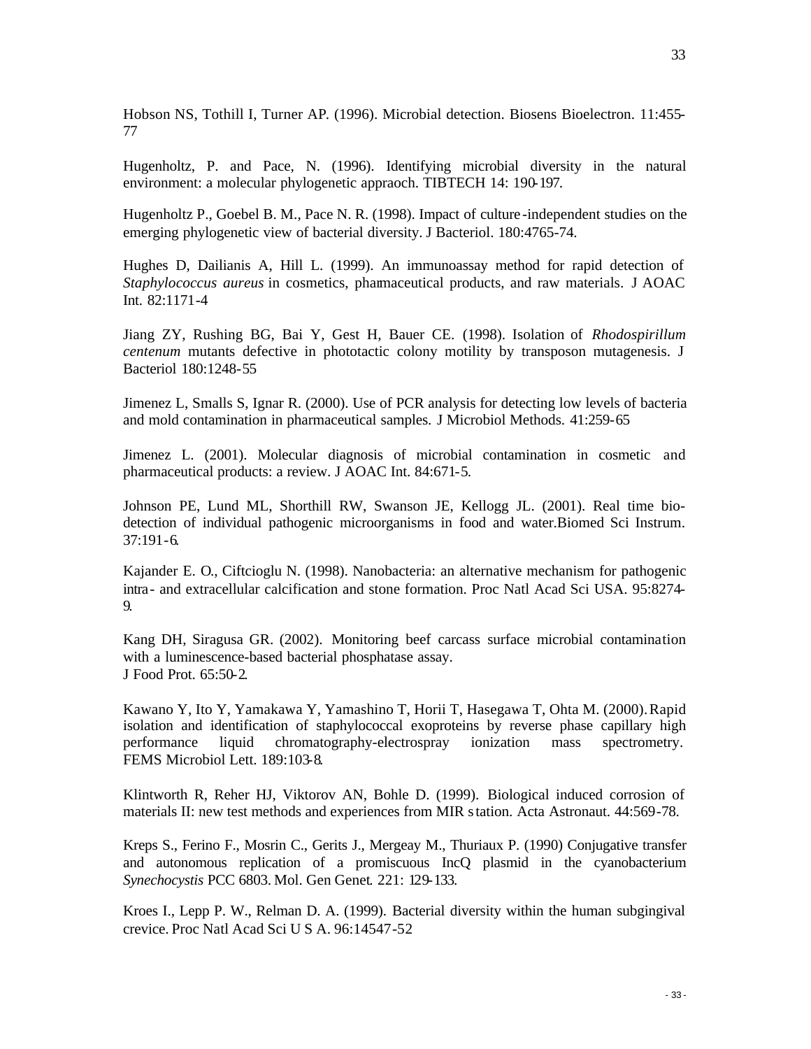Hobson NS, Tothill I, Turner AP. (1996). Microbial detection. Biosens Bioelectron. 11:455-77

Hugenholtz, P. and Pace, N. (1996). Identifying microbial diversity in the natural environment: a molecular phylogenetic appraoch. TIBTECH 14: 190-197.

Hugenholtz P., Goebel B. M., Pace N. R. (1998). Impact of culture-independent studies on the emerging phylogenetic view of bacterial diversity. J Bacteriol. 180:4765-74.

Hughes D, Dailianis A, Hill L. (1999). An immunoassay method for rapid detection of *Staphylococcus aureus* in cosmetics, pharmaceutical products, and raw materials. J AOAC Int. 82:1171-4

Jiang ZY, Rushing BG, Bai Y, Gest H, Bauer CE. (1998). Isolation of *Rhodospirillum centenum* mutants defective in phototactic colony motility by transposon mutagenesis. J Bacteriol 180:1248-55

Jimenez L, Smalls S, Ignar R. (2000). Use of PCR analysis for detecting low levels of bacteria and mold contamination in pharmaceutical samples. J Microbiol Methods. 41:259-65

Jimenez L. (2001). Molecular diagnosis of microbial contamination in cosmetic and pharmaceutical products: a review. J AOAC Int. 84:671-5.

Johnson PE, Lund ML, Shorthill RW, Swanson JE, Kellogg JL. (2001). Real time bio-detection of individual pathogenic microorganisms in food and water.Biomed Sci Instrum. 37:191-6.

Kajander E. O., Ciftcioglu N. (1998). Nanobacteria: an alternative mechanism for pathogenic intra- and extracellular calcification and stone formation. Proc Natl Acad Sci USA. 95:8274-9.

Kang DH, Siragusa GR. (2002). Monitoring beef carcass surface microbial contamination with a luminescence-based bacterial phosphatase assay.
J Food Prot. 65:50-2.

Kawano Y, Ito Y, Yamakawa Y, Yamashino T, Horii T, Hasegawa T, Ohta M. (2000). Rapid isolation and identification of staphylococcal exoproteins by reverse phase capillary high performance liquid chromatography-electrospray ionization mass spectrometry. FEMS Microbiol Lett. 189:103-8.

Klintworth R, Reher HJ, Viktorov AN, Bohle D. (1999). Biological induced corrosion of materials II: new test methods and experiences from MIR station. Acta Astronaut. 44:569-78.

Kreps S., Ferino F., Mosrin C., Gerits J., Mergeay M., Thuriaux P. (1990) Conjugative transfer and autonomous replication of a promiscuous IncQ plasmid in the cyanobacterium *Synechocystis* PCC 6803. Mol. Gen Genet. 221: 129-133.

Kroes I., Lepp P. W., Relman D. A. (1999). Bacterial diversity within the human subgingival crevice. Proc Natl Acad Sci U S A. 96:14547-52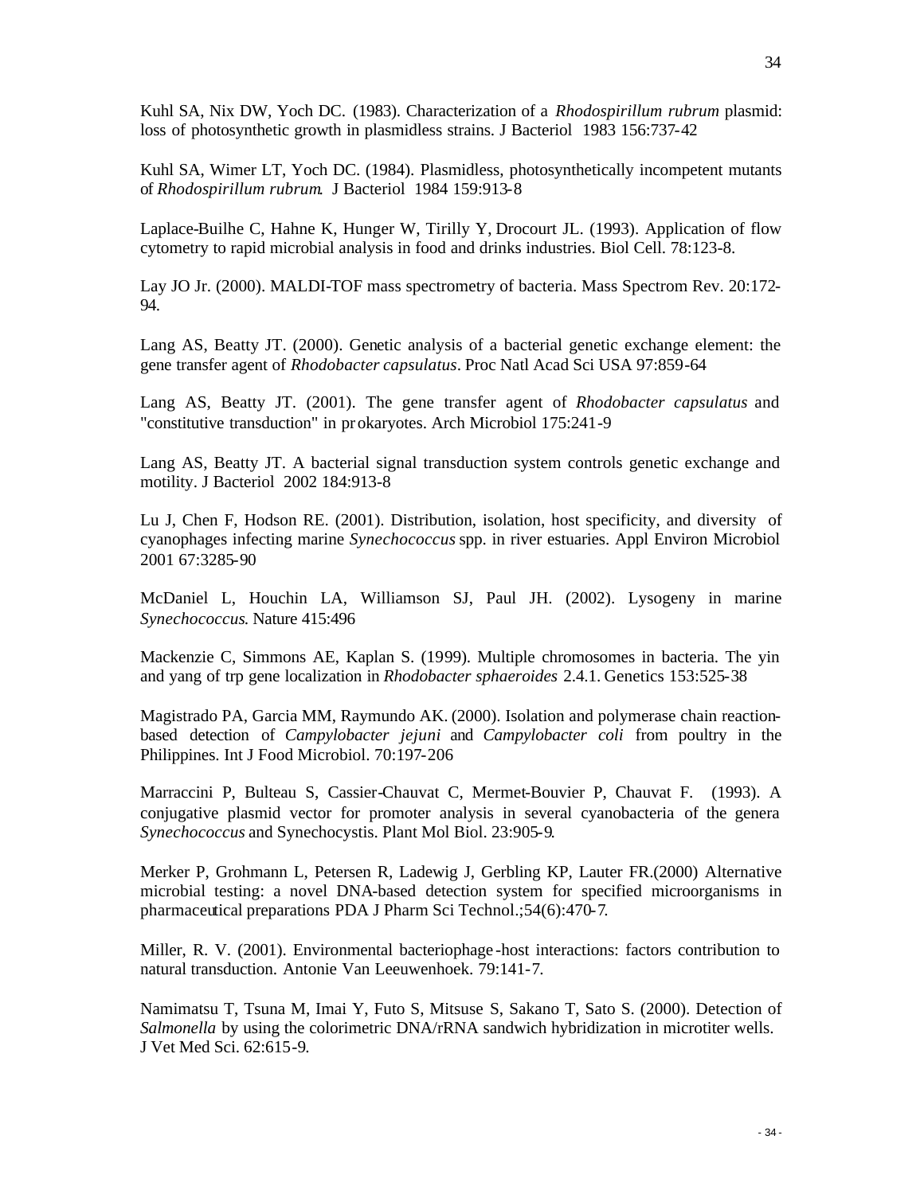Kuhl SA, Nix DW, Yoch DC. (1983). Characterization of a *Rhodospirillum rubrum* plasmid: loss of photosynthetic growth in plasmidless strains. J Bacteriol 1983 156:737-42

Kuhl SA, Wimer LT, Yoch DC. (1984). Plasmidless, photosynthetically incompetent mutants of *Rhodospirillum rubrum*. J Bacteriol 1984 159:913-8

Laplace-Builhe C, Hahne K, Hunger W, Tirilly Y, Drocourt JL. (1993). Application of flow cytometry to rapid microbial analysis in food and drinks industries. Biol Cell. 78:123-8.

Lay JO Jr. (2000). MALDI-TOF mass spectrometry of bacteria. Mass Spectrom Rev. 20:172-94.

Lang AS, Beatty JT. (2000). Genetic analysis of a bacterial genetic exchange element: the gene transfer agent of *Rhodobacter capsulatus*. Proc Natl Acad Sci USA 97:859-64

Lang AS, Beatty JT. (2001). The gene transfer agent of *Rhodobacter capsulatus* and "constitutive transduction" in prokaryotes. Arch Microbiol 175:241-9

Lang AS, Beatty JT. A bacterial signal transduction system controls genetic exchange and motility. J Bacteriol 2002 184:913-8

Lu J, Chen F, Hodson RE. (2001). Distribution, isolation, host specificity, and diversity of cyanophages infecting marine *Synechococcus* spp. in river estuaries. Appl Environ Microbiol 2001 67:3285-90

McDaniel L, Houchin LA, Williamson SJ, Paul JH. (2002). Lysogeny in marine *Synechococcus*. Nature 415:496

Mackenzie C, Simmons AE, Kaplan S. (1999). Multiple chromosomes in bacteria. The yin and yang of trp gene localization in *Rhodobacter sphaeroides* 2.4.1. Genetics 153:525-38

Magistrado PA, Garcia MM, Raymundo AK. (2000). Isolation and polymerase chain reaction-based detection of *Campylobacter jejuni* and *Campylobacter coli* from poultry in the Philippines. Int J Food Microbiol. 70:197-206

Marraccini P, Bulteau S, Cassier-Chauvat C, Mermet-Bouvier P, Chauvat F. (1993). A conjugative plasmid vector for promoter analysis in several cyanobacteria of the genera *Synechococcus* and Synechocystis. Plant Mol Biol. 23:905-9.

Merker P, Grohmann L, Petersen R, Ladewig J, Gerbling KP, Lauter FR.(2000) Alternative microbial testing: a novel DNA-based detection system for specified microorganisms in pharmaceutical preparations PDA J Pharm Sci Technol.;54(6):470-7.

Miller, R. V. (2001). Environmental bacteriophage-host interactions: factors contribution to natural transduction. Antonie Van Leeuwenhoek. 79:141-7.

Namimatsu T, Tsuna M, Imai Y, Futo S, Mitsuse S, Sakano T, Sato S. (2000). Detection of *Salmonella* by using the colorimetric DNA/rRNA sandwich hybridization in microtiter wells. J Vet Med Sci. 62:615-9.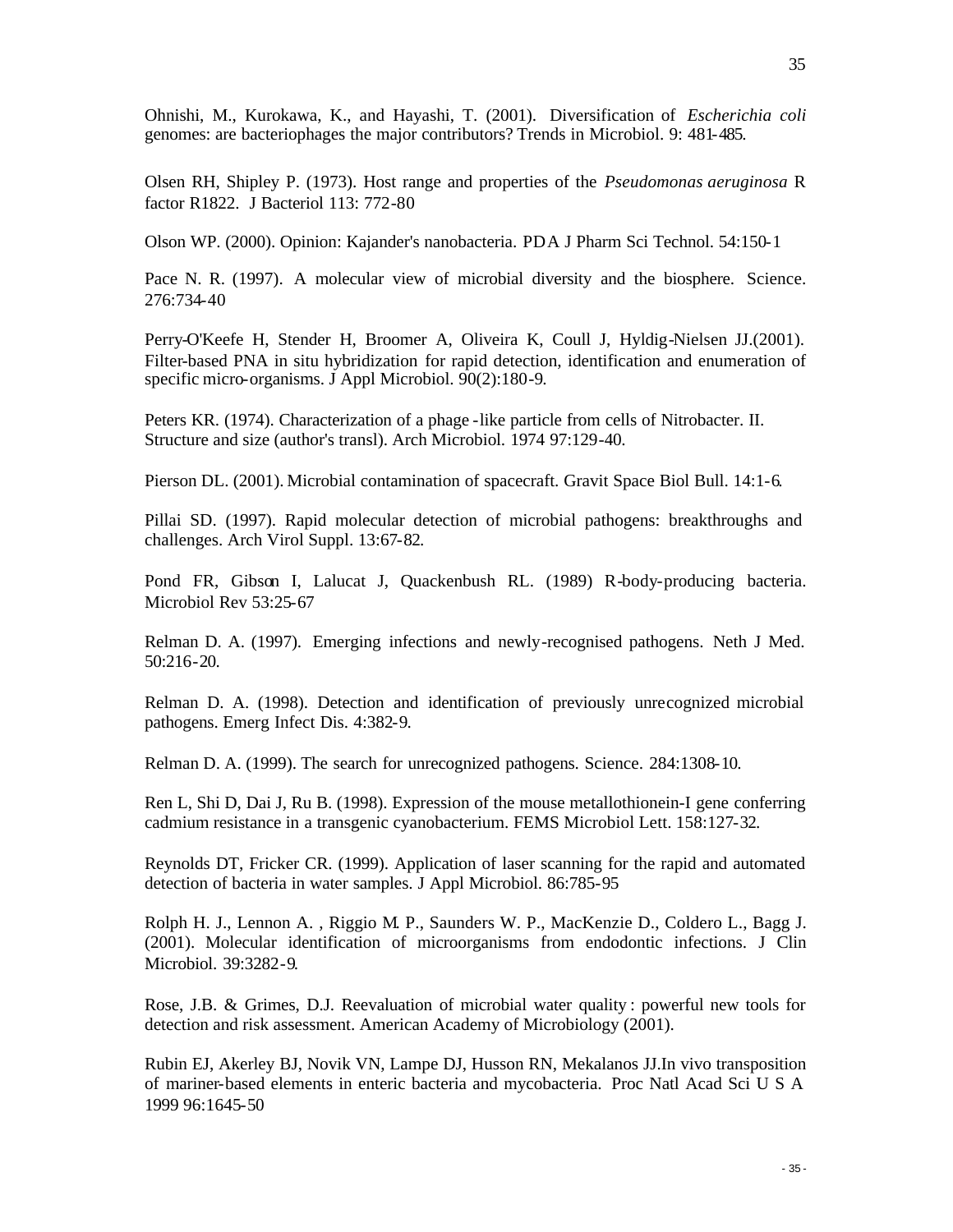Ohnishi, M., Kurokawa, K., and Hayashi, T. (2001). Diversification of *Escherichia coli* genomes: are bacteriophages the major contributors? Trends in Microbiol. 9: 481-485.

Olsen RH, Shipley P. (1973). Host range and properties of the *Pseudomonas aeruginosa* R factor R1822. J Bacteriol 113: 772-80

Olson WP. (2000). Opinion: Kajander's nanobacteria. PDA J Pharm Sci Technol. 54:150-1

Pace N. R. (1997). A molecular view of microbial diversity and the biosphere. Science. 276:734-40

Perry-O'Keefe H, Stender H, Broomer A, Oliveira K, Coull J, Hyldig-Nielsen JJ.(2001). Filter-based PNA in situ hybridization for rapid detection, identification and enumeration of specific micro-organisms. J Appl Microbiol. 90(2):180-9.

Peters KR. (1974). Characterization of a phage-like particle from cells of Nitrobacter. II. Structure and size (author's transl). Arch Microbiol. 1974 97:129-40.

Pierson DL. (2001). Microbial contamination of spacecraft. Gravit Space Biol Bull. 14:1-6.

Pillai SD. (1997). Rapid molecular detection of microbial pathogens: breakthroughs and challenges. Arch Virol Suppl. 13:67-82.

Pond FR, Gibson I, Lalucat J, Quackenbush RL. (1989) R-body-producing bacteria. Microbiol Rev 53:25-67

Relman D. A. (1997). Emerging infections and newly-recognised pathogens. Neth J Med. 50:216-20.

Relman D. A. (1998). Detection and identification of previously unrecognized microbial pathogens. Emerg Infect Dis. 4:382-9.

Relman D. A. (1999). The search for unrecognized pathogens. Science. 284:1308-10.

Ren L, Shi D, Dai J, Ru B. (1998). Expression of the mouse metallothionein-I gene conferring cadmium resistance in a transgenic cyanobacterium. FEMS Microbiol Lett. 158:127-32.

Reynolds DT, Fricker CR. (1999). Application of laser scanning for the rapid and automated detection of bacteria in water samples. J Appl Microbiol. 86:785-95

Rolph H. J., Lennon A. , Riggio M. P., Saunders W. P., MacKenzie D., Coldero L., Bagg J. (2001). Molecular identification of microorganisms from endodontic infections. J Clin Microbiol. 39:3282-9.

Rose, J.B. & Grimes, D.J. Reevaluation of microbial water quality: powerful new tools for detection and risk assessment. American Academy of Microbiology (2001).

Rubin EJ, Akerley BJ, Novik VN, Lampe DJ, Husson RN, Mekalanos JJ.In vivo transposition of mariner-based elements in enteric bacteria and mycobacteria. Proc Natl Acad Sci U S A 1999 96:1645-50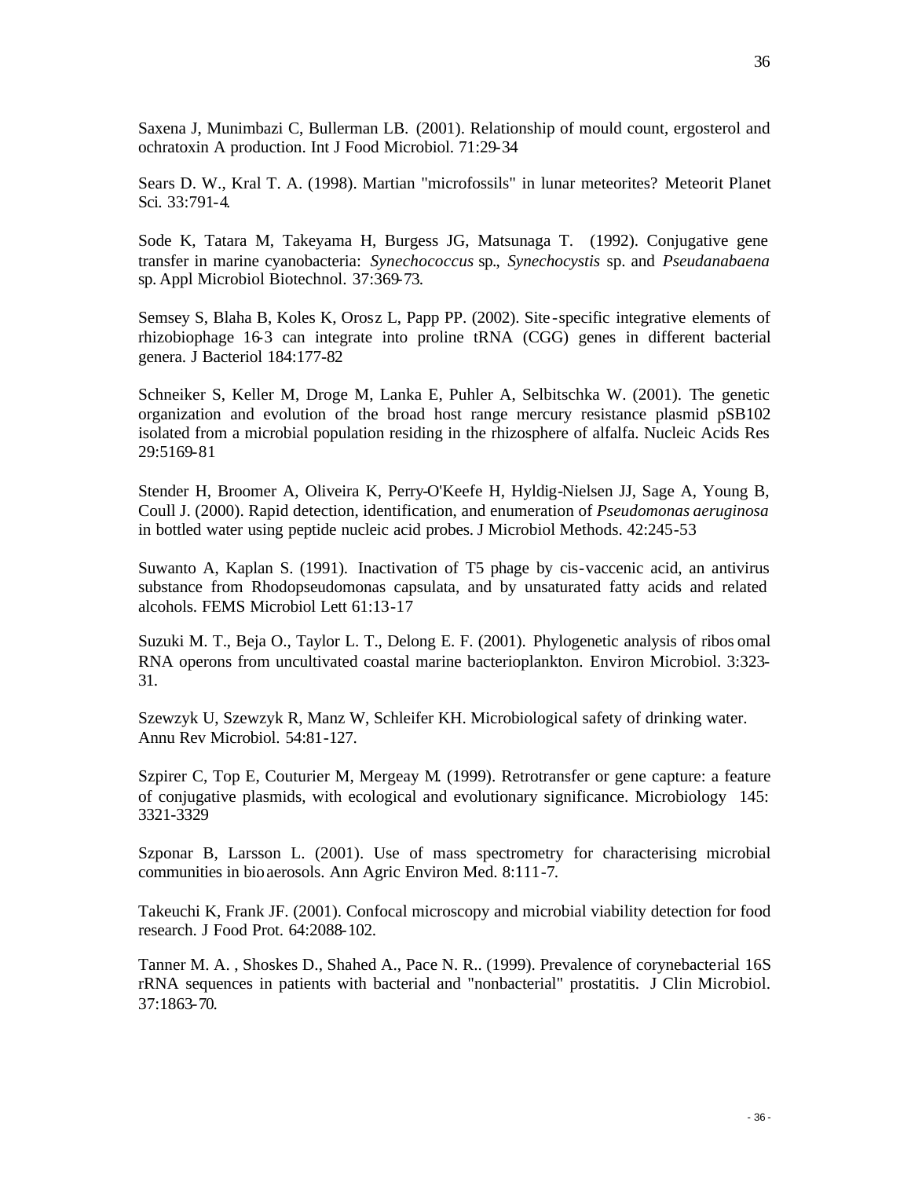Saxena J, Munimbazi C, Bullerman LB. (2001). Relationship of mould count, ergosterol and ochratoxin A production. Int J Food Microbiol. 71:29-34

Sears D. W., Kral T. A. (1998). Martian "microfossils" in lunar meteorites? Meteorit Planet Sci. 33:791-4.

Sode K, Tatara M, Takeyama H, Burgess JG, Matsunaga T. (1992). Conjugative gene transfer in marine cyanobacteria: *Synechococcus* sp., *Synechocystis* sp. and *Pseudanabaena* sp. Appl Microbiol Biotechnol. 37:369-73.

Semsey S, Blaha B, Koles K, Orosz L, Papp PP. (2002). Site-specific integrative elements of rhizobiophage 16-3 can integrate into proline tRNA (CGG) genes in different bacterial genera. J Bacteriol 184:177-82

Schneiker S, Keller M, Droge M, Lanka E, Puhler A, Selbitschka W. (2001). The genetic organization and evolution of the broad host range mercury resistance plasmid pSB102 isolated from a microbial population residing in the rhizosphere of alfalfa. Nucleic Acids Res 29:5169-81

Stender H, Broomer A, Oliveira K, Perry-O'Keefe H, Hyldig-Nielsen JJ, Sage A, Young B, Coull J. (2000). Rapid detection, identification, and enumeration of *Pseudomonas aeruginosa* in bottled water using peptide nucleic acid probes. J Microbiol Methods. 42:245-53

Suwanto A, Kaplan S. (1991). Inactivation of T5 phage by cis-vaccenic acid, an antivirus substance from Rhodopseudomonas capsulata, and by unsaturated fatty acids and related alcohols. FEMS Microbiol Lett 61:13-17

Suzuki M. T., Beja O., Taylor L. T., Delong E. F. (2001). Phylogenetic analysis of ribosomal RNA operons from uncultivated coastal marine bacterioplankton. Environ Microbiol. 3:323-31.

Szewzyk U, Szewzyk R, Manz W, Schleifer KH. Microbiological safety of drinking water. Annu Rev Microbiol. 54:81-127.

Szpirer C, Top E, Couturier M, Mergeay M. (1999). Retrotransfer or gene capture: a feature of conjugative plasmids, with ecological and evolutionary significance. Microbiology 145: 3321-3329

Szponar B, Larsson L. (2001). Use of mass spectrometry for characterising microbial communities in bioaerosols. Ann Agric Environ Med. 8:111-7.

Takeuchi K, Frank JF. (2001). Confocal microscopy and microbial viability detection for food research. J Food Prot. 64:2088-102.

Tanner M. A. , Shoskes D., Shahed A., Pace N. R.. (1999). Prevalence of corynebacterial 16S rRNA sequences in patients with bacterial and "nonbacterial" prostatitis. J Clin Microbiol. 37:1863-70.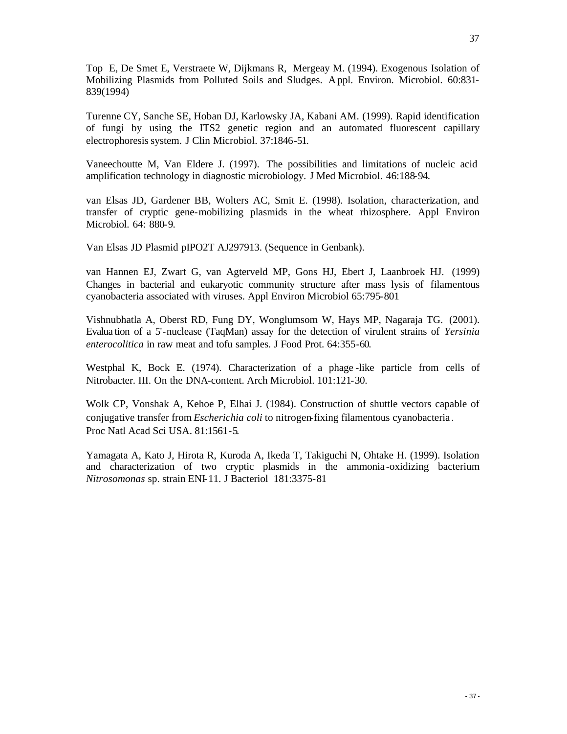Top E, De Smet E, Verstraete W, Dijkmans R, Mergeay M. (1994). Exogenous Isolation of Mobilizing Plasmids from Polluted Soils and Sludges. Appl. Environ. Microbiol. 60:831-839(1994)

Turenne CY, Sanche SE, Hoban DJ, Karlowsky JA, Kabani AM. (1999). Rapid identification of fungi by using the ITS2 genetic region and an automated fluorescent capillary electrophoresis system. J Clin Microbiol. 37:1846-51.

Vaneechoutte M, Van Eldere J. (1997). The possibilities and limitations of nucleic acid amplification technology in diagnostic microbiology. J Med Microbiol. 46:188-94.

van Elsas JD, Gardener BB, Wolters AC, Smit E. (1998). Isolation, characterization, and transfer of cryptic gene-mobilizing plasmids in the wheat rhizosphere. Appl Environ Microbiol. 64: 880-9.

Van Elsas JD Plasmid pIPO2T AJ297913. (Sequence in Genbank).

van Hannen EJ, Zwart G, van Agterveld MP, Gons HJ, Ebert J, Laanbroek HJ. (1999) Changes in bacterial and eukaryotic community structure after mass lysis of filamentous cyanobacteria associated with viruses. Appl Environ Microbiol 65:795-801

Vishnubhatla A, Oberst RD, Fung DY, Wonglumsom W, Hays MP, Nagaraja TG. (2001). Evaluation of a 5'-nuclease (TaqMan) assay for the detection of virulent strains of *Yersinia enterocolitica* in raw meat and tofu samples. J Food Prot. 64:355-60.

Westphal K, Bock E. (1974). Characterization of a phage-like particle from cells of Nitrobacter. III. On the DNA-content. Arch Microbiol. 101:121-30.

Wolk CP, Vonshak A, Kehoe P, Elhai J. (1984). Construction of shuttle vectors capable of conjugative transfer from *Escherichia coli* to nitrogen-fixing filamentous cyanobacteria. Proc Natl Acad Sci USA. 81:1561-5.

Yamagata A, Kato J, Hirota R, Kuroda A, Ikeda T, Takiguchi N, Ohtake H. (1999). Isolation and characterization of two cryptic plasmids in the ammonia-oxidizing bacterium *Nitrosomonas* sp. strain ENI-11. J Bacteriol 181:3375-81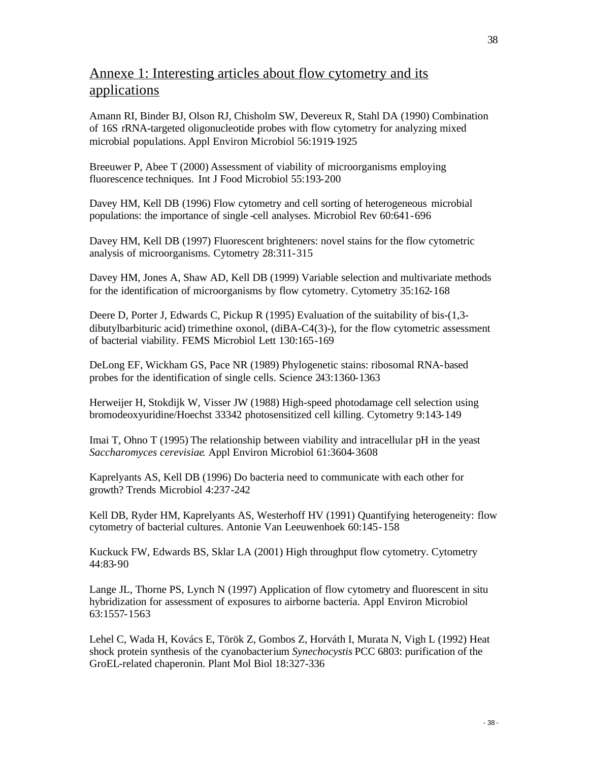## Annexe 1: Interesting articles about flow cytometry and its applications

Amann RI, Binder BJ, Olson RJ, Chisholm SW, Devereux R, Stahl DA (1990) Combination of 16S rRNA-targeted oligonucleotide probes with flow cytometry for analyzing mixed microbial populations. Appl Environ Microbiol 56:1919-1925

Breeuwer P, Abee T (2000) Assessment of viability of microorganisms employing fluorescence techniques. Int J Food Microbiol 55:193-200

Davey HM, Kell DB (1996) Flow cytometry and cell sorting of heterogeneous microbial populations: the importance of single-cell analyses. Microbiol Rev 60:641-696

Davey HM, Kell DB (1997) Fluorescent brighteners: novel stains for the flow cytometric analysis of microorganisms. Cytometry 28:311-315

Davey HM, Jones A, Shaw AD, Kell DB (1999) Variable selection and multivariate methods for the identification of microorganisms by flow cytometry. Cytometry 35:162-168

Deere D, Porter J, Edwards C, Pickup R (1995) Evaluation of the suitability of bis-(1,3-dibutylbarbituric acid) trimethine oxonol, (diBA-C4(3)-), for the flow cytometric assessment of bacterial viability. FEMS Microbiol Lett 130:165-169

DeLong EF, Wickham GS, Pace NR (1989) Phylogenetic stains: ribosomal RNA-based probes for the identification of single cells. Science 243:1360-1363

Herweijer H, Stokdijk W, Visser JW (1988) High-speed photodamage cell selection using bromodeoxyuridine/Hoechst 33342 photosensitized cell killing. Cytometry 9:143-149

Imai T, Ohno T (1995) The relationship between viability and intracellular pH in the yeast *Saccharomyces cerevisiae*. Appl Environ Microbiol 61:3604-3608

Kaprelyants AS, Kell DB (1996) Do bacteria need to communicate with each other for growth? Trends Microbiol 4:237-242

Kell DB, Ryder HM, Kaprelyants AS, Westerhoff HV (1991) Quantifying heterogeneity: flow cytometry of bacterial cultures. Antonie Van Leeuwenhoek 60:145-158

Kuckuck FW, Edwards BS, Sklar LA (2001) High throughput flow cytometry. Cytometry 44:83-90

Lange JL, Thorne PS, Lynch N (1997) Application of flow cytometry and fluorescent in situ hybridization for assessment of exposures to airborne bacteria. Appl Environ Microbiol 63:1557-1563

Lehel C, Wada H, Kovács E, Török Z, Gombos Z, Horváth I, Murata N, Vigh L (1992) Heat shock protein synthesis of the cyanobacterium *Synechocystis* PCC 6803: purification of the GroEL-related chaperonin. Plant Mol Biol 18:327-336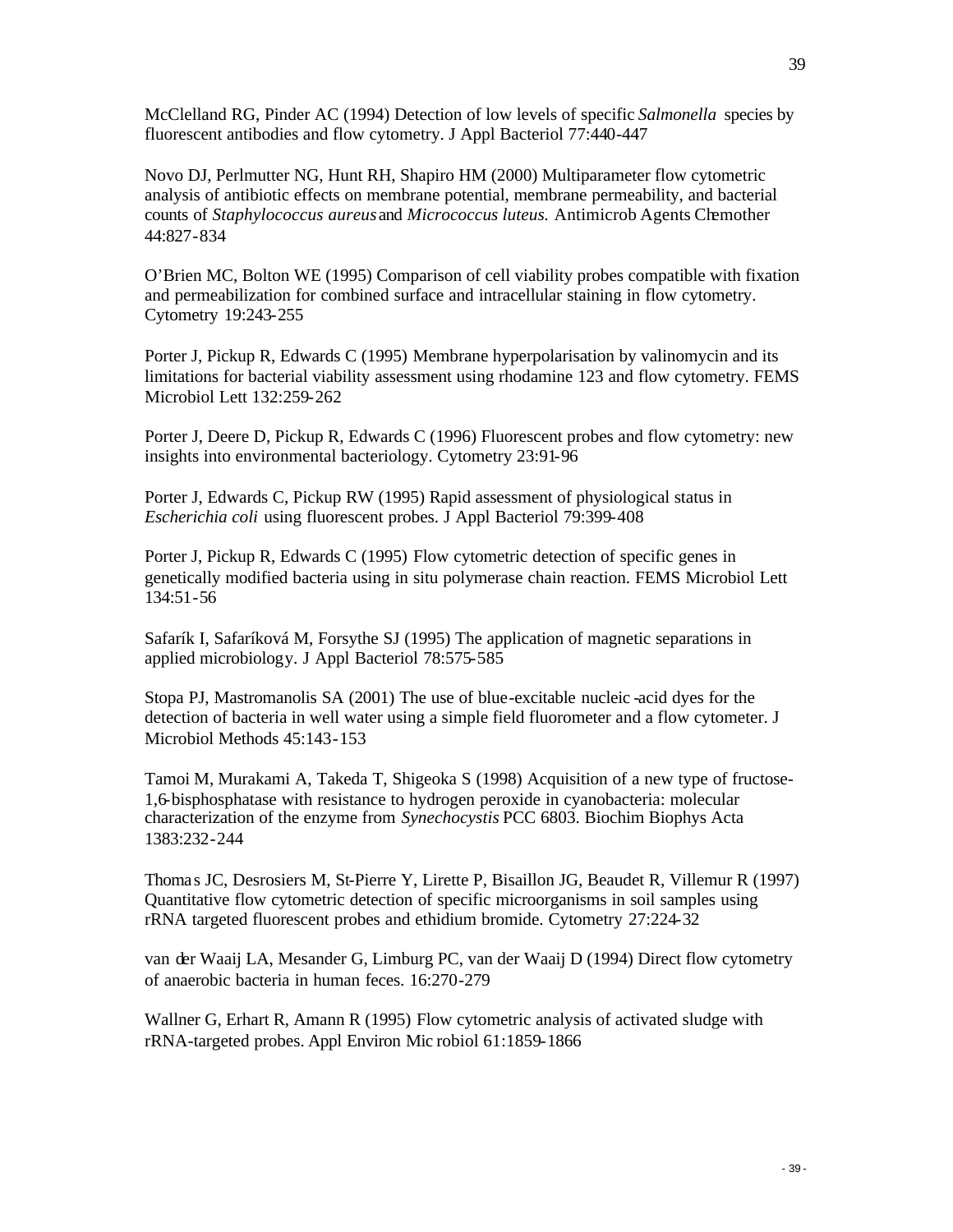McClelland RG, Pinder AC (1994) Detection of low levels of specific *Salmonella* species by fluorescent antibodies and flow cytometry. J Appl Bacteriol 77:440-447

Novo DJ, Perlmutter NG, Hunt RH, Shapiro HM (2000) Multiparameter flow cytometric analysis of antibiotic effects on membrane potential, membrane permeability, and bacterial counts of *Staphylococcus aureus* and *Micrococcus luteus.* Antimicrob Agents Chemother 44:827-834

O'Brien MC, Bolton WE (1995) Comparison of cell viability probes compatible with fixation and permeabilization for combined surface and intracellular staining in flow cytometry. Cytometry 19:243-255

Porter J, Pickup R, Edwards C (1995) Membrane hyperpolarisation by valinomycin and its limitations for bacterial viability assessment using rhodamine 123 and flow cytometry. FEMS Microbiol Lett 132:259-262

Porter J, Deere D, Pickup R, Edwards C (1996) Fluorescent probes and flow cytometry: new insights into environmental bacteriology. Cytometry 23:91-96

Porter J, Edwards C, Pickup RW (1995) Rapid assessment of physiological status in *Escherichia coli* using fluorescent probes. J Appl Bacteriol 79:399-408

Porter J, Pickup R, Edwards C (1995) Flow cytometric detection of specific genes in genetically modified bacteria using in situ polymerase chain reaction. FEMS Microbiol Lett 134:51-56

Safarík I, Safaríková M, Forsythe SJ (1995) The application of magnetic separations in applied microbiology. J Appl Bacteriol 78:575-585

Stopa PJ, Mastromanolis SA (2001) The use of blue-excitable nucleic-acid dyes for the detection of bacteria in well water using a simple field fluorometer and a flow cytometer. J Microbiol Methods 45:143-153

Tamoi M, Murakami A, Takeda T, Shigeoka S (1998) Acquisition of a new type of fructose-1,6-bisphosphatase with resistance to hydrogen peroxide in cyanobacteria: molecular characterization of the enzyme from *Synechocystis* PCC 6803. Biochim Biophys Acta 1383:232-244

Thomas JC, Desrosiers M, St-Pierre Y, Lirette P, Bisaillon JG, Beaudet R, Villemur R (1997) Quantitative flow cytometric detection of specific microorganisms in soil samples using rRNA targeted fluorescent probes and ethidium bromide. Cytometry 27:224-32

van der Waaij LA, Mesander G, Limburg PC, van der Waaij D (1994) Direct flow cytometry of anaerobic bacteria in human feces. 16:270-279

Wallner G, Erhart R, Amann R (1995) Flow cytometric analysis of activated sludge with rRNA-targeted probes. Appl Environ Microbiol 61:1859-1866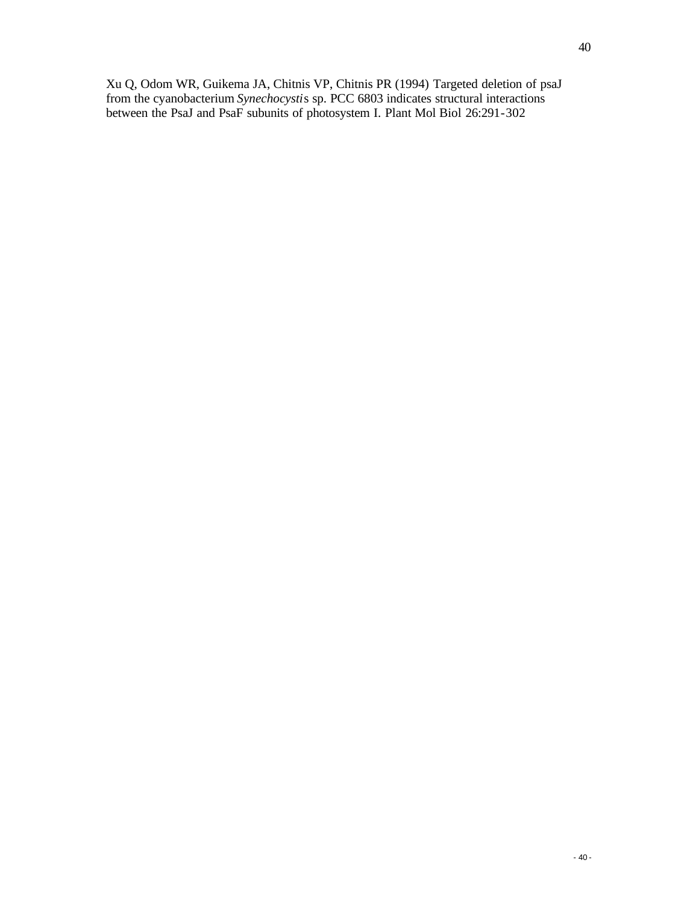Xu Q, Odom WR, Guikema JA, Chitnis VP, Chitnis PR (1994) Targeted deletion of psaJ from the cyanobacterium *Synechocystis* sp. PCC 6803 indicates structural interactions between the PsaJ and PsaF subunits of photosystem I. Plant Mol Biol 26:291-302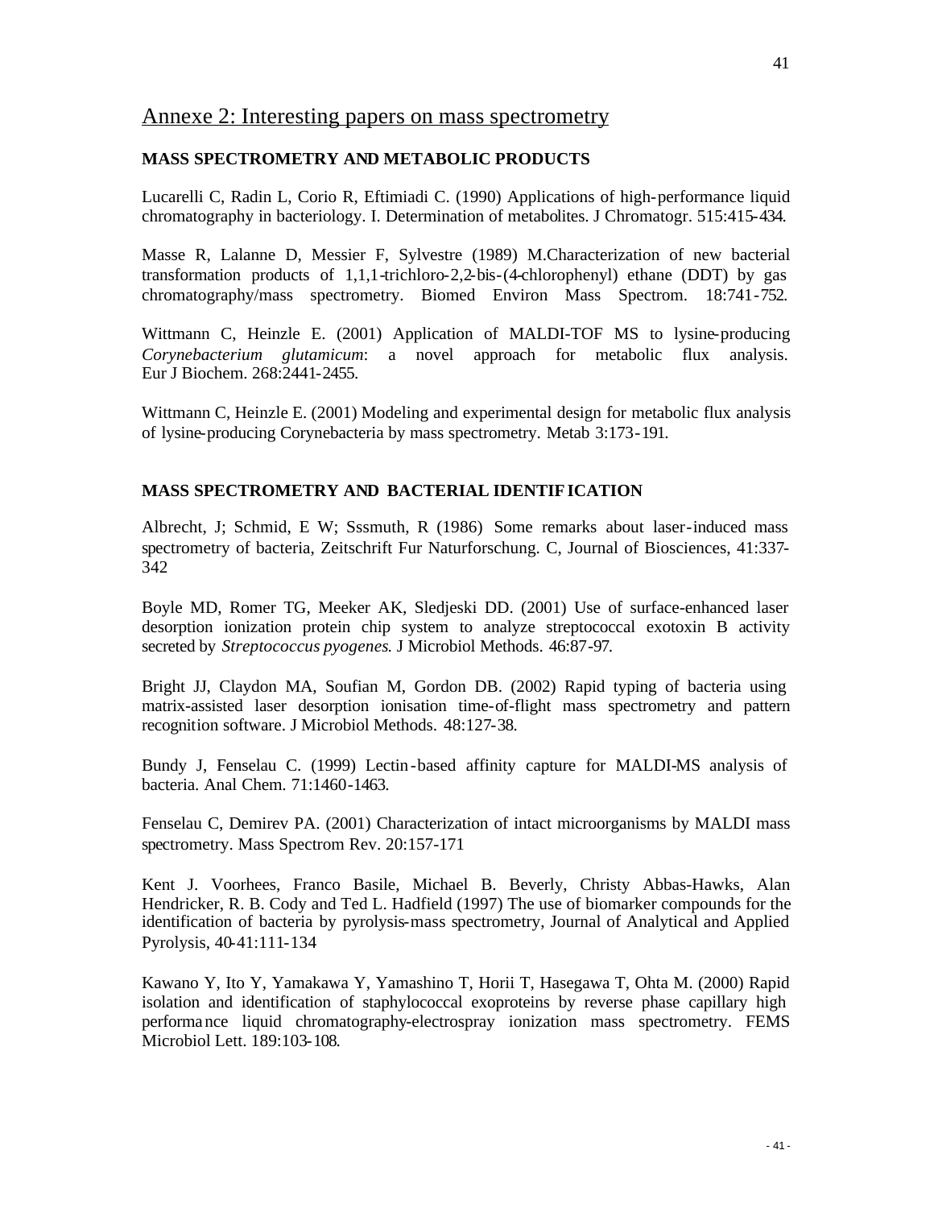## Annexe 2: Interesting papers on mass spectrometry

### MASS SPECTROMETRY AND METABOLIC PRODUCTS

Lucarelli C, Radin L, Corio R, Eftimiadi C. (1990) Applications of high-performance liquid chromatography in bacteriology. I. Determination of metabolites. J Chromatogr. 515:415-434.

Masse R, Lalanne D, Messier F, Sylvestre (1989) M.Characterization of new bacterial transformation products of 1,1,1-trichloro-2,2-bis-(4-chlorophenyl) ethane (DDT) by gas chromatography/mass spectrometry. Biomed Environ Mass Spectrom. 18:741-752.

Wittmann C, Heinzle E. (2001) Application of MALDI-TOF MS to lysine-producing *Corynebacterium glutamicum*: a novel approach for metabolic flux analysis. Eur J Biochem. 268:2441-2455.

Wittmann C, Heinzle E. (2001) Modeling and experimental design for metabolic flux analysis of lysine-producing Corynebacteria by mass spectrometry. Metab 3:173-191.

### MASS SPECTROMETRY AND BACTERIAL IDENTIFICATION

Albrecht, J; Schmid, E W; Sssmuth, R (1986) Some remarks about laser-induced mass spectrometry of bacteria, Zeitschrift Fur Naturforschung. C, Journal of Biosciences, 41:337-342

Boyle MD, Romer TG, Meeker AK, Sledjeski DD. (2001) Use of surface-enhanced laser desorption ionization protein chip system to analyze streptococcal exotoxin B activity secreted by *Streptococcus pyogenes*. J Microbiol Methods. 46:87-97.

Bright JJ, Claydon MA, Soufian M, Gordon DB. (2002) Rapid typing of bacteria using matrix-assisted laser desorption ionisation time-of-flight mass spectrometry and pattern recognition software. J Microbiol Methods. 48:127-38.

Bundy J, Fenselau C. (1999) Lectin-based affinity capture for MALDI-MS analysis of bacteria. Anal Chem. 71:1460-1463.

Fenselau C, Demirev PA. (2001) Characterization of intact microorganisms by MALDI mass spectrometry. Mass Spectrom Rev. 20:157-171

Kent J. Voorhees, Franco Basile, Michael B. Beverly, Christy Abbas-Hawks, Alan Hendricker, R. B. Cody and Ted L. Hadfield (1997) The use of biomarker compounds for the identification of bacteria by pyrolysis-mass spectrometry, Journal of Analytical and Applied Pyrolysis, 40-41:111-134

Kawano Y, Ito Y, Yamakawa Y, Yamashino T, Horii T, Hasegawa T, Ohta M. (2000) Rapid isolation and identification of staphylococcal exoproteins by reverse phase capillary high performance liquid chromatography-electrospray ionization mass spectrometry. FEMS Microbiol Lett. 189:103-108.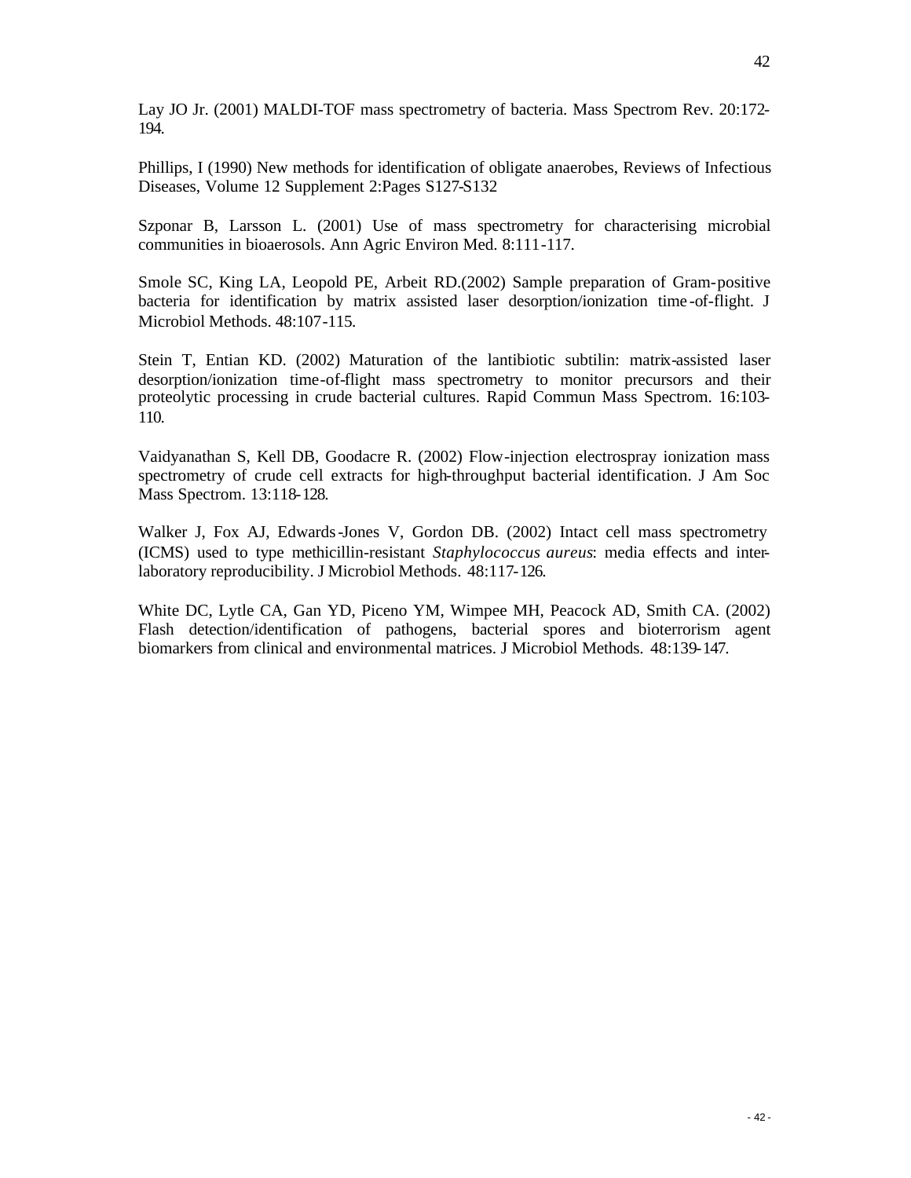Lay JO Jr. (2001) MALDI-TOF mass spectrometry of bacteria. Mass Spectrom Rev. 20:172-194.

Phillips, I (1990) New methods for identification of obligate anaerobes, Reviews of Infectious Diseases, Volume 12 Supplement 2:Pages S127-S132

Szponar B, Larsson L. (2001) Use of mass spectrometry for characterising microbial communities in bioaerosols. Ann Agric Environ Med. 8:111-117.

Smole SC, King LA, Leopold PE, Arbeit RD.(2002) Sample preparation of Gram-positive bacteria for identification by matrix assisted laser desorption/ionization time-of-flight. J Microbiol Methods. 48:107-115.

Stein T, Entian KD. (2002) Maturation of the lantibiotic subtilin: matrix-assisted laser desorption/ionization time-of-flight mass spectrometry to monitor precursors and their proteolytic processing in crude bacterial cultures. Rapid Commun Mass Spectrom. 16:103-110.

Vaidyanathan S, Kell DB, Goodacre R. (2002) Flow-injection electrospray ionization mass spectrometry of crude cell extracts for high-throughput bacterial identification. J Am Soc Mass Spectrom. 13:118-128.

Walker J, Fox AJ, Edwards-Jones V, Gordon DB. (2002) Intact cell mass spectrometry (ICMS) used to type methicillin-resistant *Staphylococcus aureus*: media effects and inter-laboratory reproducibility. J Microbiol Methods. 48:117-126.

White DC, Lytle CA, Gan YD, Piceno YM, Wimpee MH, Peacock AD, Smith CA. (2002) Flash detection/identification of pathogens, bacterial spores and bioterrorism agent biomarkers from clinical and environmental matrices. J Microbiol Methods. 48:139-147.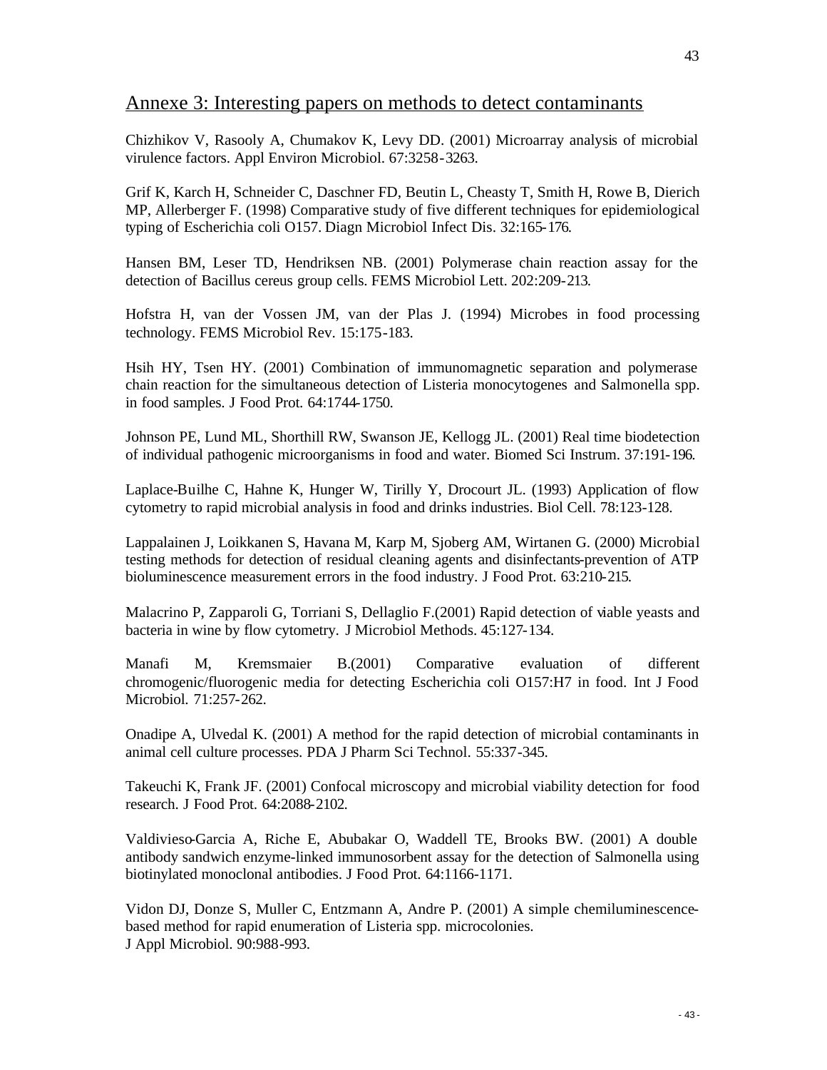## Annexe 3: Interesting papers on methods to detect contaminants

Chizhikov V, Rasooly A, Chumakov K, Levy DD. (2001) Microarray analysis of microbial virulence factors. Appl Environ Microbiol. 67:3258-3263.

Grif K, Karch H, Schneider C, Daschner FD, Beutin L, Cheasty T, Smith H, Rowe B, Dierich MP, Allerberger F. (1998) Comparative study of five different techniques for epidemiological typing of Escherichia coli O157. Diagn Microbiol Infect Dis. 32:165-176.

Hansen BM, Leser TD, Hendriksen NB. (2001) Polymerase chain reaction assay for the detection of Bacillus cereus group cells. FEMS Microbiol Lett. 202:209-213.

Hofstra H, van der Vossen JM, van der Plas J. (1994) Microbes in food processing technology. FEMS Microbiol Rev. 15:175-183.

Hsih HY, Tsen HY. (2001) Combination of immunomagnetic separation and polymerase chain reaction for the simultaneous detection of Listeria monocytogenes and Salmonella spp. in food samples. J Food Prot. 64:1744-1750.

Johnson PE, Lund ML, Shorthill RW, Swanson JE, Kellogg JL. (2001) Real time biodetection of individual pathogenic microorganisms in food and water. Biomed Sci Instrum. 37:191-196.

Laplace-Builhe C, Hahne K, Hunger W, Tirilly Y, Drocourt JL. (1993) Application of flow cytometry to rapid microbial analysis in food and drinks industries. Biol Cell. 78:123-128.

Lappalainen J, Loikkanen S, Havana M, Karp M, Sjoberg AM, Wirtanen G. (2000) Microbial testing methods for detection of residual cleaning agents and disinfectants-prevention of ATP bioluminescence measurement errors in the food industry. J Food Prot. 63:210-215.

Malacrino P, Zapparoli G, Torriani S, Dellaglio F.(2001) Rapid detection of viable yeasts and bacteria in wine by flow cytometry. J Microbiol Methods. 45:127-134.

Manafi M, Kremsmaier B.(2001) Comparative evaluation of different chromogenic/fluorogenic media for detecting Escherichia coli O157:H7 in food. Int J Food Microbiol. 71:257-262.

Onadipe A, Ulvedal K. (2001) A method for the rapid detection of microbial contaminants in animal cell culture processes. PDA J Pharm Sci Technol. 55:337-345.

Takeuchi K, Frank JF. (2001) Confocal microscopy and microbial viability detection for food research. J Food Prot. 64:2088-2102.

Valdivieso-Garcia A, Riche E, Abubakar O, Waddell TE, Brooks BW. (2001) A double antibody sandwich enzyme-linked immunosorbent assay for the detection of Salmonella using biotinylated monoclonal antibodies. J Food Prot. 64:1166-1171.

Vidon DJ, Donze S, Muller C, Entzmann A, Andre P. (2001) A simple chemiluminescence-based method for rapid enumeration of Listeria spp. microcolonies.
J Appl Microbiol. 90:988-993.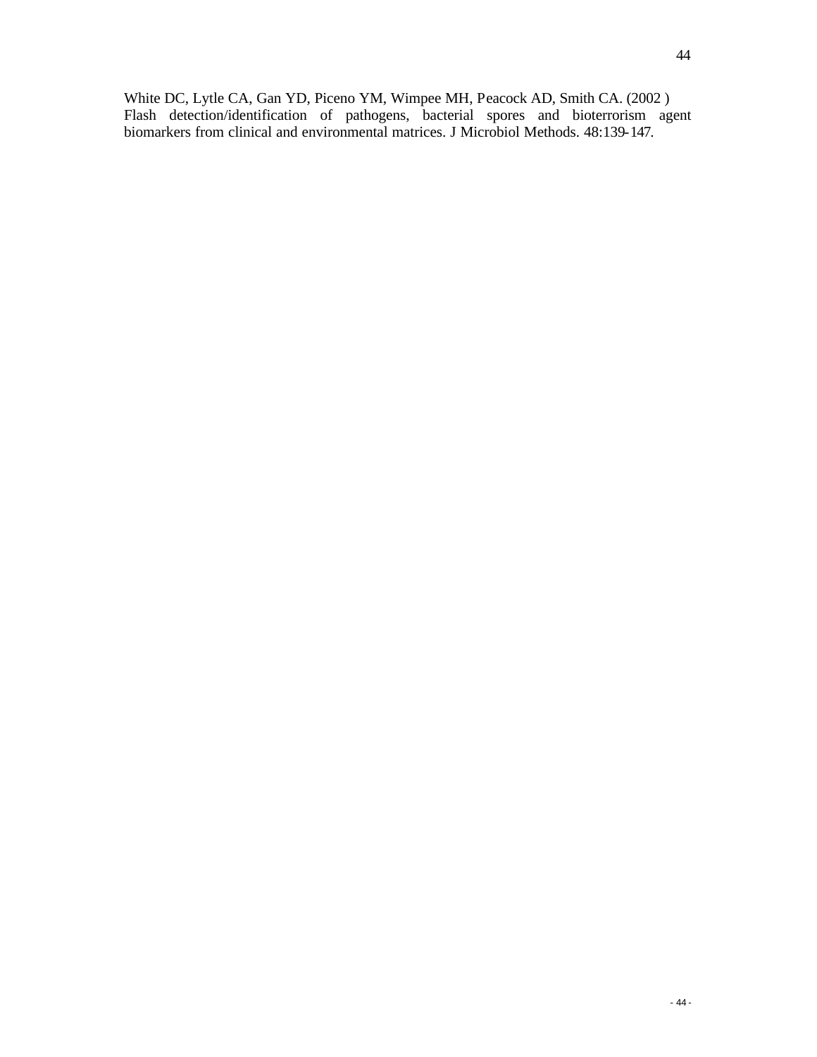White DC, Lytle CA, Gan YD, Piceno YM, Wimpee MH, Peacock AD, Smith CA. (2002 ) Flash detection/identification of pathogens, bacterial spores and bioterrorism agent biomarkers from clinical and environmental matrices. J Microbiol Methods. 48:139-147.